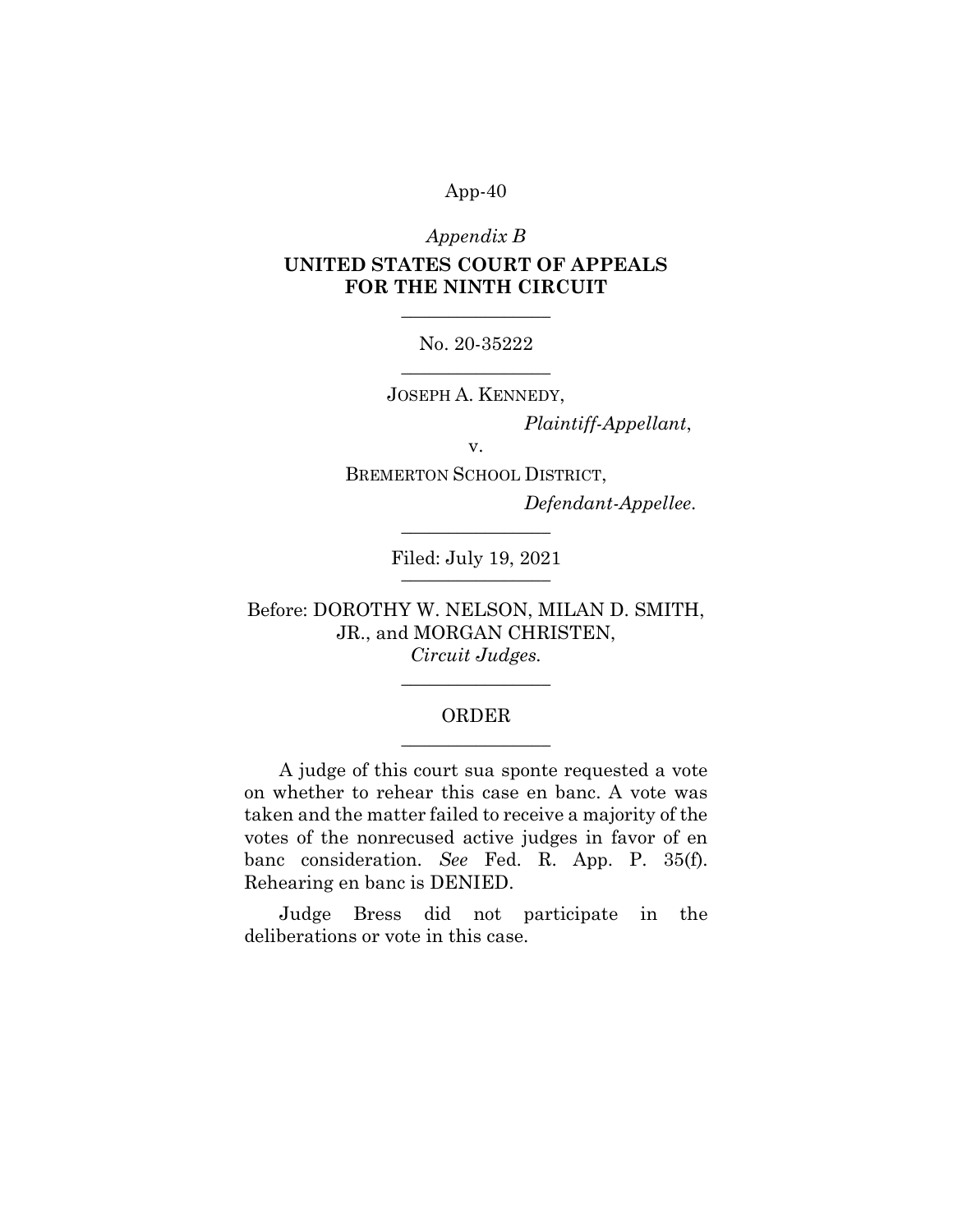*Appendix B*

**UNITED STATES COURT OF APPEALS FOR THE NINTH CIRCUIT**

---

No. 20-35222

---

JOSEPH A. KENNEDY,

*Plaintiff-Appellant*,

v.

BREMERTON SCHOOL DISTRICT,

*Defendant-Appellee*.

---

Filed: July 19, 2021

---

Before: DOROTHY W. NELSON, MILAN D. SMITH, JR., and MORGAN CHRISTEN, *Circuit Judges*.

---

ORDER

---

A judge of this court sua sponte requested a vote on whether to rehear this case en banc. A vote was taken and the matter failed to receive a majority of the votes of the nonrecused active judges in favor of en banc consideration. *See* Fed. R. App. P. 35(f). Rehearing en banc is DENIED.

Judge Bress did not participate in the deliberations or vote in this case.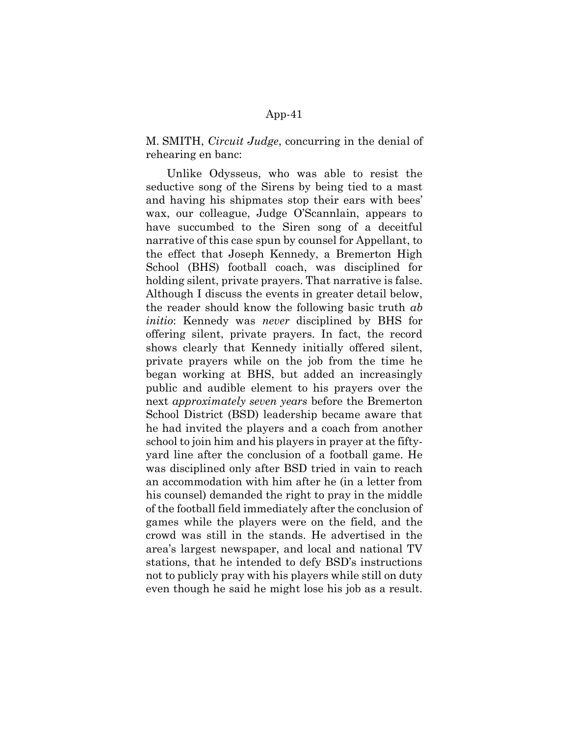M. SMITH, *Circuit Judge*, concurring in the denial of rehearing en banc:

Unlike Odysseus, who was able to resist the seductive song of the Sirens by being tied to a mast and having his shipmates stop their ears with bees' wax, our colleague, Judge O'Scannlain, appears to have succumbed to the Siren song of a deceitful narrative of this case spun by counsel for Appellant, to the effect that Joseph Kennedy, a Bremerton High School (BHS) football coach, was disciplined for holding silent, private prayers. That narrative is false. Although I discuss the events in greater detail below, the reader should know the following basic truth *ab initio*: Kennedy was *never* disciplined by BHS for offering silent, private prayers. In fact, the record shows clearly that Kennedy initially offered silent, private prayers while on the job from the time he began working at BHS, but added an increasingly public and audible element to his prayers over the next *approximately seven years* before the Bremerton School District (BSD) leadership became aware that he had invited the players and a coach from another school to join him and his players in prayer at the fifty-yard line after the conclusion of a football game. He was disciplined only after BSD tried in vain to reach an accommodation with him after he (in a letter from his counsel) demanded the right to pray in the middle of the football field immediately after the conclusion of games while the players were on the field, and the crowd was still in the stands. He advertised in the area's largest newspaper, and local and national TV stations, that he intended to defy BSD's instructions not to publicly pray with his players while still on duty even though he said he might lose his job as a result.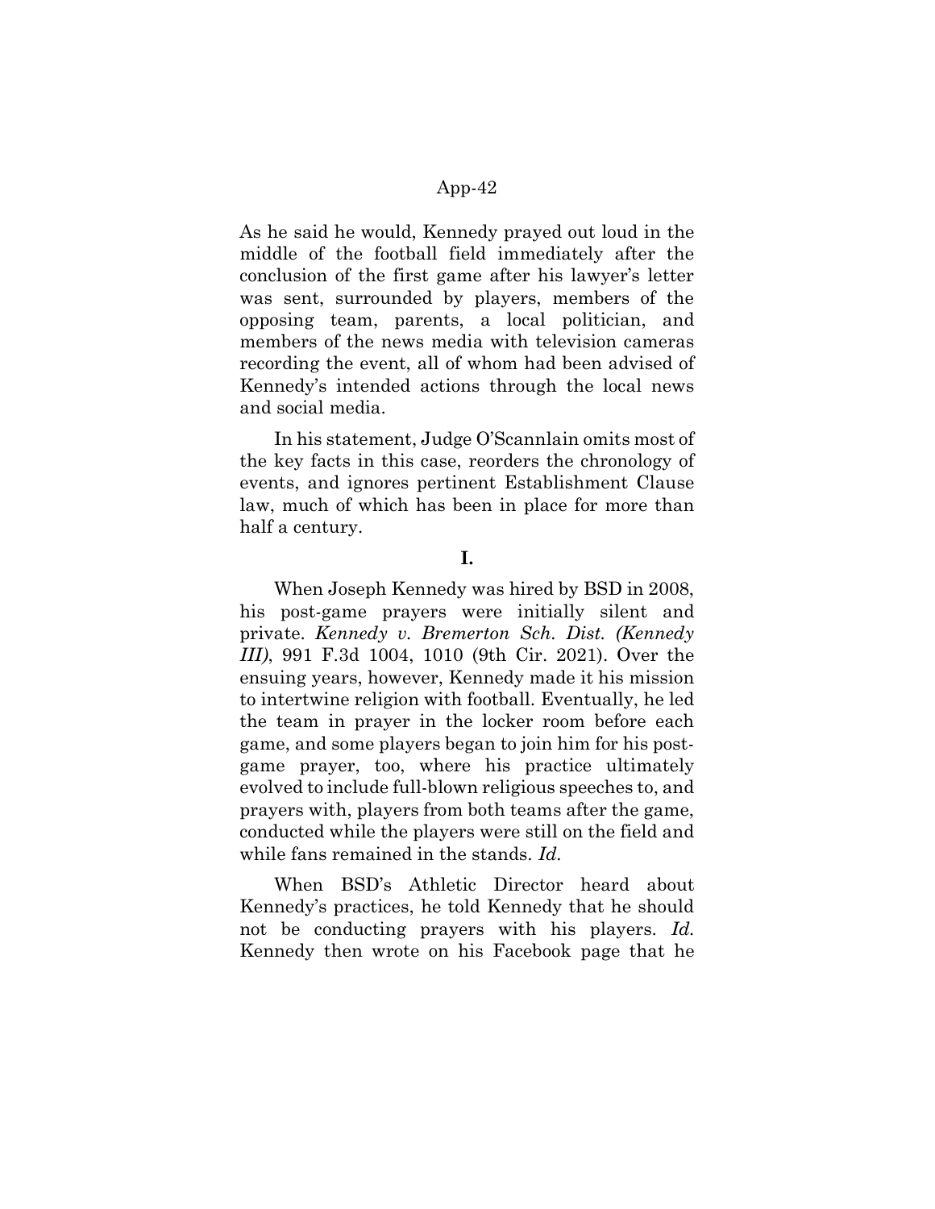As he said he would, Kennedy prayed out loud in the middle of the football field immediately after the conclusion of the first game after his lawyer's letter was sent, surrounded by players, members of the opposing team, parents, a local politician, and members of the news media with television cameras recording the event, all of whom had been advised of Kennedy's intended actions through the local news and social media.

In his statement, Judge O'Scannlain omits most of the key facts in this case, reorders the chronology of events, and ignores pertinent Establishment Clause law, much of which has been in place for more than half a century.

**I.**

When Joseph Kennedy was hired by BSD in 2008, his post-game prayers were initially silent and private. *Kennedy v. Bremerton Sch. Dist. (Kennedy III)*, 991 F.3d 1004, 1010 (9th Cir. 2021). Over the ensuing years, however, Kennedy made it his mission to intertwine religion with football. Eventually, he led the team in prayer in the locker room before each game, and some players began to join him for his post-game prayer, too, where his practice ultimately evolved to include full-blown religious speeches to, and prayers with, players from both teams after the game, conducted while the players were still on the field and while fans remained in the stands. *Id.*

When BSD's Athletic Director heard about Kennedy's practices, he told Kennedy that he should not be conducting prayers with his players. *Id.* Kennedy then wrote on his Facebook page that he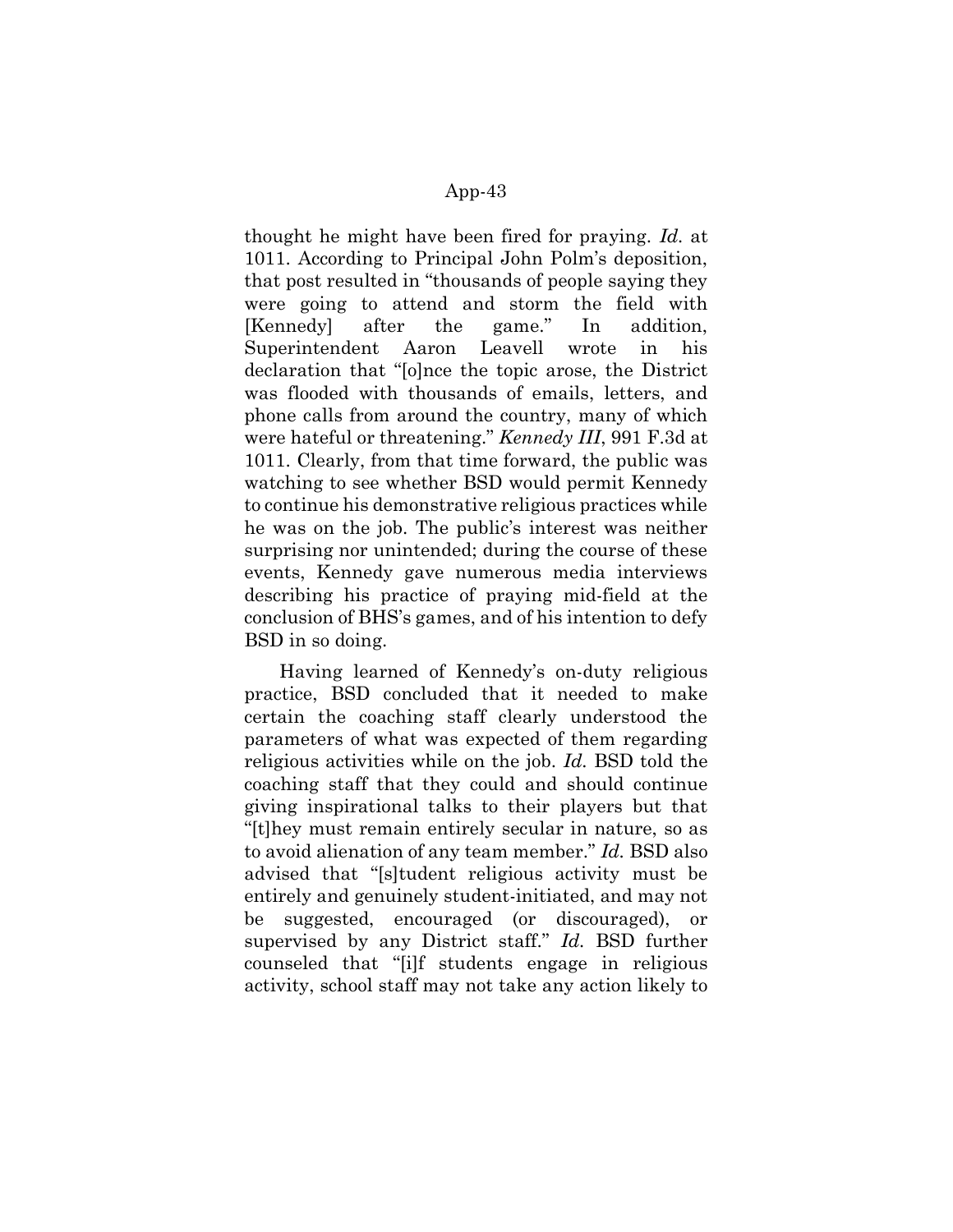thought he might have been fired for praying. *Id.* at 1011. According to Principal John Polm's deposition, that post resulted in "thousands of people saying they were going to attend and storm the field with [Kennedy] after the game." In addition, Superintendent Aaron Leavell wrote in his declaration that "[o]nce the topic arose, the District was flooded with thousands of emails, letters, and phone calls from around the country, many of which were hateful or threatening." *Kennedy III*, 991 F.3d at 1011. Clearly, from that time forward, the public was watching to see whether BSD would permit Kennedy to continue his demonstrative religious practices while he was on the job. The public's interest was neither surprising nor unintended; during the course of these events, Kennedy gave numerous media interviews describing his practice of praying mid-field at the conclusion of BHS's games, and of his intention to defy BSD in so doing.

Having learned of Kennedy's on-duty religious practice, BSD concluded that it needed to make certain the coaching staff clearly understood the parameters of what was expected of them regarding religious activities while on the job. *Id.* BSD told the coaching staff that they could and should continue giving inspirational talks to their players but that "[t]hey must remain entirely secular in nature, so as to avoid alienation of any team member." *Id.* BSD also advised that "[s]tudent religious activity must be entirely and genuinely student-initiated, and may not be suggested, encouraged (or discouraged), or supervised by any District staff." *Id.* BSD further counseled that "[i]f students engage in religious activity, school staff may not take any action likely to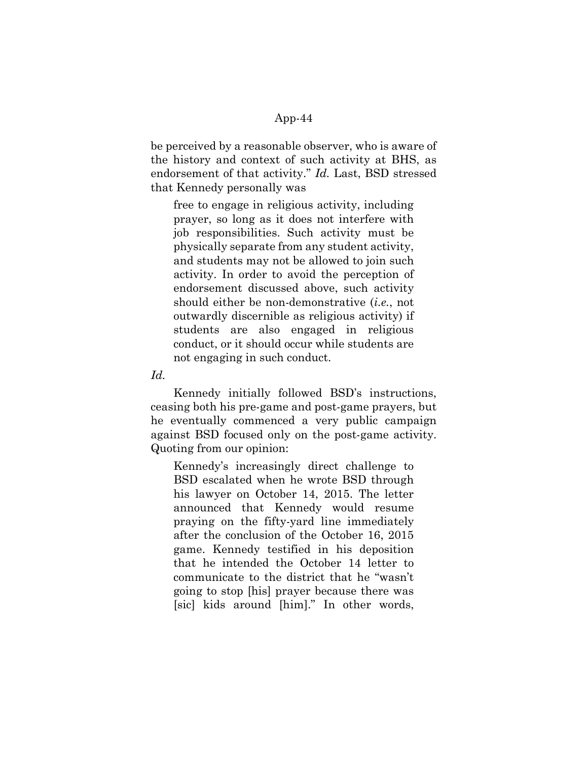be perceived by a reasonable observer, who is aware of the history and context of such activity at BHS, as endorsement of that activity." *Id.* Last, BSD stressed that Kennedy personally was

> free to engage in religious activity, including prayer, so long as it does not interfere with job responsibilities. Such activity must be physically separate from any student activity, and students may not be allowed to join such activity. In order to avoid the perception of endorsement discussed above, such activity should either be non-demonstrative (*i.e.*, not outwardly discernible as religious activity) if students are also engaged in religious conduct, or it should occur while students are not engaging in such conduct.

*Id.*

Kennedy initially followed BSD's instructions, ceasing both his pre-game and post-game prayers, but he eventually commenced a very public campaign against BSD focused only on the post-game activity. Quoting from our opinion:

> Kennedy's increasingly direct challenge to BSD escalated when he wrote BSD through his lawyer on October 14, 2015. The letter announced that Kennedy would resume praying on the fifty-yard line immediately after the conclusion of the October 16, 2015 game. Kennedy testified in his deposition that he intended the October 14 letter to communicate to the district that he "wasn't going to stop [his] prayer because there was [sic] kids around [him]." In other words,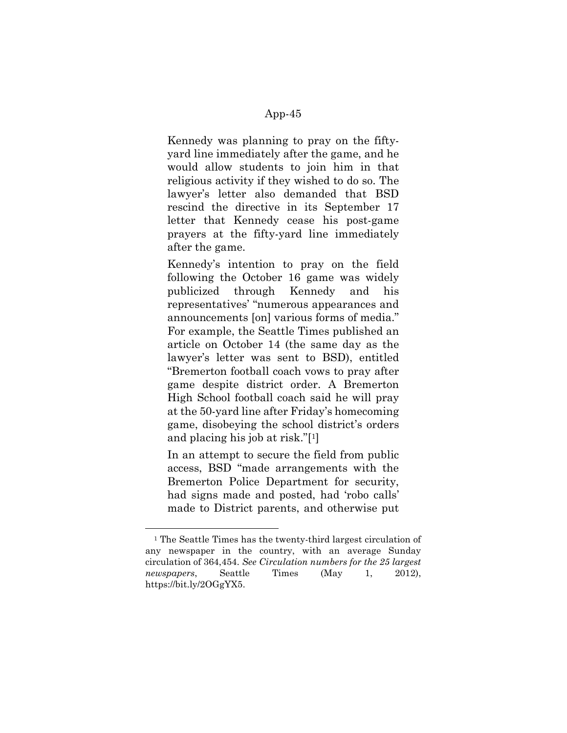Kennedy was planning to pray on the fifty-yard line immediately after the game, and he would allow students to join him in that religious activity if they wished to do so. The lawyer's letter also demanded that BSD rescind the directive in its September 17 letter that Kennedy cease his post-game prayers at the fifty-yard line immediately after the game.

Kennedy's intention to pray on the field following the October 16 game was widely publicized through Kennedy and his representatives' "numerous appearances and announcements [on] various forms of media." For example, the Seattle Times published an article on October 14 (the same day as the lawyer's letter was sent to BSD), entitled "Bremerton football coach vows to pray after game despite district order. A Bremerton High School football coach said he will pray at the 50-yard line after Friday's homecoming game, disobeying the school district's orders and placing his job at risk."[1]

In an attempt to secure the field from public access, BSD "made arrangements with the Bremerton Police Department for security, had signs made and posted, had 'robo calls' made to District parents, and otherwise put

---

[1] The Seattle Times has the twenty-third largest circulation of any newspaper in the country, with an average Sunday circulation of 364,454. *See Circulation numbers for the 25 largest newspapers*, Seattle Times (May 1, 2012), https://bit.ly/2OGgYX5.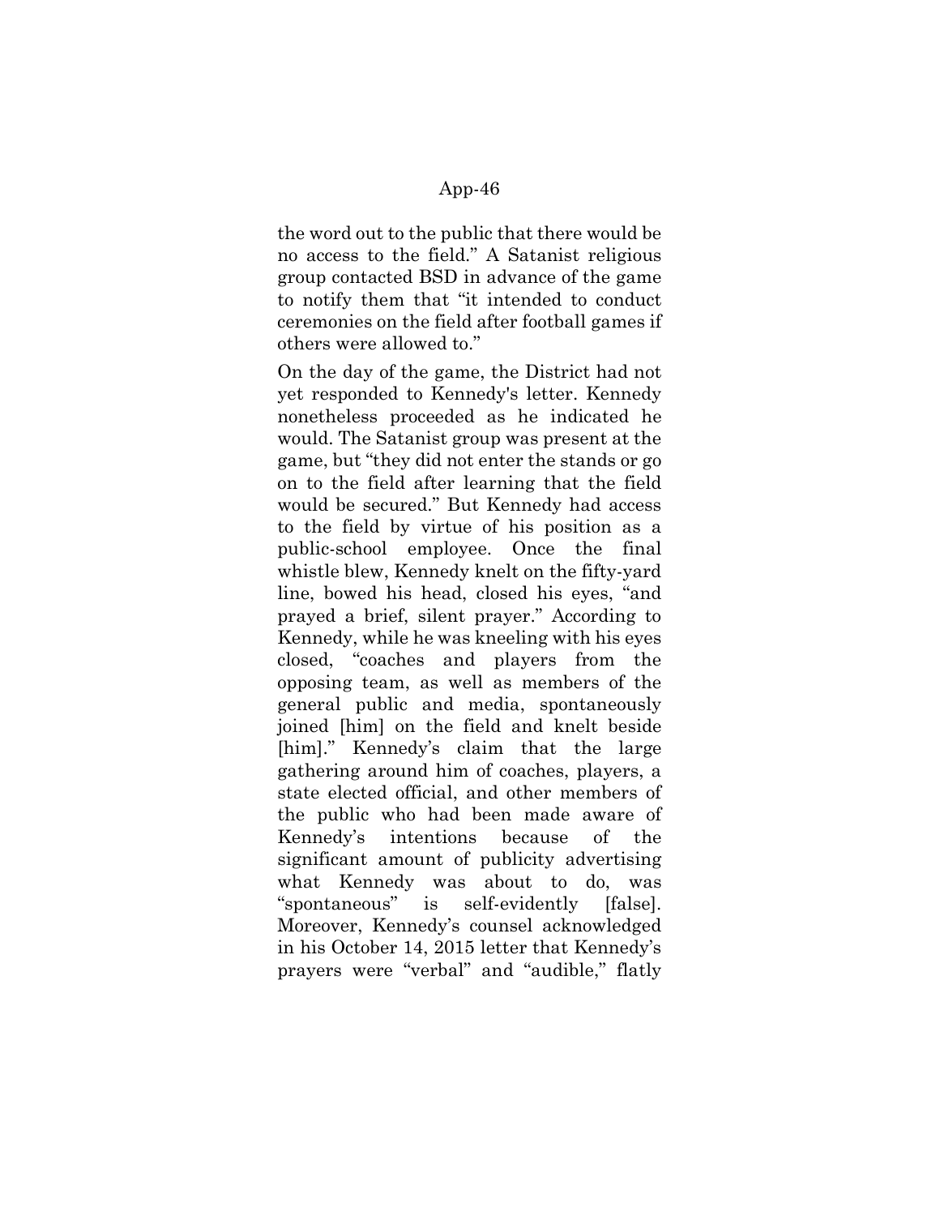the word out to the public that there would be no access to the field." A Satanist religious group contacted BSD in advance of the game to notify them that "it intended to conduct ceremonies on the field after football games if others were allowed to."

On the day of the game, the District had not yet responded to Kennedy's letter. Kennedy nonetheless proceeded as he indicated he would. The Satanist group was present at the game, but "they did not enter the stands or go on to the field after learning that the field would be secured." But Kennedy had access to the field by virtue of his position as a public-school employee. Once the final whistle blew, Kennedy knelt on the fifty-yard line, bowed his head, closed his eyes, "and prayed a brief, silent prayer." According to Kennedy, while he was kneeling with his eyes closed, "coaches and players from the opposing team, as well as members of the general public and media, spontaneously joined [him] on the field and knelt beside [him]." Kennedy's claim that the large gathering around him of coaches, players, a state elected official, and other members of the public who had been made aware of Kennedy's intentions because of the significant amount of publicity advertising what Kennedy was about to do, was "spontaneous" is self-evidently [false]. Moreover, Kennedy's counsel acknowledged in his October 14, 2015 letter that Kennedy's prayers were "verbal" and "audible," flatly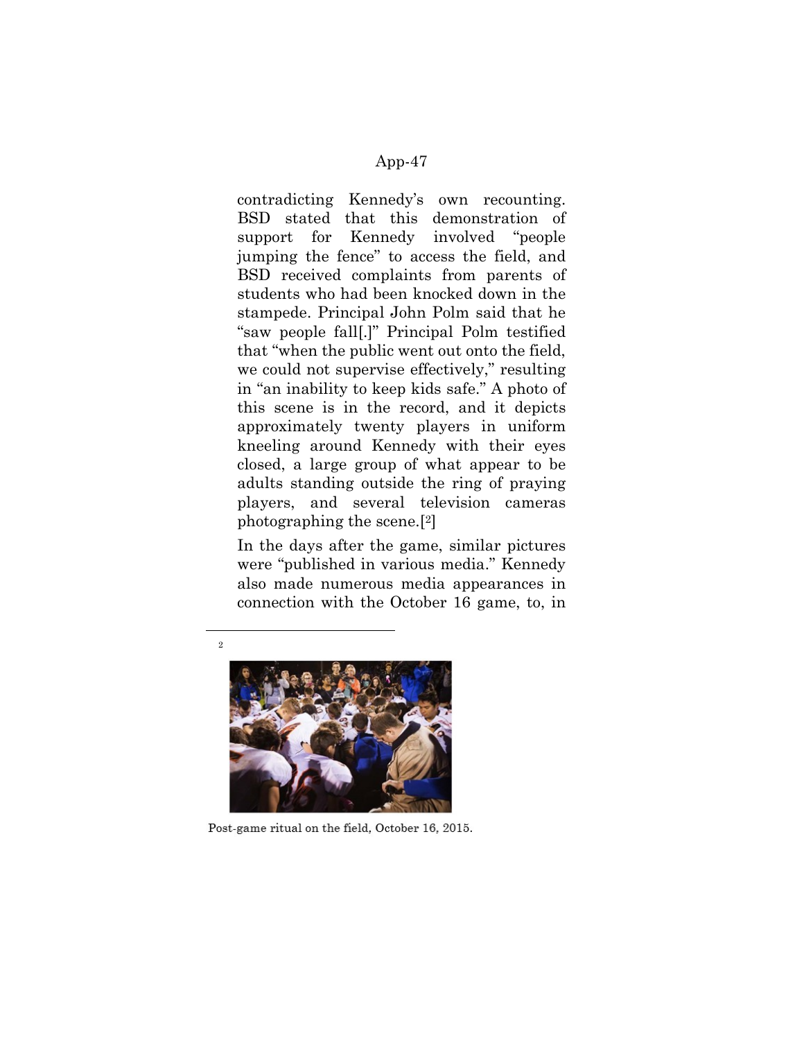contradicting Kennedy's own recounting. BSD stated that this demonstration of support for Kennedy involved "people jumping the fence" to access the field, and BSD received complaints from parents of students who had been knocked down in the stampede. Principal John Polm said that he "saw people fall[.]" Principal Polm testified that "when the public went out onto the field, we could not supervise effectively," resulting in "an inability to keep kids safe." A photo of this scene is in the record, and it depicts approximately twenty players in uniform kneeling around Kennedy with their eyes closed, a large group of what appear to be adults standing outside the ring of praying players, and several television cameras photographing the scene.[2]

In the days after the game, similar pictures were "published in various media." Kennedy also made numerous media appearances in connection with the October 16 game, to, in

---

[2]

Post-game ritual on the field, October 16, 2015.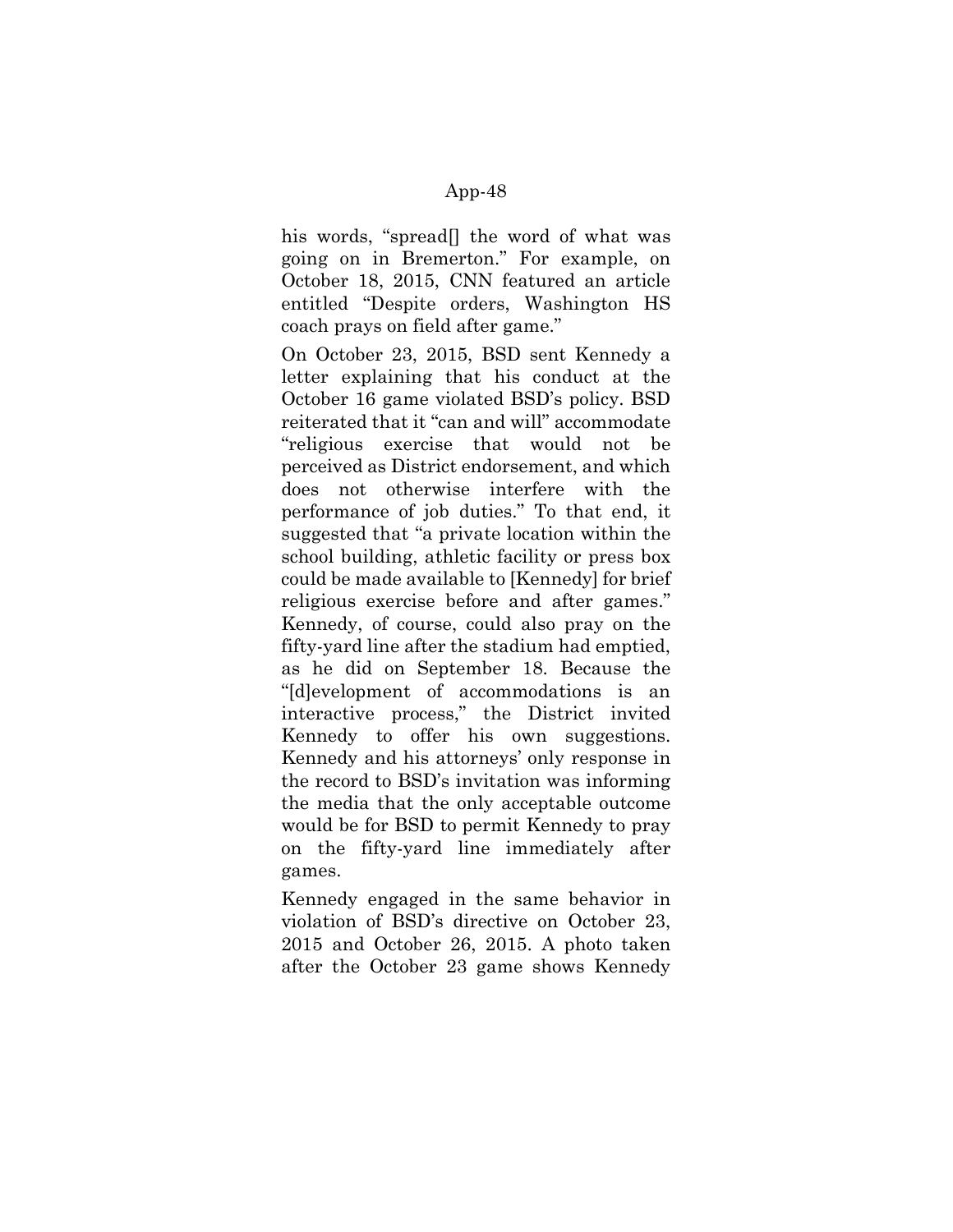his words, "spread[] the word of what was going on in Bremerton." For example, on October 18, 2015, CNN featured an article entitled "Despite orders, Washington HS coach prays on field after game."

On October 23, 2015, BSD sent Kennedy a letter explaining that his conduct at the October 16 game violated BSD's policy. BSD reiterated that it "can and will" accommodate "religious exercise that would not be perceived as District endorsement, and which does not otherwise interfere with the performance of job duties." To that end, it suggested that "a private location within the school building, athletic facility or press box could be made available to [Kennedy] for brief religious exercise before and after games." Kennedy, of course, could also pray on the fifty-yard line after the stadium had emptied, as he did on September 18. Because the "[d]evelopment of accommodations is an interactive process," the District invited Kennedy to offer his own suggestions. Kennedy and his attorneys' only response in the record to BSD's invitation was informing the media that the only acceptable outcome would be for BSD to permit Kennedy to pray on the fifty-yard line immediately after games.

Kennedy engaged in the same behavior in violation of BSD's directive on October 23, 2015 and October 26, 2015. A photo taken after the October 23 game shows Kennedy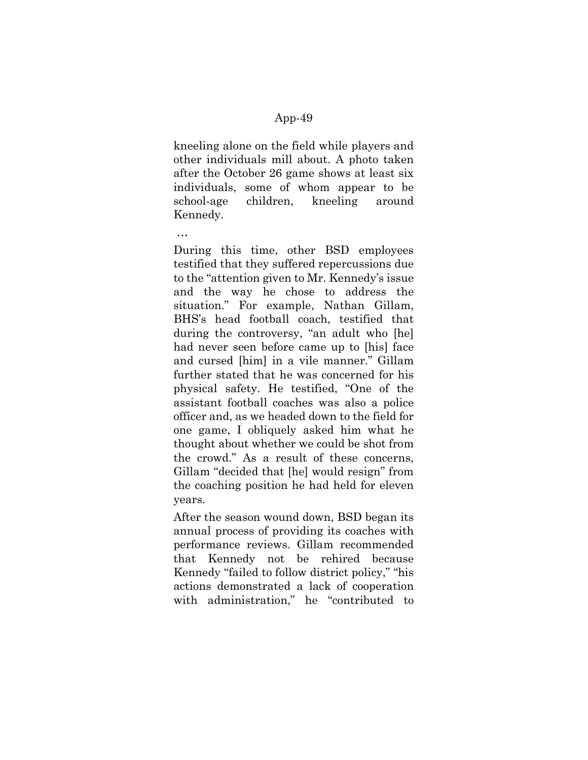kneeling alone on the field while players and other individuals mill about. A photo taken after the October 26 game shows at least six individuals, some of whom appear to be school-age children, kneeling around Kennedy.

…

During this time, other BSD employees testified that they suffered repercussions due to the "attention given to Mr. Kennedy's issue and the way he chose to address the situation." For example, Nathan Gillam, BHS's head football coach, testified that during the controversy, "an adult who [he] had never seen before came up to [his] face and cursed [him] in a vile manner." Gillam further stated that he was concerned for his physical safety. He testified, "One of the assistant football coaches was also a police officer and, as we headed down to the field for one game, I obliquely asked him what he thought about whether we could be shot from the crowd." As a result of these concerns, Gillam "decided that [he] would resign" from the coaching position he had held for eleven years.

After the season wound down, BSD began its annual process of providing its coaches with performance reviews. Gillam recommended that Kennedy not be rehired because Kennedy "failed to follow district policy," "his actions demonstrated a lack of cooperation with administration," he "contributed to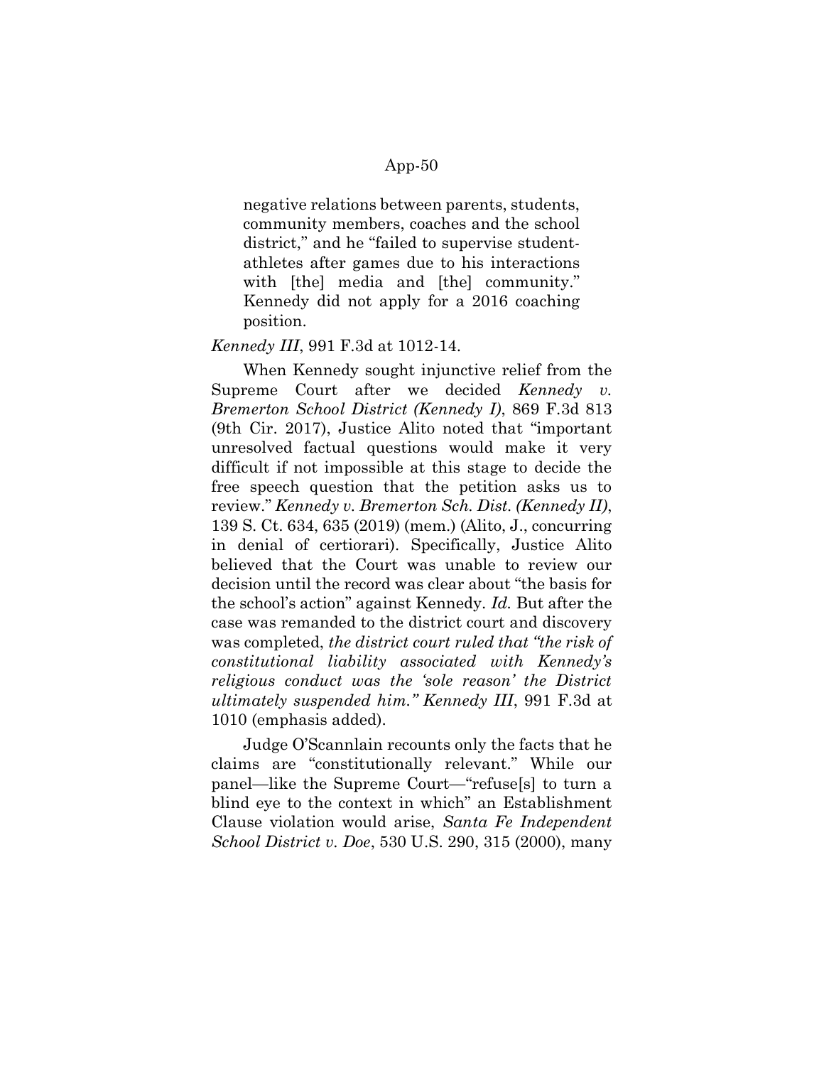> negative relations between parents, students, community members, coaches and the school district," and he "failed to supervise student-athletes after games due to his interactions with [the] media and [the] community." Kennedy did not apply for a 2016 coaching position.

*Kennedy III*, 991 F.3d at 1012-14.

When Kennedy sought injunctive relief from the Supreme Court after we decided *Kennedy v. Bremerton School District (Kennedy I)*, 869 F.3d 813 (9th Cir. 2017), Justice Alito noted that "important unresolved factual questions would make it very difficult if not impossible at this stage to decide the free speech question that the petition asks us to review." *Kennedy v. Bremerton Sch. Dist. (Kennedy II)*, 139 S. Ct. 634, 635 (2019) (mem.) (Alito, J., concurring in denial of certiorari). Specifically, Justice Alito believed that the Court was unable to review our decision until the record was clear about "the basis for the school's action" against Kennedy. *Id.* But after the case was remanded to the district court and discovery was completed, *the district court ruled that "the risk of constitutional liability associated with Kennedy's religious conduct was the 'sole reason' the District ultimately suspended him." Kennedy III*, 991 F.3d at 1010 (emphasis added).

Judge O'Scannlain recounts only the facts that he claims are "constitutionally relevant." While our panel—like the Supreme Court—"refuse[s] to turn a blind eye to the context in which" an Establishment Clause violation would arise, *Santa Fe Independent School District v. Doe*, 530 U.S. 290, 315 (2000), many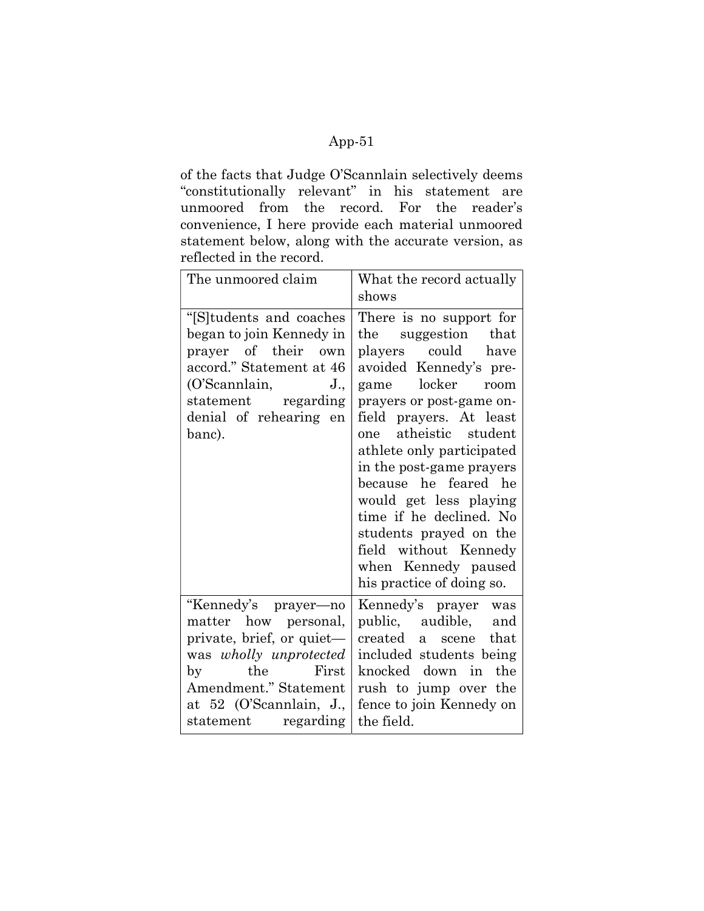of the facts that Judge O'Scannlain selectively deems "constitutionally relevant" in his statement are unmoored from the record. For the reader's convenience, I here provide each material unmoored statement below, along with the accurate version, as reflected in the record.

| The unmoored claim | What the record actually shows |
|---|---|
| "[S]tudents and coaches began to join Kennedy in prayer of their own accord." Statement at 46 (O'Scannlain, J., statement regarding denial of rehearing en banc). | There is no support for the suggestion that players could have avoided Kennedy's pre-game locker room prayers or post-game on-field prayers. At least one atheistic student athlete only participated in the post-game prayers because he feared he would get less playing time if he declined. No students prayed on the field without Kennedy when Kennedy paused his practice of doing so. |
| "Kennedy's prayer—no matter how personal, private, brief, or quiet—was *wholly unprotected* by the First Amendment." Statement at 52 (O'Scannlain, J., statement regarding | Kennedy's prayer was public, audible, and created a scene that included students being knocked down in the rush to jump over the fence to join Kennedy on the field. |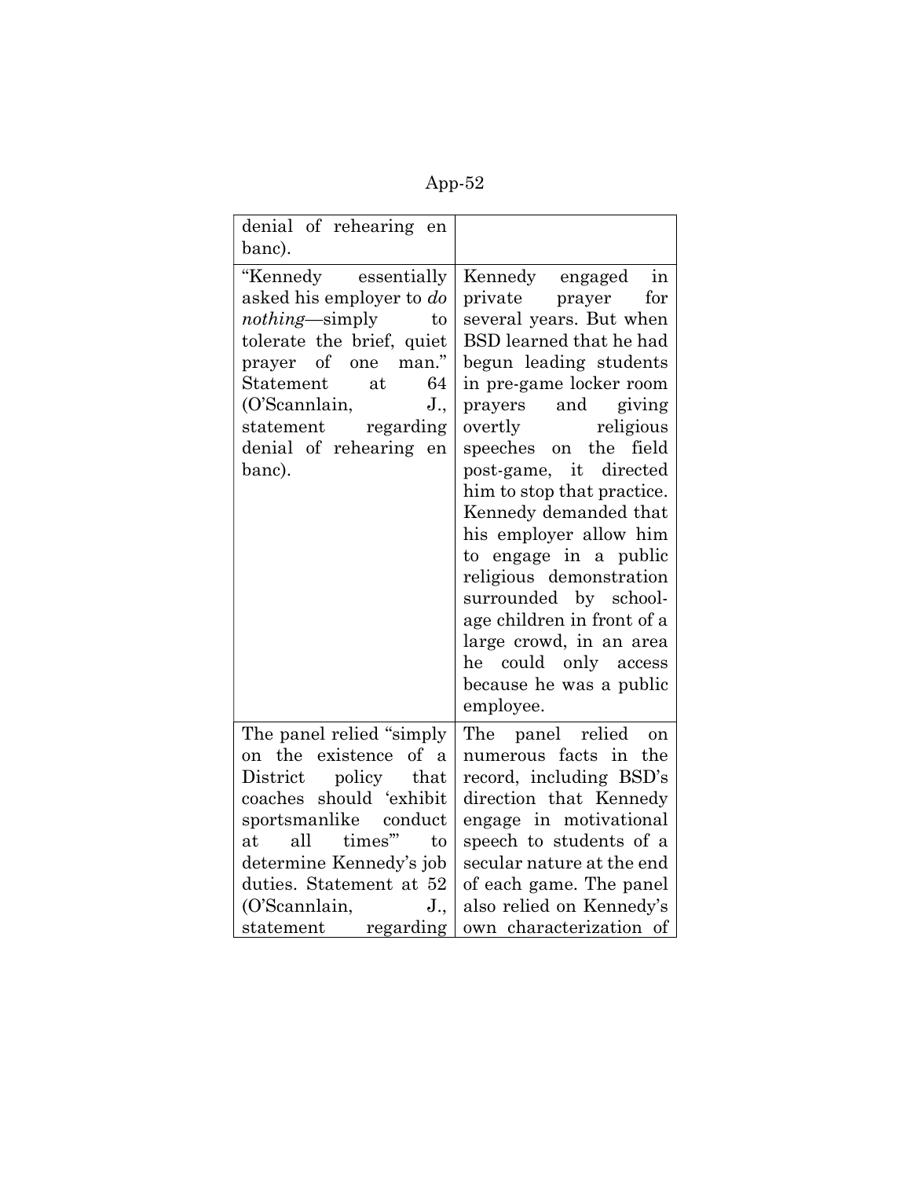| | |
|---|---|
| denial of rehearing en banc). | |
| "Kennedy essentially asked his employer to *do nothing*—simply to tolerate the brief, quiet prayer of one man." Statement at 64 (O'Scannlain, J., statement regarding denial of rehearing en banc). | Kennedy engaged in private prayer for several years. But when BSD learned that he had begun leading students in pre-game locker room prayers and giving overtly religious speeches on the field post-game, it directed him to stop that practice. Kennedy demanded that his employer allow him to engage in a public religious demonstration surrounded by school-age children in front of a large crowd, in an area he could only access because he was a public employee. |
| The panel relied "simply on the existence of a District policy that coaches should 'exhibit sportsmanlike conduct at all times'" to determine Kennedy's job duties. Statement at 52 (O'Scannlain, J., statement regarding | The panel relied on numerous facts in the record, including BSD's direction that Kennedy engage in motivational speech to students of a secular nature at the end of each game. The panel also relied on Kennedy's own characterization of |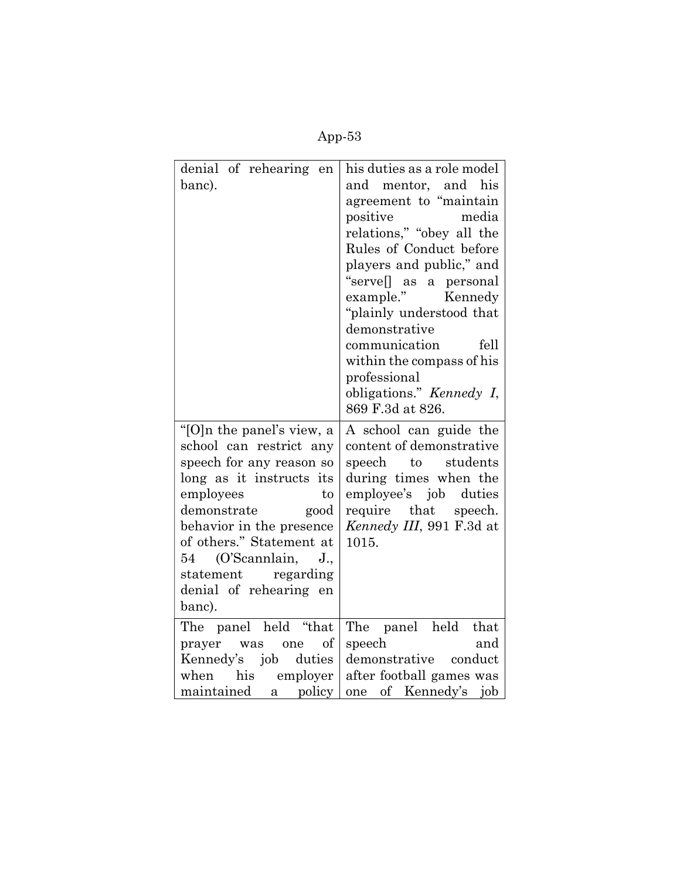| | |
|---|---|
| denial of rehearing en banc). | his duties as a role model and mentor, and his agreement to "maintain positive media relations," "obey all the Rules of Conduct before players and public," and "serve[] as a personal example." Kennedy "plainly understood that demonstrative communication fell within the compass of his professional obligations." *Kennedy I*, 869 F.3d at 826. |
| "[O]n the panel's view, a school can restrict any speech for any reason so long as it instructs its employees to demonstrate good behavior in the presence of others." Statement at 54 (O'Scannlain, J., statement regarding denial of rehearing en banc). | A school can guide the content of demonstrative speech to students during times when the employee's job duties require that speech. *Kennedy III*, 991 F.3d at 1015. |
| The panel held "that prayer was one of Kennedy's job duties when his employer maintained a policy | The panel held that speech and demonstrative conduct after football games was one of Kennedy's job |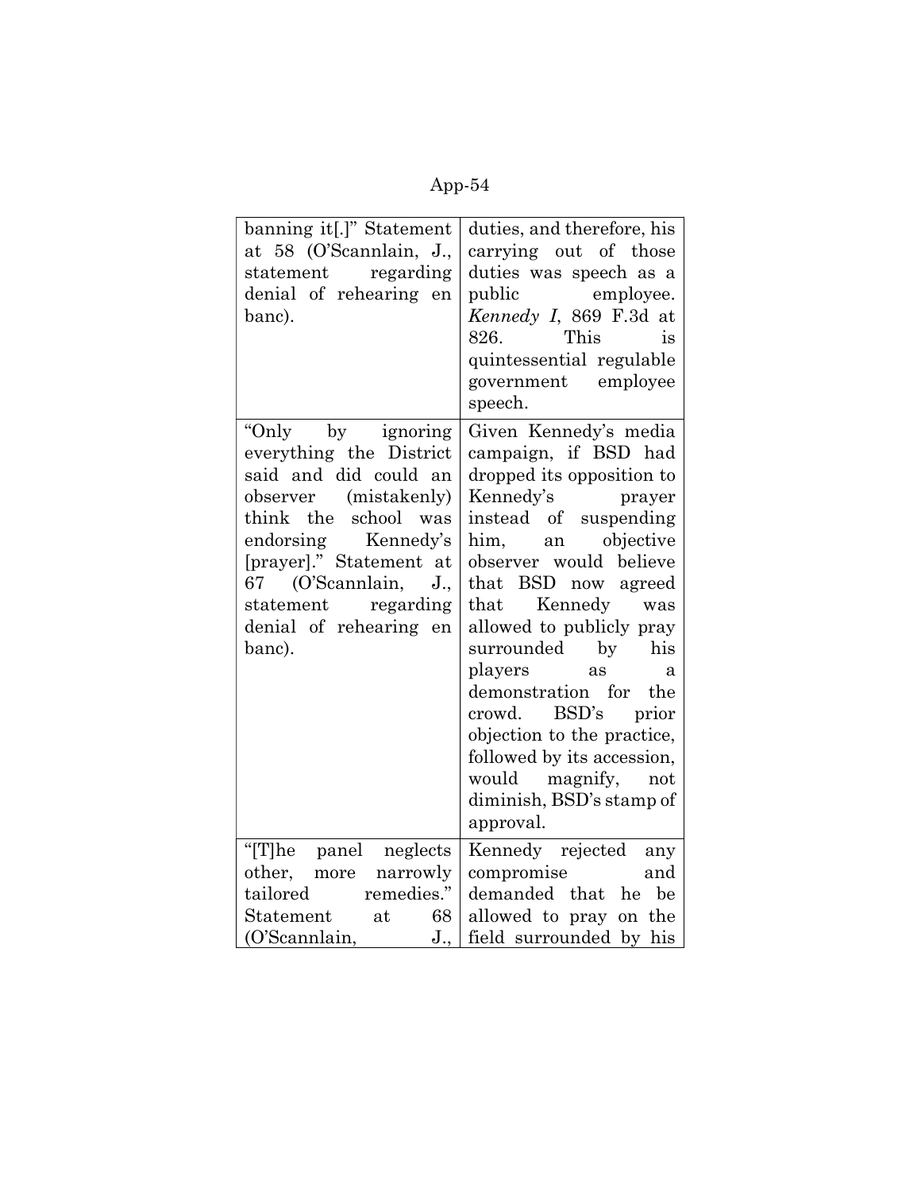| | |
|---|---|
| banning it[.]" Statement at 58 (O'Scannlain, J., statement regarding denial of rehearing en banc). | duties, and therefore, his carrying out of those duties was speech as a public employee. *Kennedy I*, 869 F.3d at 826. This is quintessential regulable government employee speech. |
| "Only by ignoring everything the District said and did could an observer (mistakenly) think the school was endorsing Kennedy's [prayer]." Statement at 67 (O'Scannlain, J., statement regarding denial of rehearing en banc). | Given Kennedy's media campaign, if BSD had dropped its opposition to Kennedy's prayer instead of suspending him, an objective observer would believe that BSD now agreed that Kennedy was allowed to publicly pray surrounded by his players as a demonstration for the crowd. BSD's prior objection to the practice, followed by its accession, would magnify, not diminish, BSD's stamp of approval. |
| "[T]he panel neglects other, more narrowly tailored remedies." Statement at 68 (O'Scannlain, J., | Kennedy rejected any compromise and demanded that he be allowed to pray on the field surrounded by his |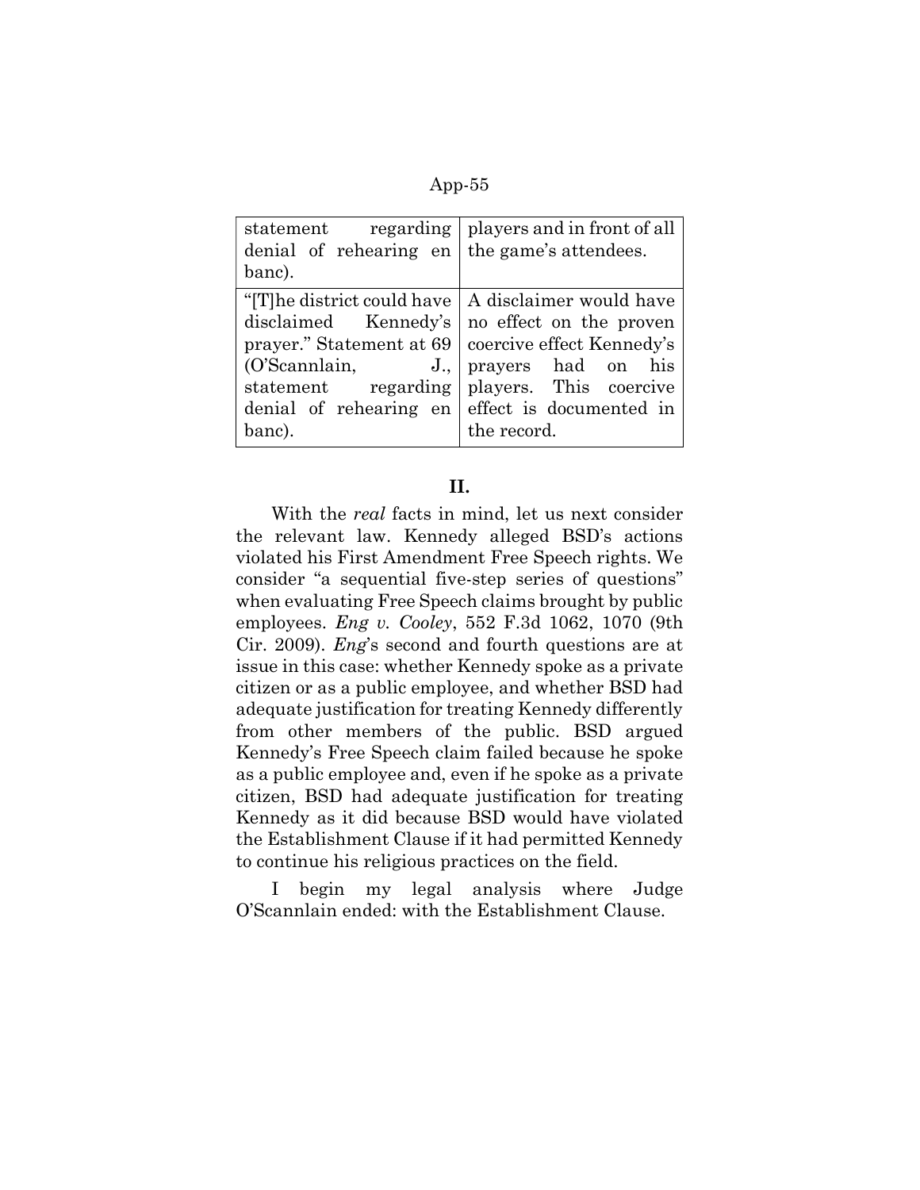| | |
|---|---|
| statement regarding denial of rehearing en banc). | players and in front of all the game's attendees. |
| "[T]he district could have disclaimed Kennedy's prayer." Statement at 69 (O'Scannlain, J., statement regarding denial of rehearing en banc). | A disclaimer would have no effect on the proven coercive effect Kennedy's prayers had on his players. This coercive effect is documented in the record. |

## II.

With the *real* facts in mind, let us next consider the relevant law. Kennedy alleged BSD's actions violated his First Amendment Free Speech rights. We consider "a sequential five-step series of questions" when evaluating Free Speech claims brought by public employees. *Eng v. Cooley*, 552 F.3d 1062, 1070 (9th Cir. 2009). *Eng*'s second and fourth questions are at issue in this case: whether Kennedy spoke as a private citizen or as a public employee, and whether BSD had adequate justification for treating Kennedy differently from other members of the public. BSD argued Kennedy's Free Speech claim failed because he spoke as a public employee and, even if he spoke as a private citizen, BSD had adequate justification for treating Kennedy as it did because BSD would have violated the Establishment Clause if it had permitted Kennedy to continue his religious practices on the field.

I begin my legal analysis where Judge O'Scannlain ended: with the Establishment Clause.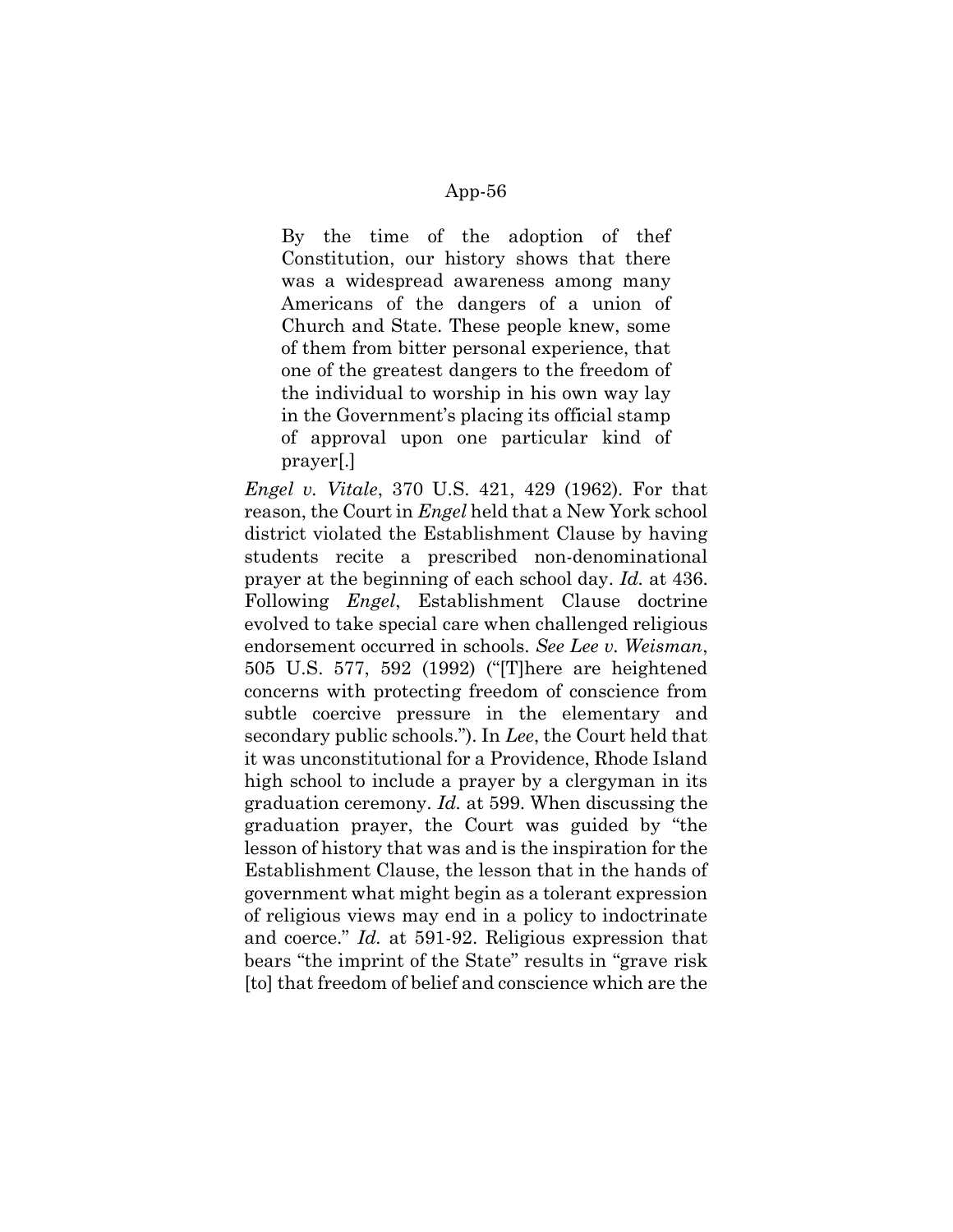> By the time of the adoption of thef Constitution, our history shows that there was a widespread awareness among many Americans of the dangers of a union of Church and State. These people knew, some of them from bitter personal experience, that one of the greatest dangers to the freedom of the individual to worship in his own way lay in the Government's placing its official stamp of approval upon one particular kind of prayer[.]

*Engel v. Vitale*, 370 U.S. 421, 429 (1962). For that reason, the Court in *Engel* held that a New York school district violated the Establishment Clause by having students recite a prescribed non-denominational prayer at the beginning of each school day. *Id.* at 436. Following *Engel*, Establishment Clause doctrine evolved to take special care when challenged religious endorsement occurred in schools. *See Lee v. Weisman*, 505 U.S. 577, 592 (1992) ("[T]here are heightened concerns with protecting freedom of conscience from subtle coercive pressure in the elementary and secondary public schools."). In *Lee*, the Court held that it was unconstitutional for a Providence, Rhode Island high school to include a prayer by a clergyman in its graduation ceremony. *Id.* at 599. When discussing the graduation prayer, the Court was guided by "the lesson of history that was and is the inspiration for the Establishment Clause, the lesson that in the hands of government what might begin as a tolerant expression of religious views may end in a policy to indoctrinate and coerce." *Id.* at 591-92. Religious expression that bears "the imprint of the State" results in "grave risk [to] that freedom of belief and conscience which are the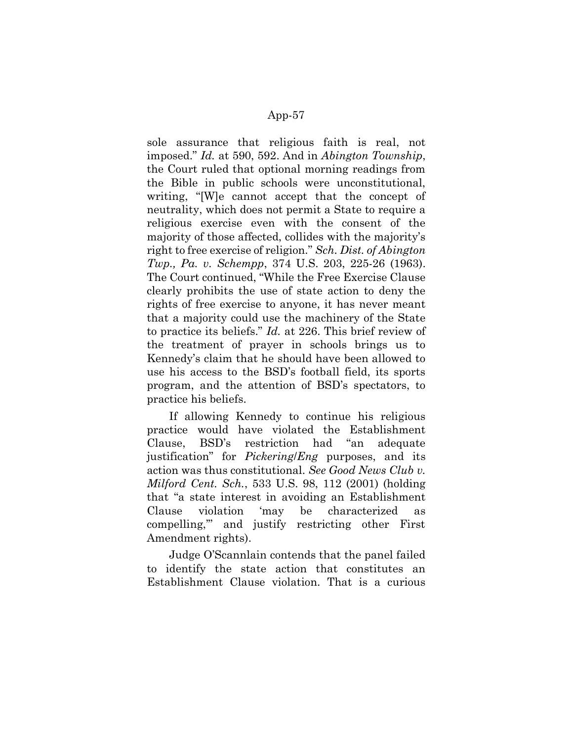sole assurance that religious faith is real, not imposed." *Id.* at 590, 592. And in *Abington Township*, the Court ruled that optional morning readings from the Bible in public schools were unconstitutional, writing, "[W]e cannot accept that the concept of neutrality, which does not permit a State to require a religious exercise even with the consent of the majority of those affected, collides with the majority's right to free exercise of religion." *Sch. Dist. of Abington Twp., Pa. v. Schempp*, 374 U.S. 203, 225-26 (1963). The Court continued, "While the Free Exercise Clause clearly prohibits the use of state action to deny the rights of free exercise to anyone, it has never meant that a majority could use the machinery of the State to practice its beliefs." *Id.* at 226. This brief review of the treatment of prayer in schools brings us to Kennedy's claim that he should have been allowed to use his access to the BSD's football field, its sports program, and the attention of BSD's spectators, to practice his beliefs.

If allowing Kennedy to continue his religious practice would have violated the Establishment Clause, BSD's restriction had "an adequate justification" for *Pickering*/*Eng* purposes, and its action was thus constitutional. *See Good News Club v. Milford Cent. Sch.*, 533 U.S. 98, 112 (2001) (holding that "a state interest in avoiding an Establishment Clause violation 'may be characterized as compelling,'" and justify restricting other First Amendment rights).

Judge O'Scannlain contends that the panel failed to identify the state action that constitutes an Establishment Clause violation. That is a curious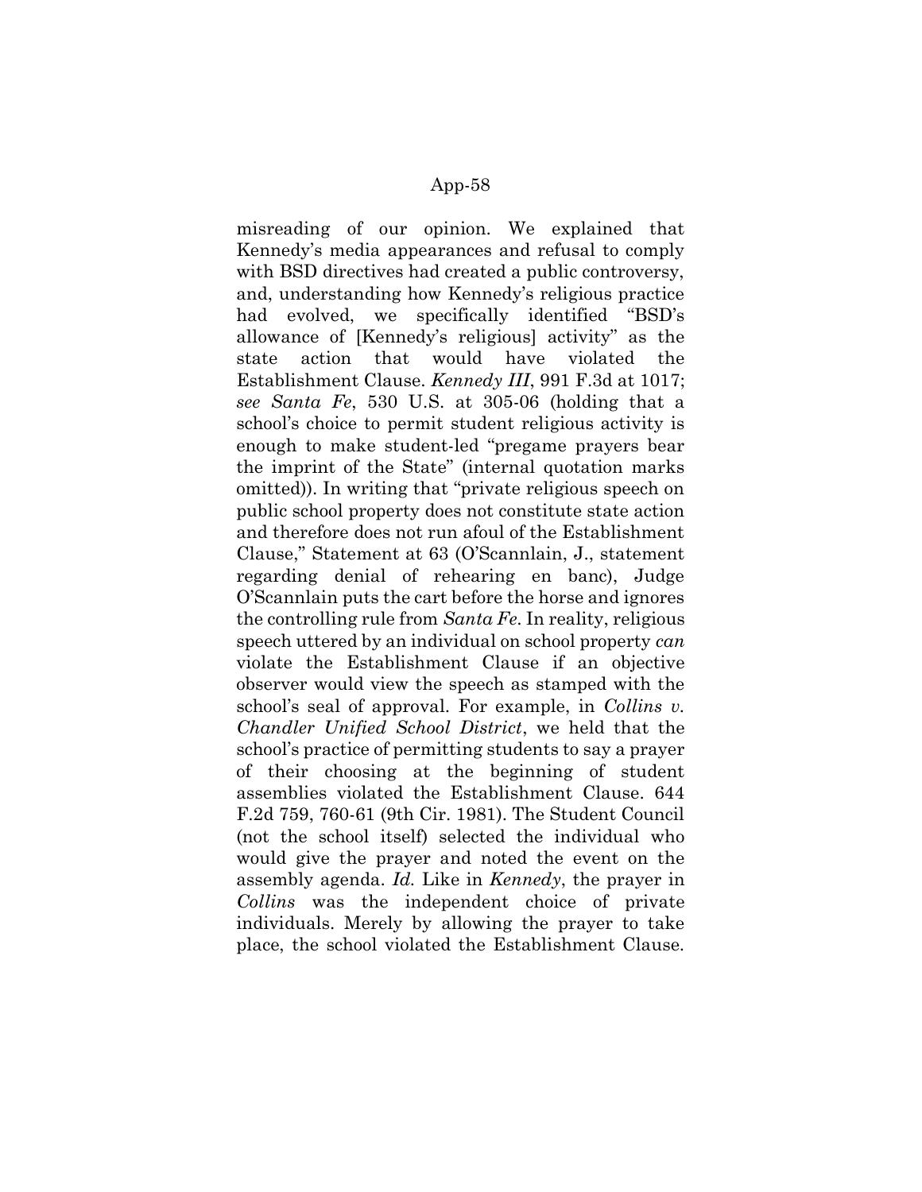misreading of our opinion. We explained that Kennedy's media appearances and refusal to comply with BSD directives had created a public controversy, and, understanding how Kennedy's religious practice had evolved, we specifically identified "BSD's allowance of [Kennedy's religious] activity" as the state action that would have violated the Establishment Clause. *Kennedy III*, 991 F.3d at 1017; *see Santa Fe*, 530 U.S. at 305-06 (holding that a school's choice to permit student religious activity is enough to make student-led "pregame prayers bear the imprint of the State" (internal quotation marks omitted)). In writing that "private religious speech on public school property does not constitute state action and therefore does not run afoul of the Establishment Clause," Statement at 63 (O'Scannlain, J., statement regarding denial of rehearing en banc), Judge O'Scannlain puts the cart before the horse and ignores the controlling rule from *Santa Fe*. In reality, religious speech uttered by an individual on school property *can* violate the Establishment Clause if an objective observer would view the speech as stamped with the school's seal of approval. For example, in *Collins v. Chandler Unified School District*, we held that the school's practice of permitting students to say a prayer of their choosing at the beginning of student assemblies violated the Establishment Clause. 644 F.2d 759, 760-61 (9th Cir. 1981). The Student Council (not the school itself) selected the individual who would give the prayer and noted the event on the assembly agenda. *Id.* Like in *Kennedy*, the prayer in *Collins* was the independent choice of private individuals. Merely by allowing the prayer to take place, the school violated the Establishment Clause.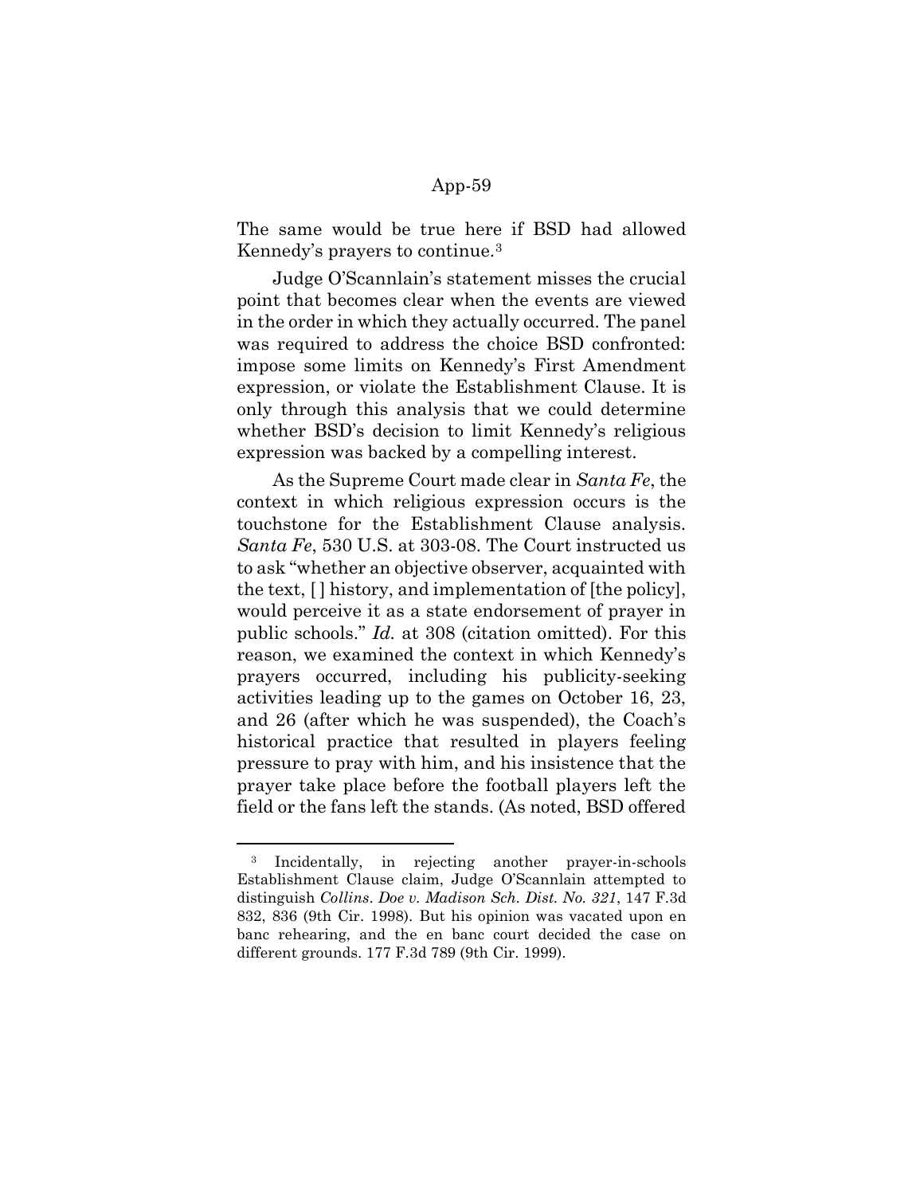The same would be true here if BSD had allowed Kennedy's prayers to continue.[3]

Judge O'Scannlain's statement misses the crucial point that becomes clear when the events are viewed in the order in which they actually occurred. The panel was required to address the choice BSD confronted: impose some limits on Kennedy's First Amendment expression, or violate the Establishment Clause. It is only through this analysis that we could determine whether BSD's decision to limit Kennedy's religious expression was backed by a compelling interest.

As the Supreme Court made clear in *Santa Fe*, the context in which religious expression occurs is the touchstone for the Establishment Clause analysis. *Santa Fe*, 530 U.S. at 303-08. The Court instructed us to ask "whether an objective observer, acquainted with the text, [ ] history, and implementation of [the policy], would perceive it as a state endorsement of prayer in public schools." *Id.* at 308 (citation omitted). For this reason, we examined the context in which Kennedy's prayers occurred, including his publicity-seeking activities leading up to the games on October 16, 23, and 26 (after which he was suspended), the Coach's historical practice that resulted in players feeling pressure to pray with him, and his insistence that the prayer take place before the football players left the field or the fans left the stands. (As noted, BSD offered

---

[3] Incidentally, in rejecting another prayer-in-schools Establishment Clause claim, Judge O'Scannlain attempted to distinguish *Collins*. *Doe v. Madison Sch. Dist. No. 321*, 147 F.3d 832, 836 (9th Cir. 1998). But his opinion was vacated upon en banc rehearing, and the en banc court decided the case on different grounds. 177 F.3d 789 (9th Cir. 1999).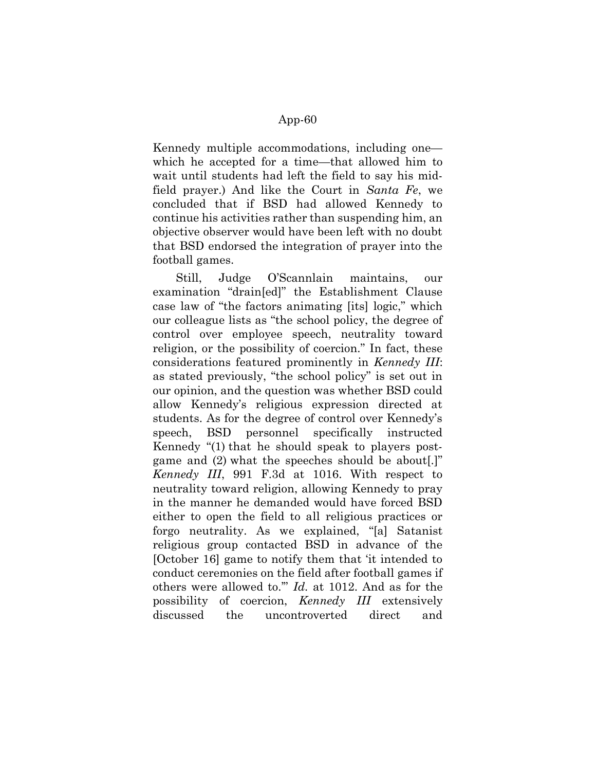Kennedy multiple accommodations, including one—which he accepted for a time—that allowed him to wait until students had left the field to say his mid-field prayer.) And like the Court in *Santa Fe*, we concluded that if BSD had allowed Kennedy to continue his activities rather than suspending him, an objective observer would have been left with no doubt that BSD endorsed the integration of prayer into the football games.

Still, Judge O'Scannlain maintains, our examination "drain[ed]" the Establishment Clause case law of "the factors animating [its] logic," which our colleague lists as "the school policy, the degree of control over employee speech, neutrality toward religion, or the possibility of coercion." In fact, these considerations featured prominently in *Kennedy III*: as stated previously, "the school policy" is set out in our opinion, and the question was whether BSD could allow Kennedy's religious expression directed at students. As for the degree of control over Kennedy's speech, BSD personnel specifically instructed Kennedy "(1) that he should speak to players post-game and (2) what the speeches should be about[.]" *Kennedy III*, 991 F.3d at 1016. With respect to neutrality toward religion, allowing Kennedy to pray in the manner he demanded would have forced BSD either to open the field to all religious practices or forgo neutrality. As we explained, "[a] Satanist religious group contacted BSD in advance of the [October 16] game to notify them that 'it intended to conduct ceremonies on the field after football games if others were allowed to.'" *Id.* at 1012. And as for the possibility of coercion, *Kennedy III* extensively discussed the uncontroverted direct and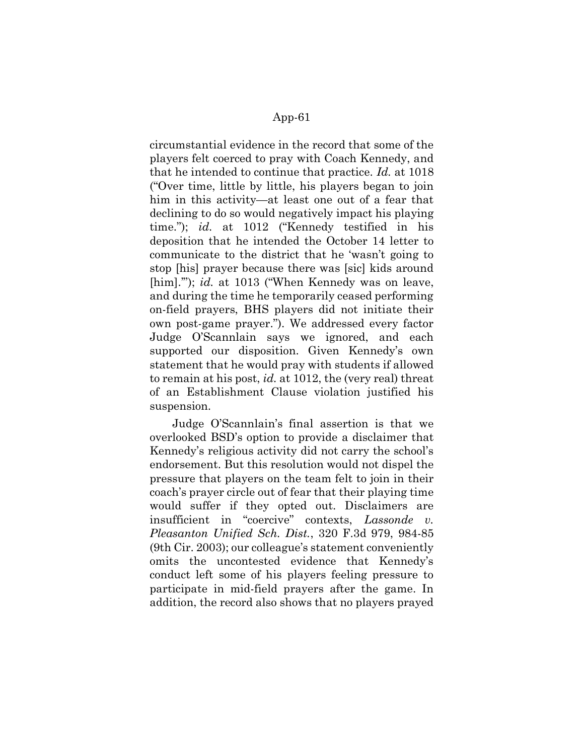circumstantial evidence in the record that some of the players felt coerced to pray with Coach Kennedy, and that he intended to continue that practice. *Id.* at 1018 ("Over time, little by little, his players began to join him in this activity—at least one out of a fear that declining to do so would negatively impact his playing time."); *id.* at 1012 ("Kennedy testified in his deposition that he intended the October 14 letter to communicate to the district that he 'wasn't going to stop [his] prayer because there was [sic] kids around [him].'"); *id.* at 1013 ("When Kennedy was on leave, and during the time he temporarily ceased performing on-field prayers, BHS players did not initiate their own post-game prayer."). We addressed every factor Judge O'Scannlain says we ignored, and each supported our disposition. Given Kennedy's own statement that he would pray with students if allowed to remain at his post, *id.* at 1012, the (very real) threat of an Establishment Clause violation justified his suspension.

Judge O'Scannlain's final assertion is that we overlooked BSD's option to provide a disclaimer that Kennedy's religious activity did not carry the school's endorsement. But this resolution would not dispel the pressure that players on the team felt to join in their coach's prayer circle out of fear that their playing time would suffer if they opted out. Disclaimers are insufficient in "coercive" contexts, *Lassonde v. Pleasanton Unified Sch. Dist.*, 320 F.3d 979, 984-85 (9th Cir. 2003); our colleague's statement conveniently omits the uncontested evidence that Kennedy's conduct left some of his players feeling pressure to participate in mid-field prayers after the game. In addition, the record also shows that no players prayed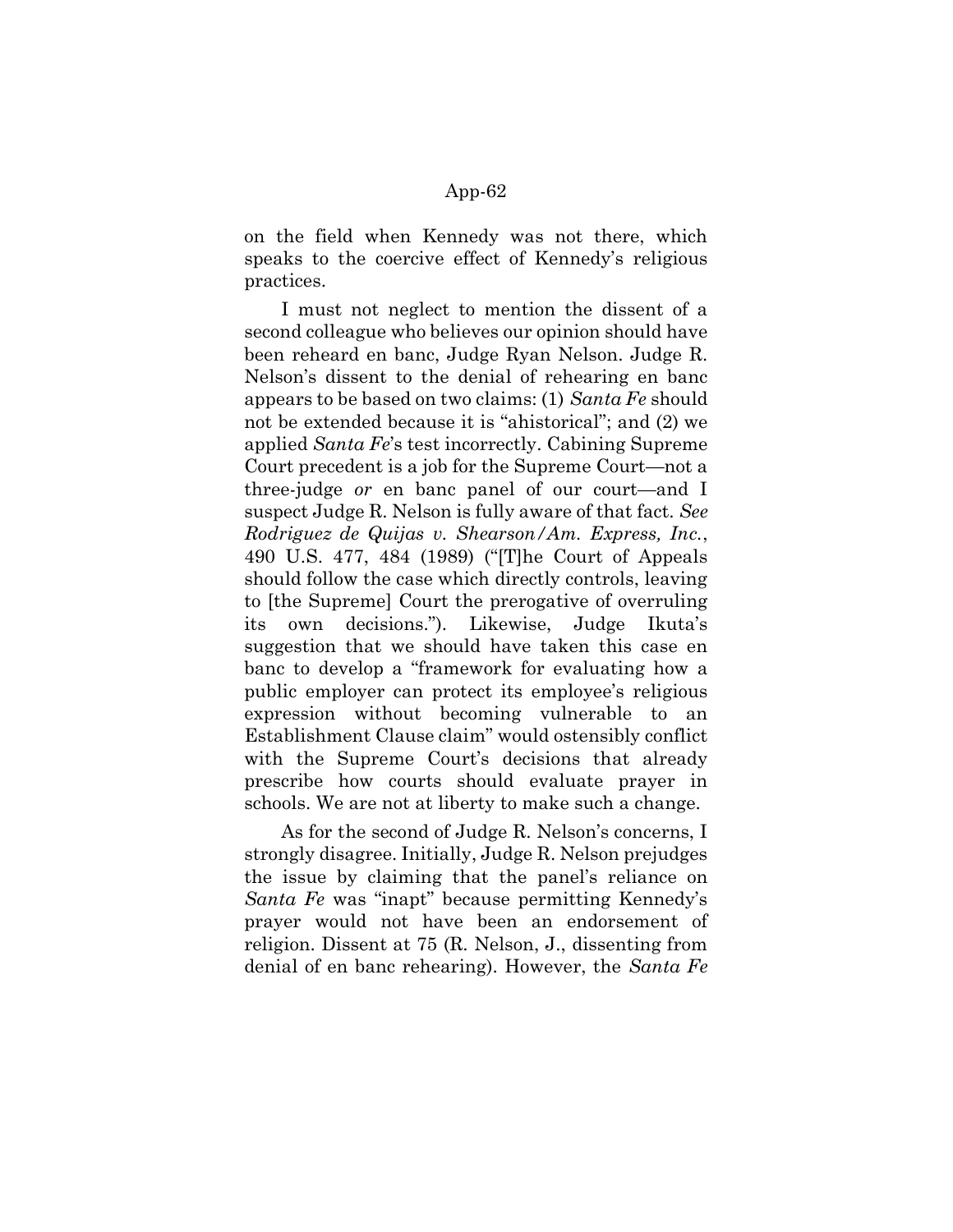on the field when Kennedy was not there, which speaks to the coercive effect of Kennedy's religious practices.

I must not neglect to mention the dissent of a second colleague who believes our opinion should have been reheard en banc, Judge Ryan Nelson. Judge R. Nelson's dissent to the denial of rehearing en banc appears to be based on two claims: (1) *Santa Fe* should not be extended because it is "ahistorical"; and (2) we applied *Santa Fe*'s test incorrectly. Cabining Supreme Court precedent is a job for the Supreme Court—not a three-judge *or* en banc panel of our court—and I suspect Judge R. Nelson is fully aware of that fact. *See Rodriguez de Quijas v. Shearson/Am. Express, Inc.*, 490 U.S. 477, 484 (1989) ("[T]he Court of Appeals should follow the case which directly controls, leaving to [the Supreme] Court the prerogative of overruling its own decisions."). Likewise, Judge Ikuta's suggestion that we should have taken this case en banc to develop a "framework for evaluating how a public employer can protect its employee's religious expression without becoming vulnerable to an Establishment Clause claim" would ostensibly conflict with the Supreme Court's decisions that already prescribe how courts should evaluate prayer in schools. We are not at liberty to make such a change.

As for the second of Judge R. Nelson's concerns, I strongly disagree. Initially, Judge R. Nelson prejudges the issue by claiming that the panel's reliance on *Santa Fe* was "inapt" because permitting Kennedy's prayer would not have been an endorsement of religion. Dissent at 75 (R. Nelson, J., dissenting from denial of en banc rehearing). However, the *Santa Fe*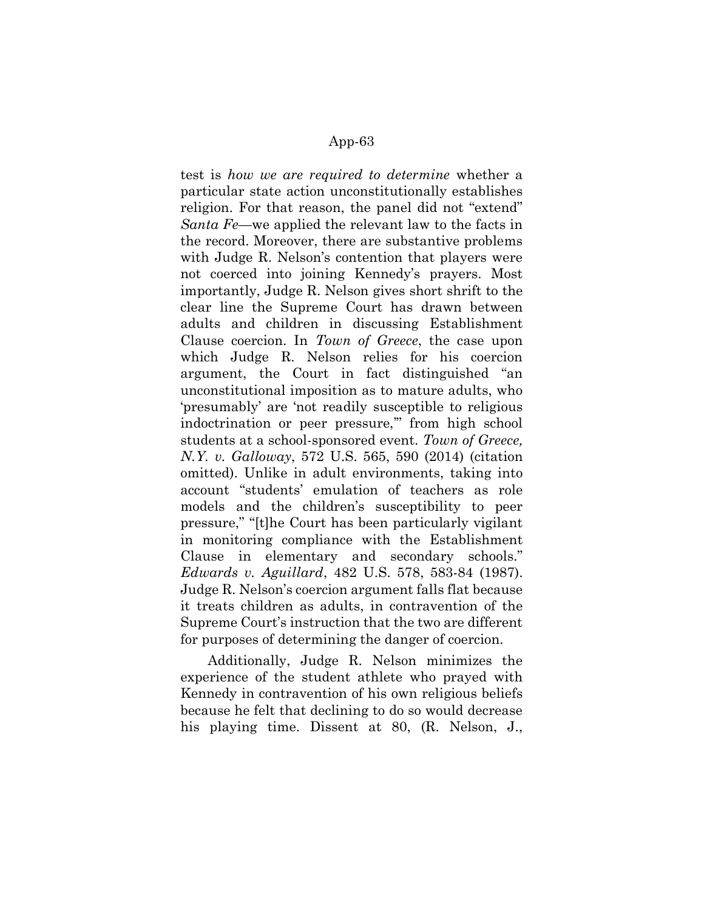test is *how we are required to determine* whether a particular state action unconstitutionally establishes religion. For that reason, the panel did not "extend" *Santa Fe*—we applied the relevant law to the facts in the record. Moreover, there are substantive problems with Judge R. Nelson's contention that players were not coerced into joining Kennedy's prayers. Most importantly, Judge R. Nelson gives short shrift to the clear line the Supreme Court has drawn between adults and children in discussing Establishment Clause coercion. In *Town of Greece*, the case upon which Judge R. Nelson relies for his coercion argument, the Court in fact distinguished "an unconstitutional imposition as to mature adults, who 'presumably' are 'not readily susceptible to religious indoctrination or peer pressure,'" from high school students at a school-sponsored event. *Town of Greece, N.Y. v. Galloway*, 572 U.S. 565, 590 (2014) (citation omitted). Unlike in adult environments, taking into account "students' emulation of teachers as role models and the children's susceptibility to peer pressure," "[t]he Court has been particularly vigilant in monitoring compliance with the Establishment Clause in elementary and secondary schools." *Edwards v. Aguillard*, 482 U.S. 578, 583-84 (1987). Judge R. Nelson's coercion argument falls flat because it treats children as adults, in contravention of the Supreme Court's instruction that the two are different for purposes of determining the danger of coercion.

Additionally, Judge R. Nelson minimizes the experience of the student athlete who prayed with Kennedy in contravention of his own religious beliefs because he felt that declining to do so would decrease his playing time. Dissent at 80, (R. Nelson, J.,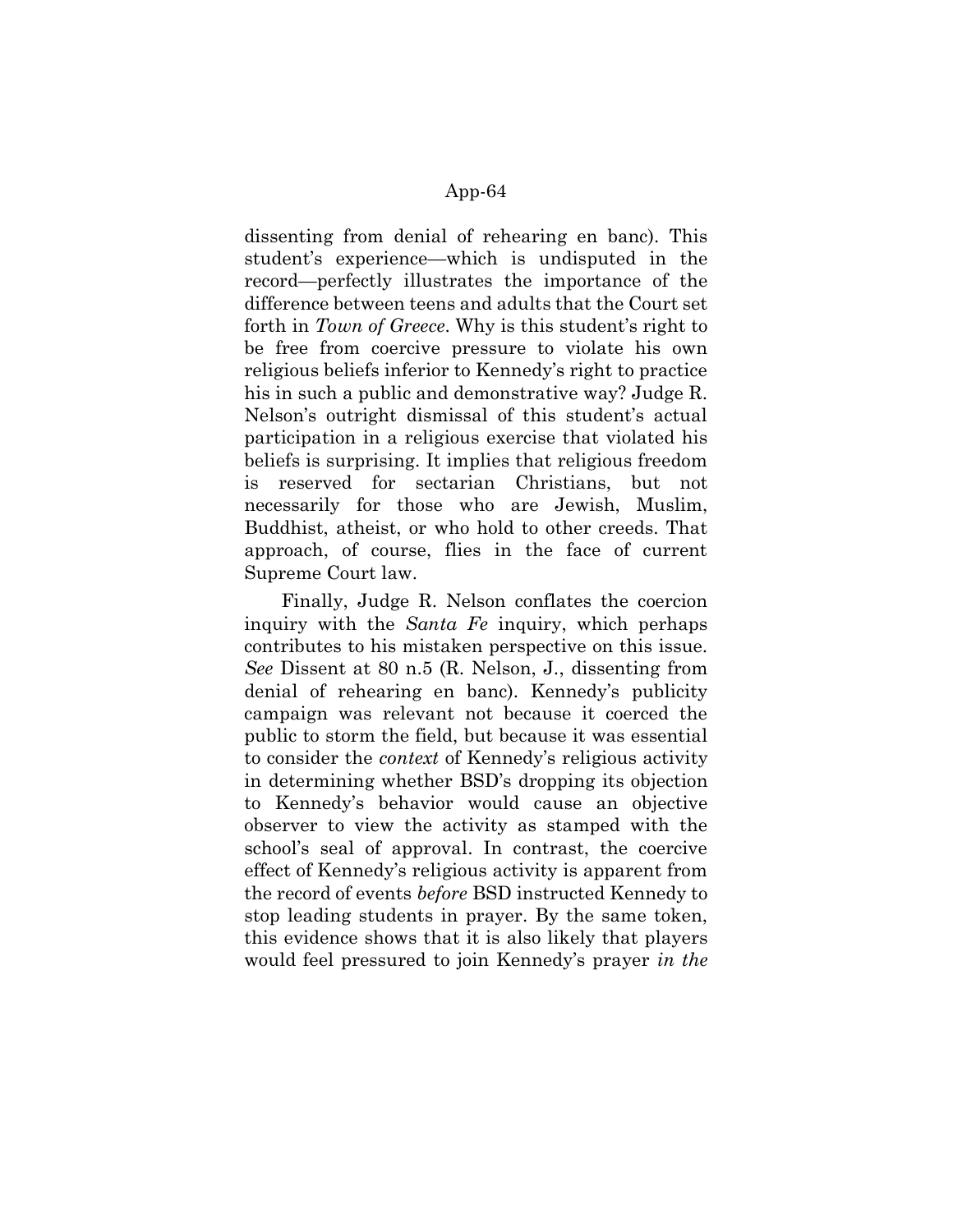dissenting from denial of rehearing en banc). This student's experience—which is undisputed in the record—perfectly illustrates the importance of the difference between teens and adults that the Court set forth in *Town of Greece*. Why is this student's right to be free from coercive pressure to violate his own religious beliefs inferior to Kennedy's right to practice his in such a public and demonstrative way? Judge R. Nelson's outright dismissal of this student's actual participation in a religious exercise that violated his beliefs is surprising. It implies that religious freedom is reserved for sectarian Christians, but not necessarily for those who are Jewish, Muslim, Buddhist, atheist, or who hold to other creeds. That approach, of course, flies in the face of current Supreme Court law.

Finally, Judge R. Nelson conflates the coercion inquiry with the *Santa Fe* inquiry, which perhaps contributes to his mistaken perspective on this issue. *See* Dissent at 80 n.5 (R. Nelson, J., dissenting from denial of rehearing en banc). Kennedy's publicity campaign was relevant not because it coerced the public to storm the field, but because it was essential to consider the *context* of Kennedy's religious activity in determining whether BSD's dropping its objection to Kennedy's behavior would cause an objective observer to view the activity as stamped with the school's seal of approval. In contrast, the coercive effect of Kennedy's religious activity is apparent from the record of events *before* BSD instructed Kennedy to stop leading students in prayer. By the same token, this evidence shows that it is also likely that players would feel pressured to join Kennedy's prayer *in the*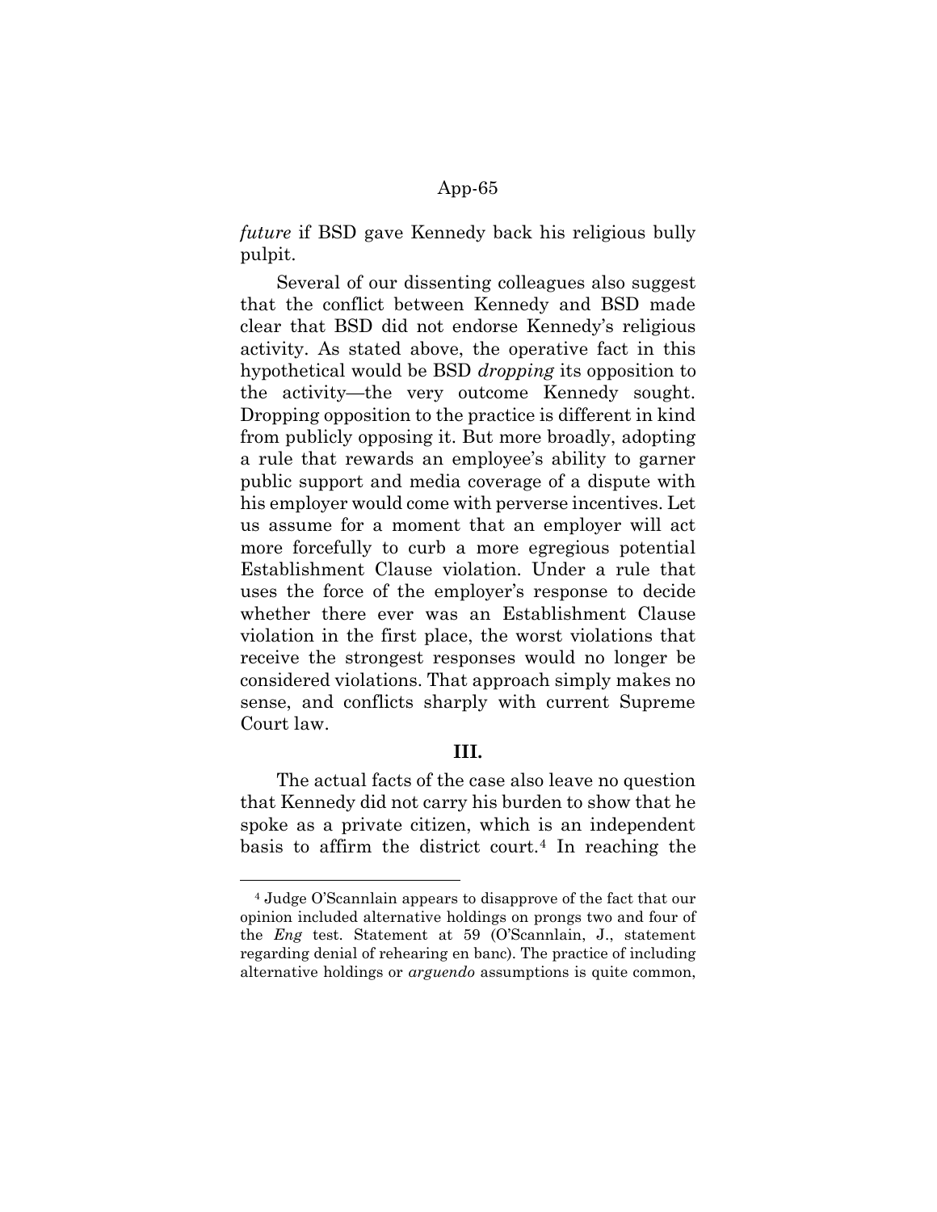*future* if BSD gave Kennedy back his religious bully pulpit.

Several of our dissenting colleagues also suggest that the conflict between Kennedy and BSD made clear that BSD did not endorse Kennedy's religious activity. As stated above, the operative fact in this hypothetical would be BSD *dropping* its opposition to the activity—the very outcome Kennedy sought. Dropping opposition to the practice is different in kind from publicly opposing it. But more broadly, adopting a rule that rewards an employee's ability to garner public support and media coverage of a dispute with his employer would come with perverse incentives. Let us assume for a moment that an employer will act more forcefully to curb a more egregious potential Establishment Clause violation. Under a rule that uses the force of the employer's response to decide whether there ever was an Establishment Clause violation in the first place, the worst violations that receive the strongest responses would no longer be considered violations. That approach simply makes no sense, and conflicts sharply with current Supreme Court law.

**III.**

The actual facts of the case also leave no question that Kennedy did not carry his burden to show that he spoke as a private citizen, which is an independent basis to affirm the district court.[4] In reaching the

---

[4] Judge O'Scannlain appears to disapprove of the fact that our opinion included alternative holdings on prongs two and four of the *Eng* test. Statement at 59 (O'Scannlain, J., statement regarding denial of rehearing en banc). The practice of including alternative holdings or *arguendo* assumptions is quite common,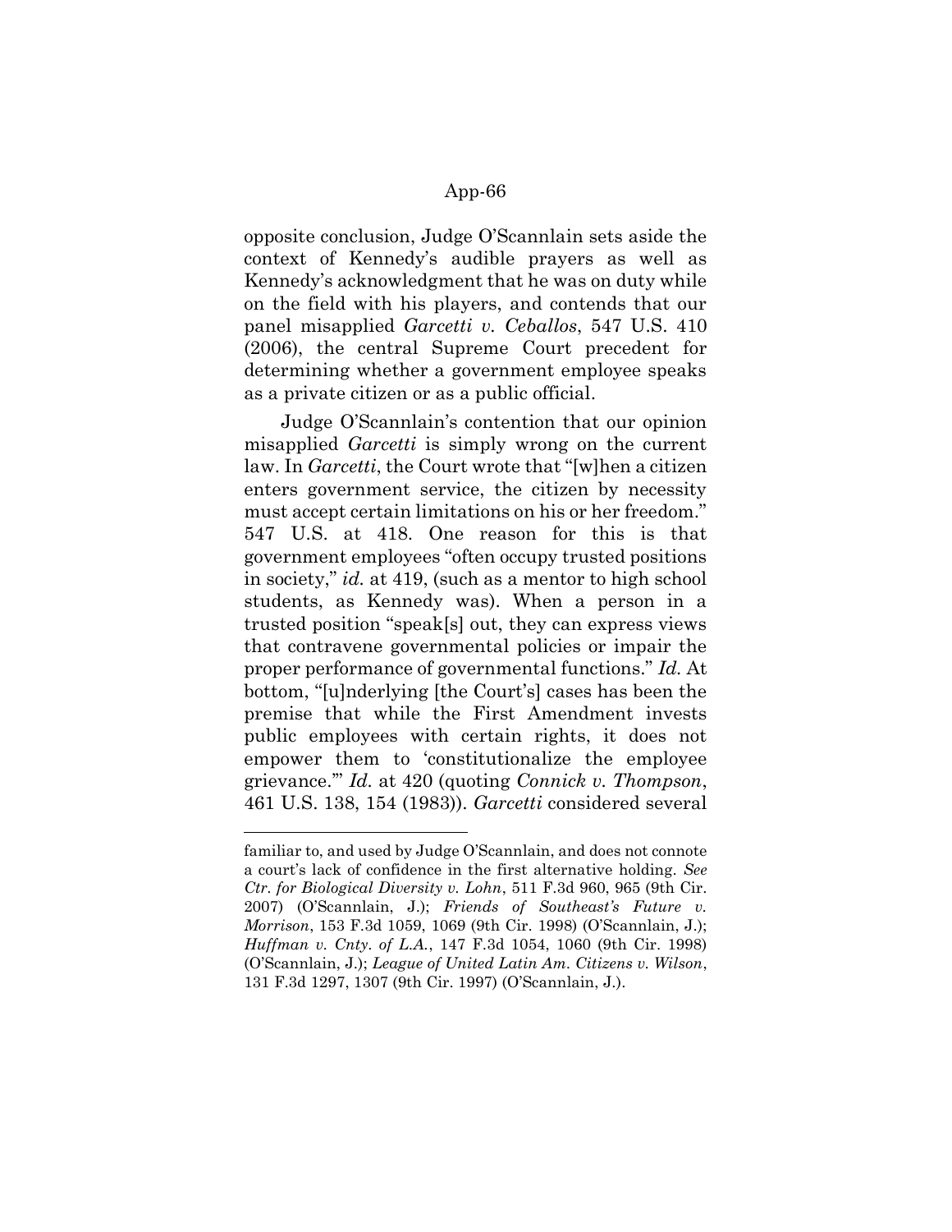opposite conclusion, Judge O'Scannlain sets aside the context of Kennedy's audible prayers as well as Kennedy's acknowledgment that he was on duty while on the field with his players, and contends that our panel misapplied *Garcetti v. Ceballos*, 547 U.S. 410 (2006), the central Supreme Court precedent for determining whether a government employee speaks as a private citizen or as a public official.

Judge O'Scannlain's contention that our opinion misapplied *Garcetti* is simply wrong on the current law. In *Garcetti*, the Court wrote that "[w]hen a citizen enters government service, the citizen by necessity must accept certain limitations on his or her freedom." 547 U.S. at 418. One reason for this is that government employees "often occupy trusted positions in society," *id.* at 419, (such as a mentor to high school students, as Kennedy was). When a person in a trusted position "speak[s] out, they can express views that contravene governmental policies or impair the proper performance of governmental functions." *Id.* At bottom, "[u]nderlying [the Court's] cases has been the premise that while the First Amendment invests public employees with certain rights, it does not empower them to 'constitutionalize the employee grievance.'" *Id.* at 420 (quoting *Connick v. Thompson*, 461 U.S. 138, 154 (1983)). *Garcetti* considered several

---

familiar to, and used by Judge O'Scannlain, and does not connote a court's lack of confidence in the first alternative holding. *See Ctr. for Biological Diversity v. Lohn*, 511 F.3d 960, 965 (9th Cir. 2007) (O'Scannlain, J.); *Friends of Southeast's Future v. Morrison*, 153 F.3d 1059, 1069 (9th Cir. 1998) (O'Scannlain, J.); *Huffman v. Cnty. of L.A.*, 147 F.3d 1054, 1060 (9th Cir. 1998) (O'Scannlain, J.); *League of United Latin Am. Citizens v. Wilson*, 131 F.3d 1297, 1307 (9th Cir. 1997) (O'Scannlain, J.).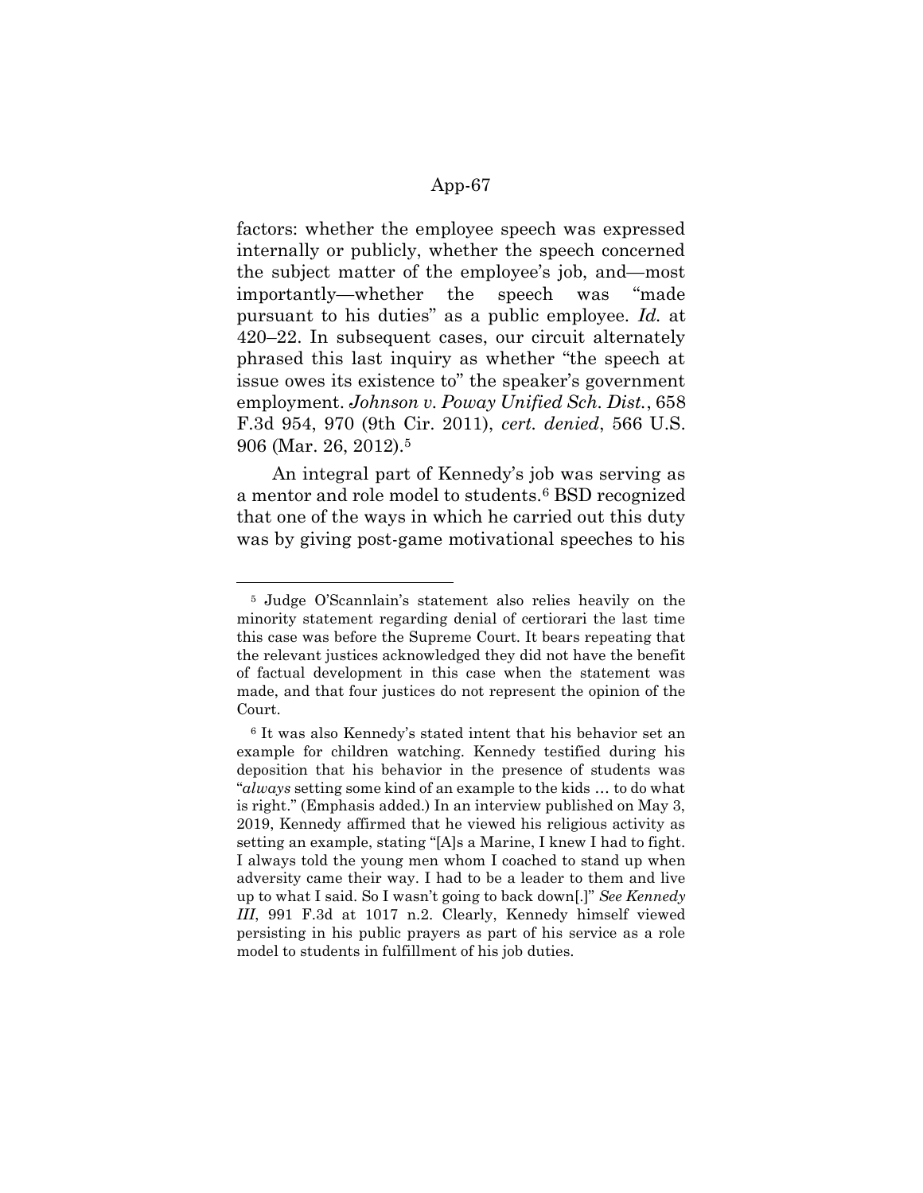factors: whether the employee speech was expressed internally or publicly, whether the speech concerned the subject matter of the employee's job, and—most importantly—whether the speech was "made pursuant to his duties" as a public employee. *Id.* at 420–22. In subsequent cases, our circuit alternately phrased this last inquiry as whether "the speech at issue owes its existence to" the speaker's government employment. *Johnson v. Poway Unified Sch. Dist.*, 658 F.3d 954, 970 (9th Cir. 2011), *cert. denied*, 566 U.S. 906 (Mar. 26, 2012).[5]

An integral part of Kennedy's job was serving as a mentor and role model to students.[6] BSD recognized that one of the ways in which he carried out this duty was by giving post-game motivational speeches to his

---

[5] Judge O'Scannlain's statement also relies heavily on the minority statement regarding denial of certiorari the last time this case was before the Supreme Court. It bears repeating that the relevant justices acknowledged they did not have the benefit of factual development in this case when the statement was made, and that four justices do not represent the opinion of the Court.

[6] It was also Kennedy's stated intent that his behavior set an example for children watching. Kennedy testified during his deposition that his behavior in the presence of students was "*always* setting some kind of an example to the kids … to do what is right." (Emphasis added.) In an interview published on May 3, 2019, Kennedy affirmed that he viewed his religious activity as setting an example, stating "[A]s a Marine, I knew I had to fight. I always told the young men whom I coached to stand up when adversity came their way. I had to be a leader to them and live up to what I said. So I wasn't going to back down[.]" *See Kennedy III*, 991 F.3d at 1017 n.2. Clearly, Kennedy himself viewed persisting in his public prayers as part of his service as a role model to students in fulfillment of his job duties.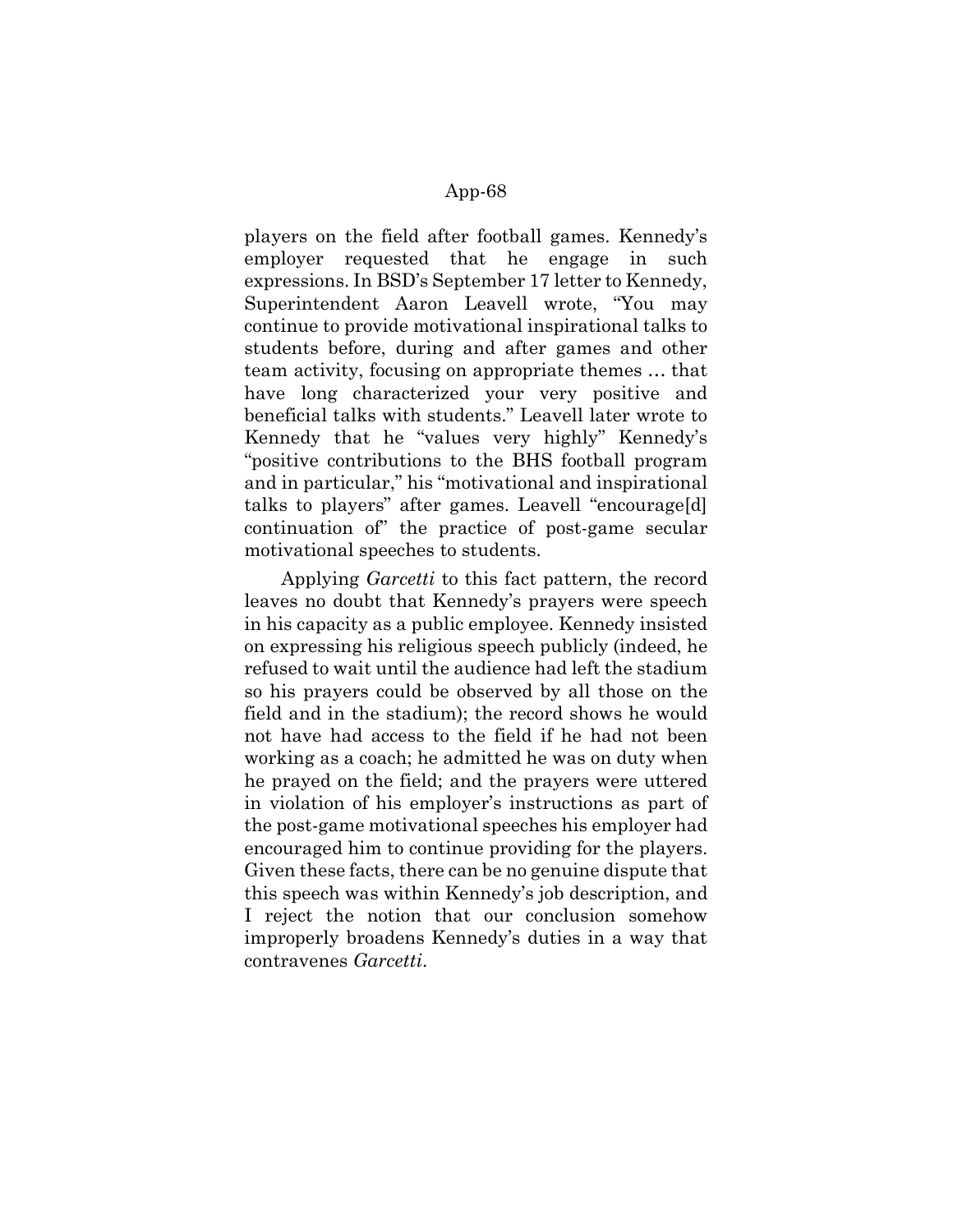players on the field after football games. Kennedy's employer requested that he engage in such expressions. In BSD's September 17 letter to Kennedy, Superintendent Aaron Leavell wrote, "You may continue to provide motivational inspirational talks to students before, during and after games and other team activity, focusing on appropriate themes … that have long characterized your very positive and beneficial talks with students." Leavell later wrote to Kennedy that he "values very highly" Kennedy's "positive contributions to the BHS football program and in particular," his "motivational and inspirational talks to players" after games. Leavell "encourage[d] continuation of" the practice of post-game secular motivational speeches to students.

Applying *Garcetti* to this fact pattern, the record leaves no doubt that Kennedy's prayers were speech in his capacity as a public employee. Kennedy insisted on expressing his religious speech publicly (indeed, he refused to wait until the audience had left the stadium so his prayers could be observed by all those on the field and in the stadium); the record shows he would not have had access to the field if he had not been working as a coach; he admitted he was on duty when he prayed on the field; and the prayers were uttered in violation of his employer's instructions as part of the post-game motivational speeches his employer had encouraged him to continue providing for the players. Given these facts, there can be no genuine dispute that this speech was within Kennedy's job description, and I reject the notion that our conclusion somehow improperly broadens Kennedy's duties in a way that contravenes *Garcetti*.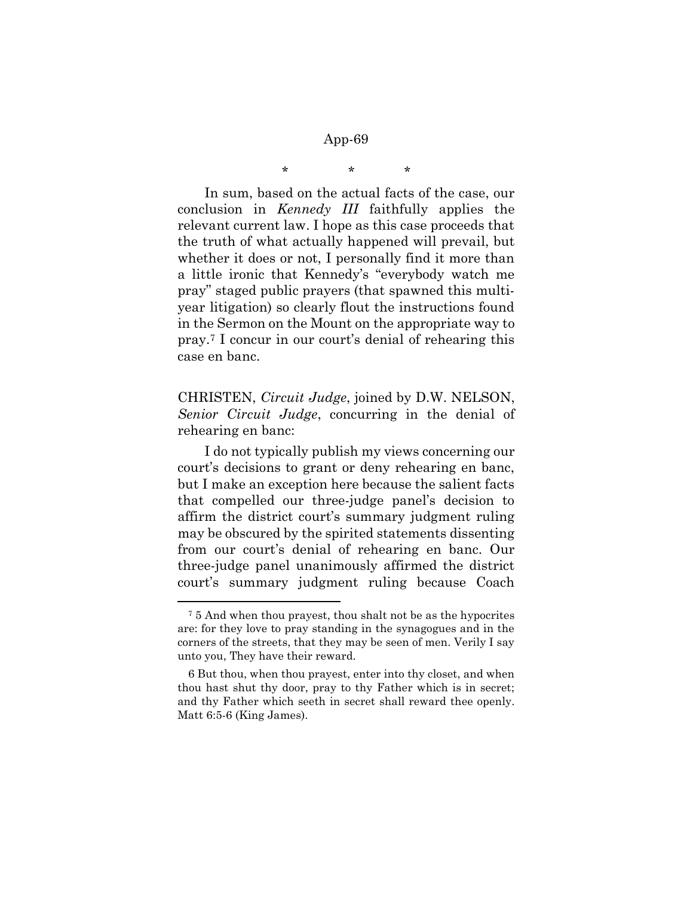\*       \*       \*

In sum, based on the actual facts of the case, our conclusion in *Kennedy III* faithfully applies the relevant current law. I hope as this case proceeds that the truth of what actually happened will prevail, but whether it does or not, I personally find it more than a little ironic that Kennedy's "everybody watch me pray" staged public prayers (that spawned this multi-year litigation) so clearly flout the instructions found in the Sermon on the Mount on the appropriate way to pray.[7] I concur in our court's denial of rehearing this case en banc.

CHRISTEN, *Circuit Judge*, joined by D.W. NELSON, *Senior Circuit Judge*, concurring in the denial of rehearing en banc:

I do not typically publish my views concerning our court's decisions to grant or deny rehearing en banc, but I make an exception here because the salient facts that compelled our three-judge panel's decision to affirm the district court's summary judgment ruling may be obscured by the spirited statements dissenting from our court's denial of rehearing en banc. Our three-judge panel unanimously affirmed the district court's summary judgment ruling because Coach

---

[7] 5 And when thou prayest, thou shalt not be as the hypocrites are: for they love to pray standing in the synagogues and in the corners of the streets, that they may be seen of men. Verily I say unto you, They have their reward.

6 But thou, when thou prayest, enter into thy closet, and when thou hast shut thy door, pray to thy Father which is in secret; and thy Father which seeth in secret shall reward thee openly. Matt 6:5-6 (King James).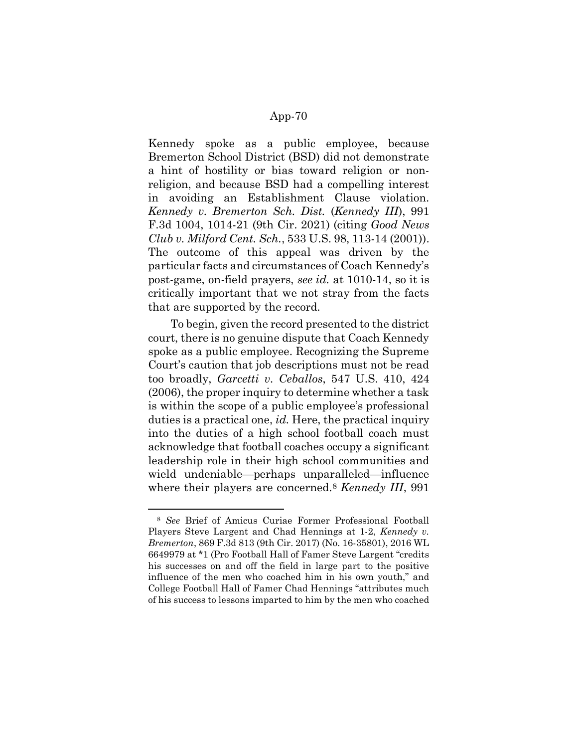Kennedy spoke as a public employee, because Bremerton School District (BSD) did not demonstrate a hint of hostility or bias toward religion or non-religion, and because BSD had a compelling interest in avoiding an Establishment Clause violation. *Kennedy v. Bremerton Sch. Dist.* (*Kennedy III*), 991 F.3d 1004, 1014-21 (9th Cir. 2021) (citing *Good News Club v. Milford Cent. Sch.*, 533 U.S. 98, 113-14 (2001)). The outcome of this appeal was driven by the particular facts and circumstances of Coach Kennedy's post-game, on-field prayers, *see id.* at 1010-14, so it is critically important that we not stray from the facts that are supported by the record.

To begin, given the record presented to the district court, there is no genuine dispute that Coach Kennedy spoke as a public employee. Recognizing the Supreme Court's caution that job descriptions must not be read too broadly, *Garcetti v. Ceballos*, 547 U.S. 410, 424 (2006), the proper inquiry to determine whether a task is within the scope of a public employee's professional duties is a practical one, *id.* Here, the practical inquiry into the duties of a high school football coach must acknowledge that football coaches occupy a significant leadership role in their high school communities and wield undeniable—perhaps unparalleled—influence where their players are concerned.[8] *Kennedy III*, 991

---

[8] *See* Brief of Amicus Curiae Former Professional Football Players Steve Largent and Chad Hennings at 1-2, *Kennedy v. Bremerton*, 869 F.3d 813 (9th Cir. 2017) (No. 16-35801), 2016 WL 6649979 at *1 (Pro Football Hall of Famer Steve Largent "credits his successes on and off the field in large part to the positive influence of the men who coached him in his own youth," and College Football Hall of Famer Chad Hennings "attributes much of his success to lessons imparted to him by the men who coached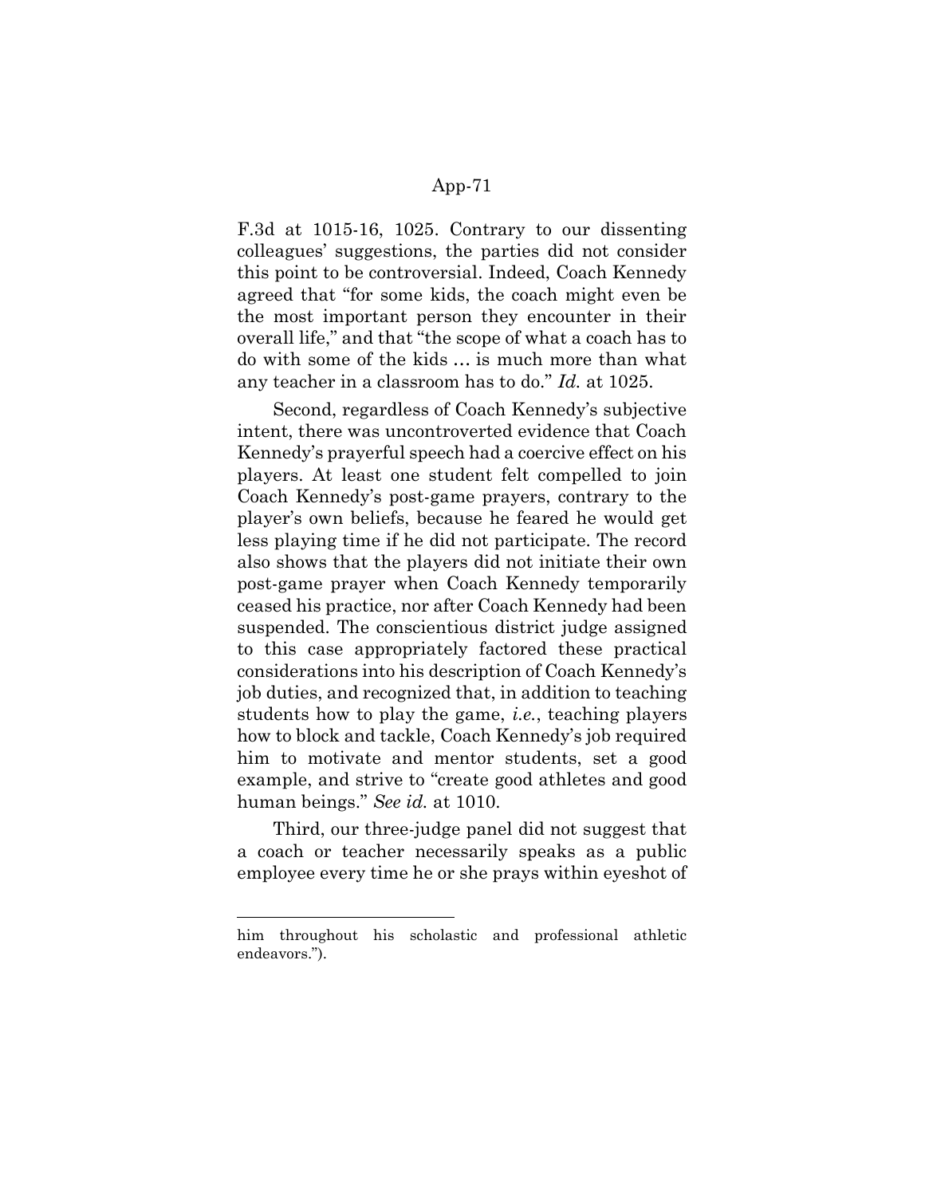F.3d at 1015-16, 1025. Contrary to our dissenting colleagues' suggestions, the parties did not consider this point to be controversial. Indeed, Coach Kennedy agreed that "for some kids, the coach might even be the most important person they encounter in their overall life," and that "the scope of what a coach has to do with some of the kids … is much more than what any teacher in a classroom has to do." *Id.* at 1025.

Second, regardless of Coach Kennedy's subjective intent, there was uncontroverted evidence that Coach Kennedy's prayerful speech had a coercive effect on his players. At least one student felt compelled to join Coach Kennedy's post-game prayers, contrary to the player's own beliefs, because he feared he would get less playing time if he did not participate. The record also shows that the players did not initiate their own post-game prayer when Coach Kennedy temporarily ceased his practice, nor after Coach Kennedy had been suspended. The conscientious district judge assigned to this case appropriately factored these practical considerations into his description of Coach Kennedy's job duties, and recognized that, in addition to teaching students how to play the game, *i.e.*, teaching players how to block and tackle, Coach Kennedy's job required him to motivate and mentor students, set a good example, and strive to "create good athletes and good human beings." *See id.* at 1010.

Third, our three-judge panel did not suggest that a coach or teacher necessarily speaks as a public employee every time he or she prays within eyeshot of

---

him throughout his scholastic and professional athletic endeavors.").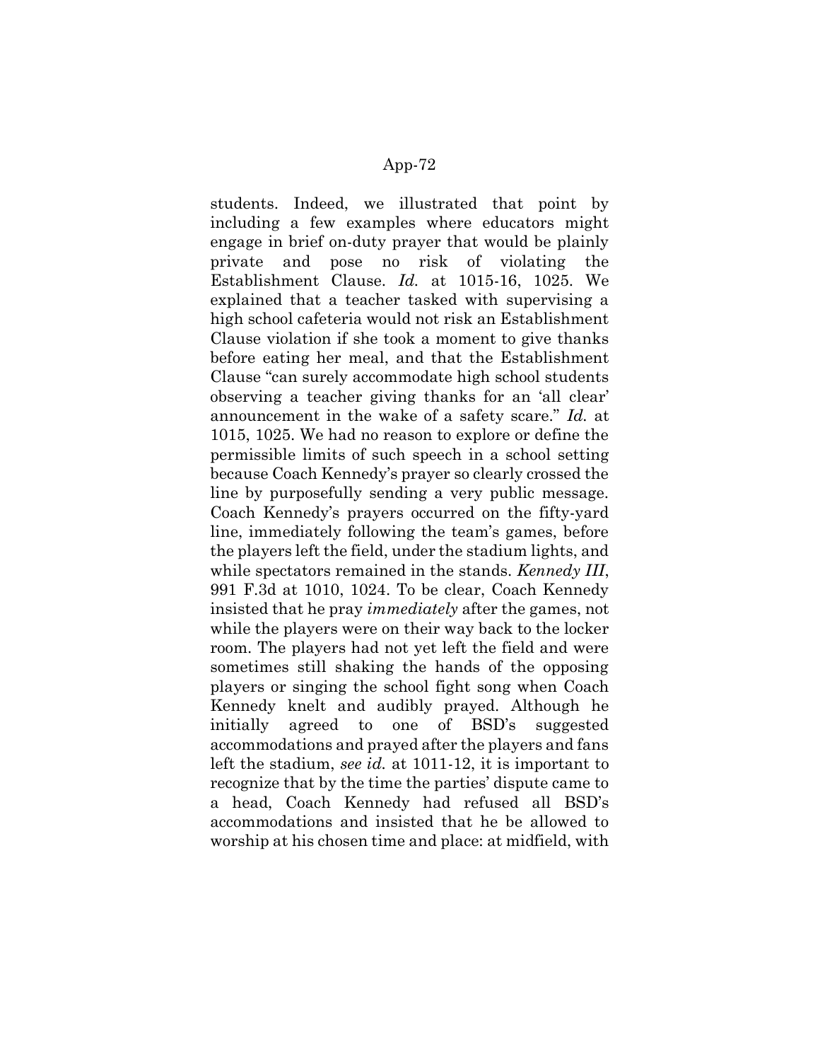students. Indeed, we illustrated that point by including a few examples where educators might engage in brief on-duty prayer that would be plainly private and pose no risk of violating the Establishment Clause. *Id.* at 1015-16, 1025. We explained that a teacher tasked with supervising a high school cafeteria would not risk an Establishment Clause violation if she took a moment to give thanks before eating her meal, and that the Establishment Clause "can surely accommodate high school students observing a teacher giving thanks for an 'all clear' announcement in the wake of a safety scare." *Id.* at 1015, 1025. We had no reason to explore or define the permissible limits of such speech in a school setting because Coach Kennedy's prayer so clearly crossed the line by purposefully sending a very public message. Coach Kennedy's prayers occurred on the fifty-yard line, immediately following the team's games, before the players left the field, under the stadium lights, and while spectators remained in the stands. *Kennedy III*, 991 F.3d at 1010, 1024. To be clear, Coach Kennedy insisted that he pray *immediately* after the games, not while the players were on their way back to the locker room. The players had not yet left the field and were sometimes still shaking the hands of the opposing players or singing the school fight song when Coach Kennedy knelt and audibly prayed. Although he initially agreed to one of BSD's suggested accommodations and prayed after the players and fans left the stadium, *see id.* at 1011-12, it is important to recognize that by the time the parties' dispute came to a head, Coach Kennedy had refused all BSD's accommodations and insisted that he be allowed to worship at his chosen time and place: at midfield, with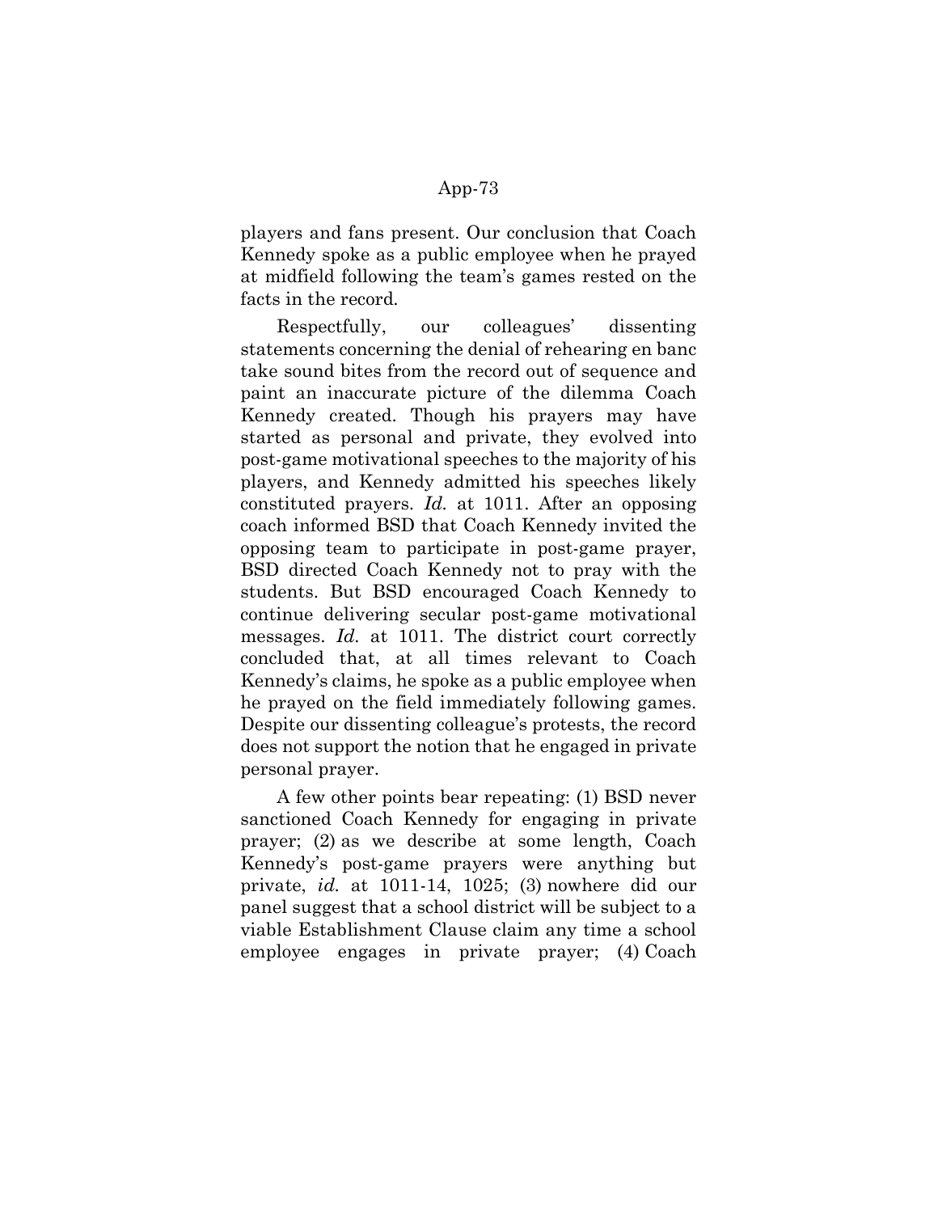players and fans present. Our conclusion that Coach Kennedy spoke as a public employee when he prayed at midfield following the team's games rested on the facts in the record.

Respectfully, our colleagues' dissenting statements concerning the denial of rehearing en banc take sound bites from the record out of sequence and paint an inaccurate picture of the dilemma Coach Kennedy created. Though his prayers may have started as personal and private, they evolved into post-game motivational speeches to the majority of his players, and Kennedy admitted his speeches likely constituted prayers. *Id.* at 1011. After an opposing coach informed BSD that Coach Kennedy invited the opposing team to participate in post-game prayer, BSD directed Coach Kennedy not to pray with the students. But BSD encouraged Coach Kennedy to continue delivering secular post-game motivational messages. *Id.* at 1011. The district court correctly concluded that, at all times relevant to Coach Kennedy's claims, he spoke as a public employee when he prayed on the field immediately following games. Despite our dissenting colleague's protests, the record does not support the notion that he engaged in private personal prayer.

A few other points bear repeating: (1) BSD never sanctioned Coach Kennedy for engaging in private prayer; (2) as we describe at some length, Coach Kennedy's post-game prayers were anything but private, *id.* at 1011-14, 1025; (3) nowhere did our panel suggest that a school district will be subject to a viable Establishment Clause claim any time a school employee engages in private prayer; (4) Coach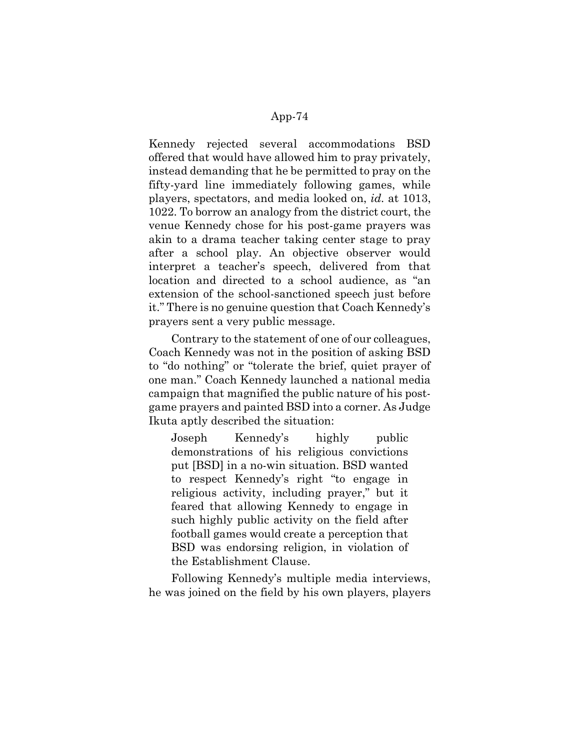Kennedy rejected several accommodations BSD offered that would have allowed him to pray privately, instead demanding that he be permitted to pray on the fifty-yard line immediately following games, while players, spectators, and media looked on, *id.* at 1013, 1022. To borrow an analogy from the district court, the venue Kennedy chose for his post-game prayers was akin to a drama teacher taking center stage to pray after a school play. An objective observer would interpret a teacher's speech, delivered from that location and directed to a school audience, as "an extension of the school-sanctioned speech just before it." There is no genuine question that Coach Kennedy's prayers sent a very public message.

Contrary to the statement of one of our colleagues, Coach Kennedy was not in the position of asking BSD to "do nothing" or "tolerate the brief, quiet prayer of one man." Coach Kennedy launched a national media campaign that magnified the public nature of his post-game prayers and painted BSD into a corner. As Judge Ikuta aptly described the situation:

> Joseph Kennedy's highly public demonstrations of his religious convictions put [BSD] in a no-win situation. BSD wanted to respect Kennedy's right "to engage in religious activity, including prayer," but it feared that allowing Kennedy to engage in such highly public activity on the field after football games would create a perception that BSD was endorsing religion, in violation of the Establishment Clause.

Following Kennedy's multiple media interviews, he was joined on the field by his own players, players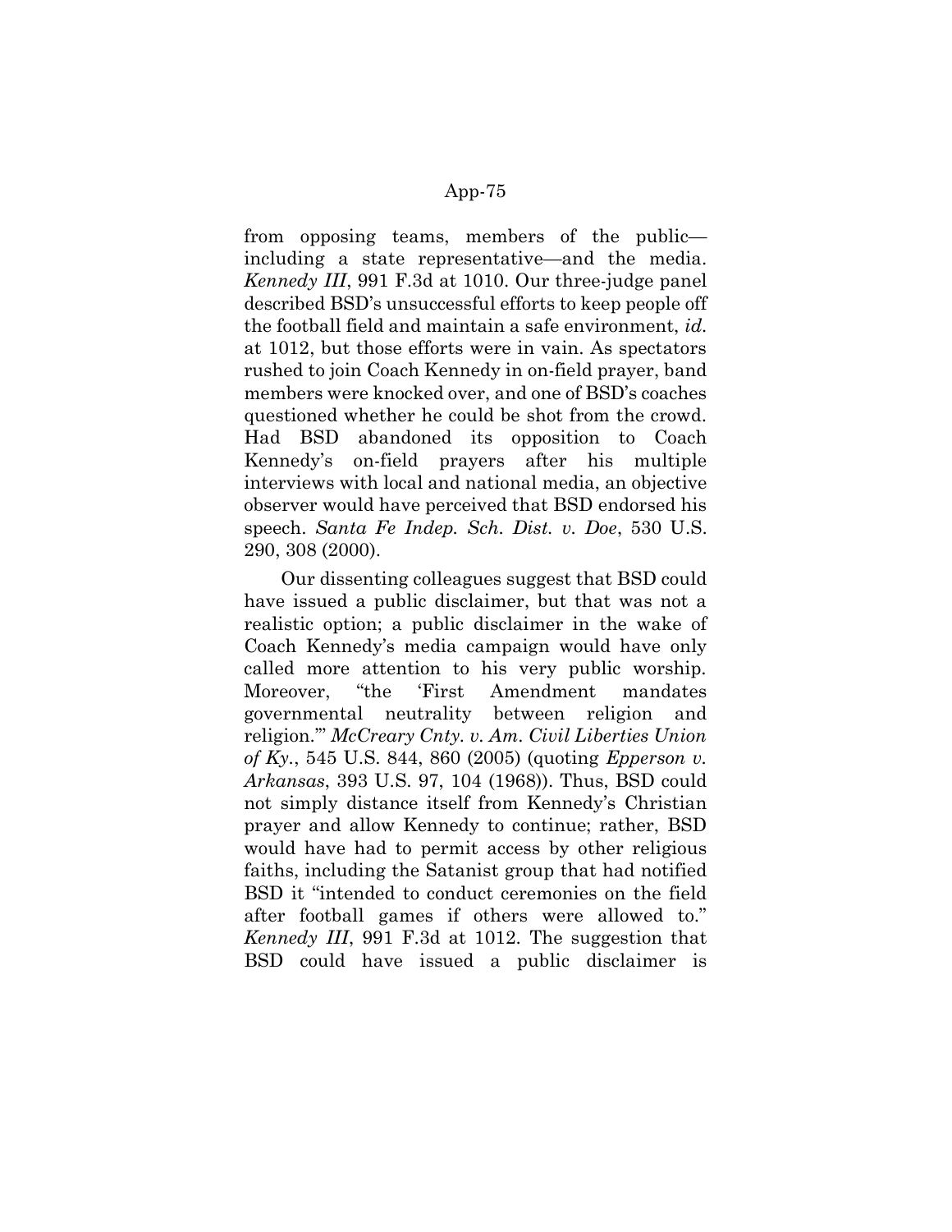from opposing teams, members of the public—including a state representative—and the media. *Kennedy III*, 991 F.3d at 1010. Our three-judge panel described BSD's unsuccessful efforts to keep people off the football field and maintain a safe environment, *id.* at 1012, but those efforts were in vain. As spectators rushed to join Coach Kennedy in on-field prayer, band members were knocked over, and one of BSD's coaches questioned whether he could be shot from the crowd. Had BSD abandoned its opposition to Coach Kennedy's on-field prayers after his multiple interviews with local and national media, an objective observer would have perceived that BSD endorsed his speech. *Santa Fe Indep. Sch. Dist. v. Doe*, 530 U.S. 290, 308 (2000).

Our dissenting colleagues suggest that BSD could have issued a public disclaimer, but that was not a realistic option; a public disclaimer in the wake of Coach Kennedy's media campaign would have only called more attention to his very public worship. Moreover, "the 'First Amendment mandates governmental neutrality between religion and religion.'" *McCreary Cnty. v. Am. Civil Liberties Union of Ky.*, 545 U.S. 844, 860 (2005) (quoting *Epperson v. Arkansas*, 393 U.S. 97, 104 (1968)). Thus, BSD could not simply distance itself from Kennedy's Christian prayer and allow Kennedy to continue; rather, BSD would have had to permit access by other religious faiths, including the Satanist group that had notified BSD it "intended to conduct ceremonies on the field after football games if others were allowed to." *Kennedy III*, 991 F.3d at 1012. The suggestion that BSD could have issued a public disclaimer is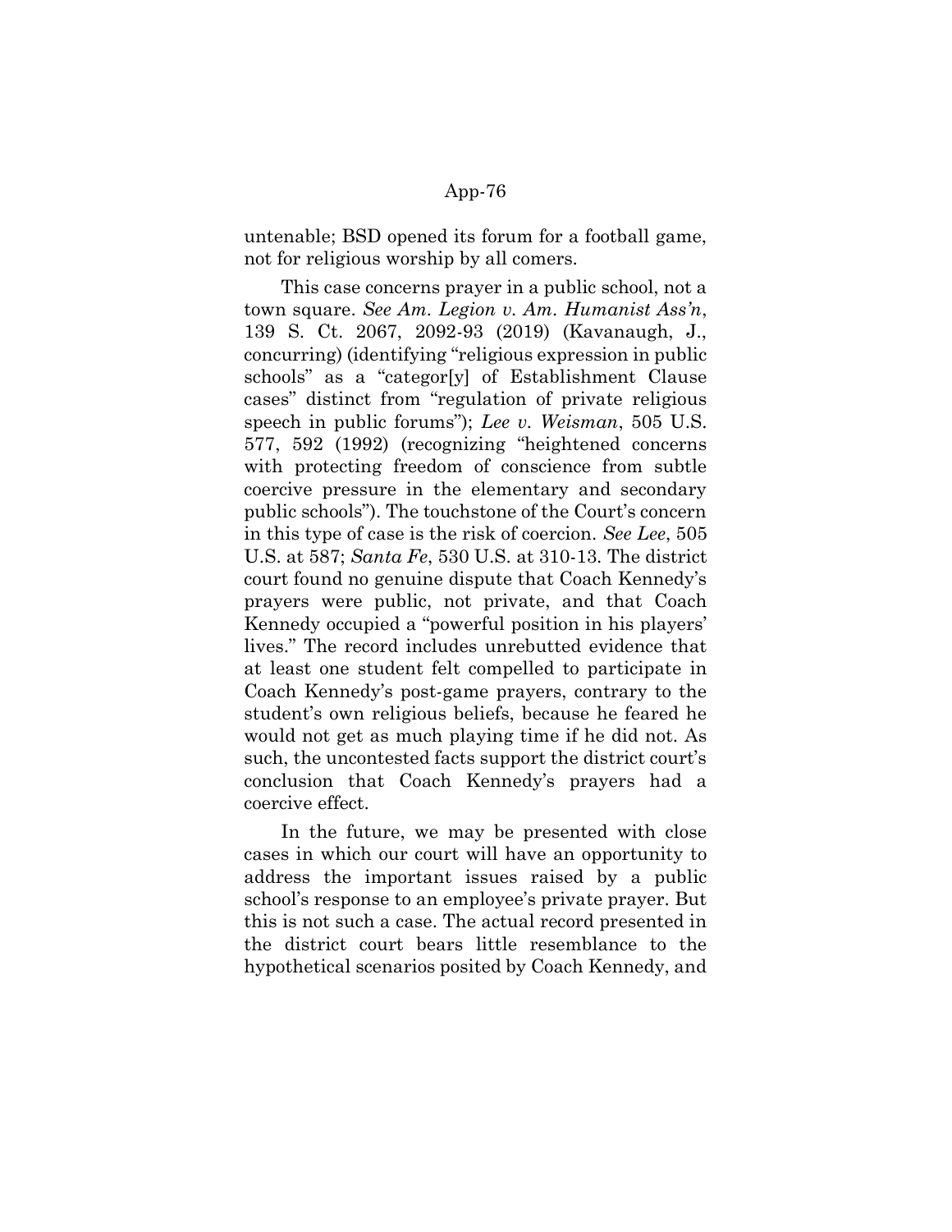untenable; BSD opened its forum for a football game, not for religious worship by all comers.

This case concerns prayer in a public school, not a town square. *See Am. Legion v. Am. Humanist Ass'n*, 139 S. Ct. 2067, 2092-93 (2019) (Kavanaugh, J., concurring) (identifying "religious expression in public schools" as a "categor[y] of Establishment Clause cases" distinct from "regulation of private religious speech in public forums"); *Lee v. Weisman*, 505 U.S. 577, 592 (1992) (recognizing "heightened concerns with protecting freedom of conscience from subtle coercive pressure in the elementary and secondary public schools"). The touchstone of the Court's concern in this type of case is the risk of coercion. *See Lee*, 505 U.S. at 587; *Santa Fe*, 530 U.S. at 310-13. The district court found no genuine dispute that Coach Kennedy's prayers were public, not private, and that Coach Kennedy occupied a "powerful position in his players' lives." The record includes unrebutted evidence that at least one student felt compelled to participate in Coach Kennedy's post-game prayers, contrary to the student's own religious beliefs, because he feared he would not get as much playing time if he did not. As such, the uncontested facts support the district court's conclusion that Coach Kennedy's prayers had a coercive effect.

In the future, we may be presented with close cases in which our court will have an opportunity to address the important issues raised by a public school's response to an employee's private prayer. But this is not such a case. The actual record presented in the district court bears little resemblance to the hypothetical scenarios posited by Coach Kennedy, and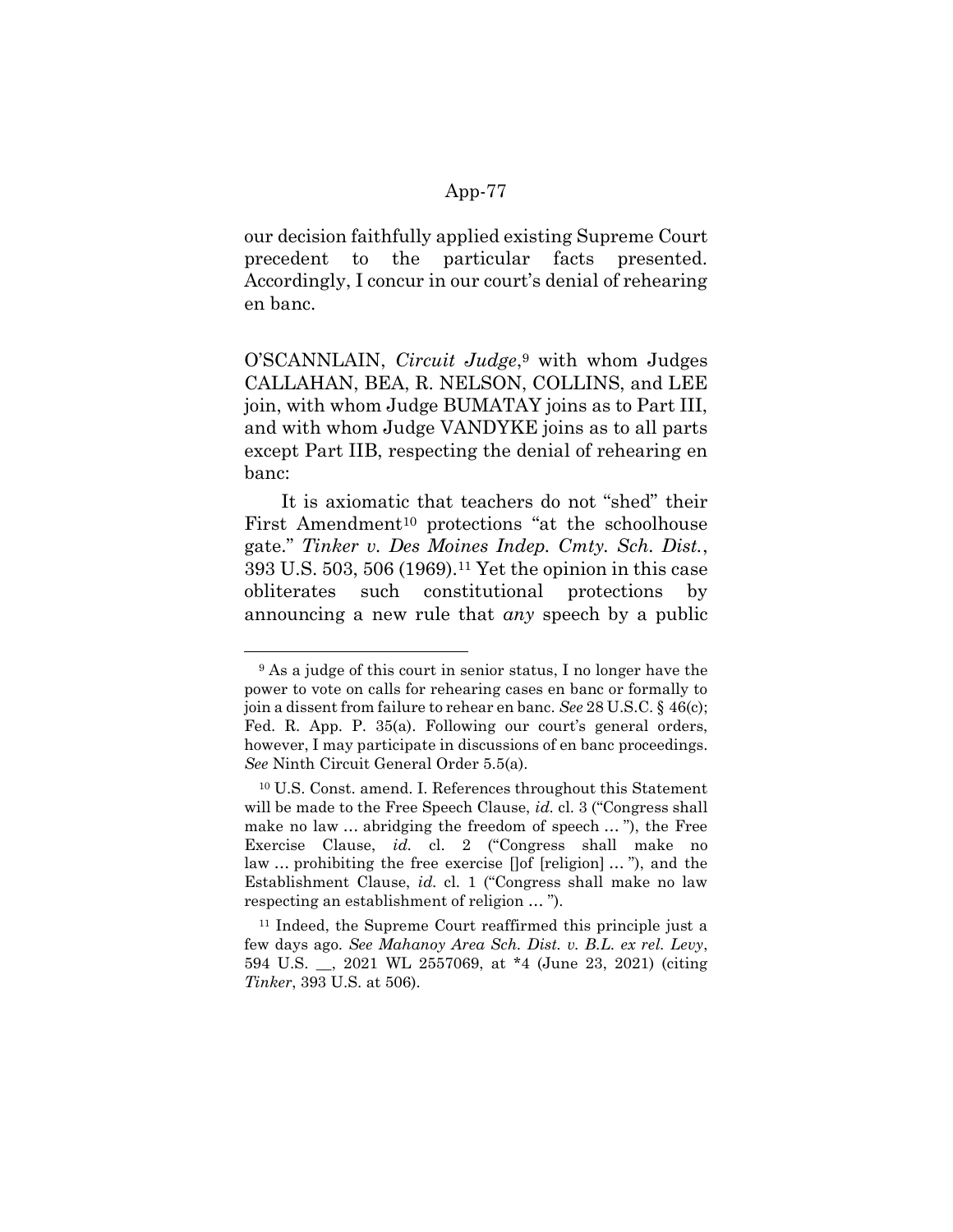our decision faithfully applied existing Supreme Court precedent to the particular facts presented. Accordingly, I concur in our court's denial of rehearing en banc.

O'SCANNLAIN, *Circuit Judge*,[9] with whom Judges CALLAHAN, BEA, R. NELSON, COLLINS, and LEE join, with whom Judge BUMATAY joins as to Part III, and with whom Judge VANDYKE joins as to all parts except Part IIB, respecting the denial of rehearing en banc:

It is axiomatic that teachers do not "shed" their First Amendment[10] protections "at the schoolhouse gate." *Tinker v. Des Moines Indep. Cmty. Sch. Dist.*, 393 U.S. 503, 506 (1969).[11] Yet the opinion in this case obliterates such constitutional protections by announcing a new rule that *any* speech by a public

---

[9] As a judge of this court in senior status, I no longer have the power to vote on calls for rehearing cases en banc or formally to join a dissent from failure to rehear en banc. *See* 28 U.S.C. § 46(c); Fed. R. App. P. 35(a). Following our court's general orders, however, I may participate in discussions of en banc proceedings. *See* Ninth Circuit General Order 5.5(a).

[10] U.S. Const. amend. I. References throughout this Statement will be made to the Free Speech Clause, *id.* cl. 3 ("Congress shall make no law … abridging the freedom of speech … "), the Free Exercise Clause, *id.* cl. 2 ("Congress shall make no law … prohibiting the free exercise []of [religion] … "), and the Establishment Clause, *id.* cl. 1 ("Congress shall make no law respecting an establishment of religion … ").

[11] Indeed, the Supreme Court reaffirmed this principle just a few days ago. *See Mahanoy Area Sch. Dist. v. B.L. ex rel. Levy*, 594 U.S. __, 2021 WL 2557069, at *4 (June 23, 2021) (citing *Tinker*, 393 U.S. at 506).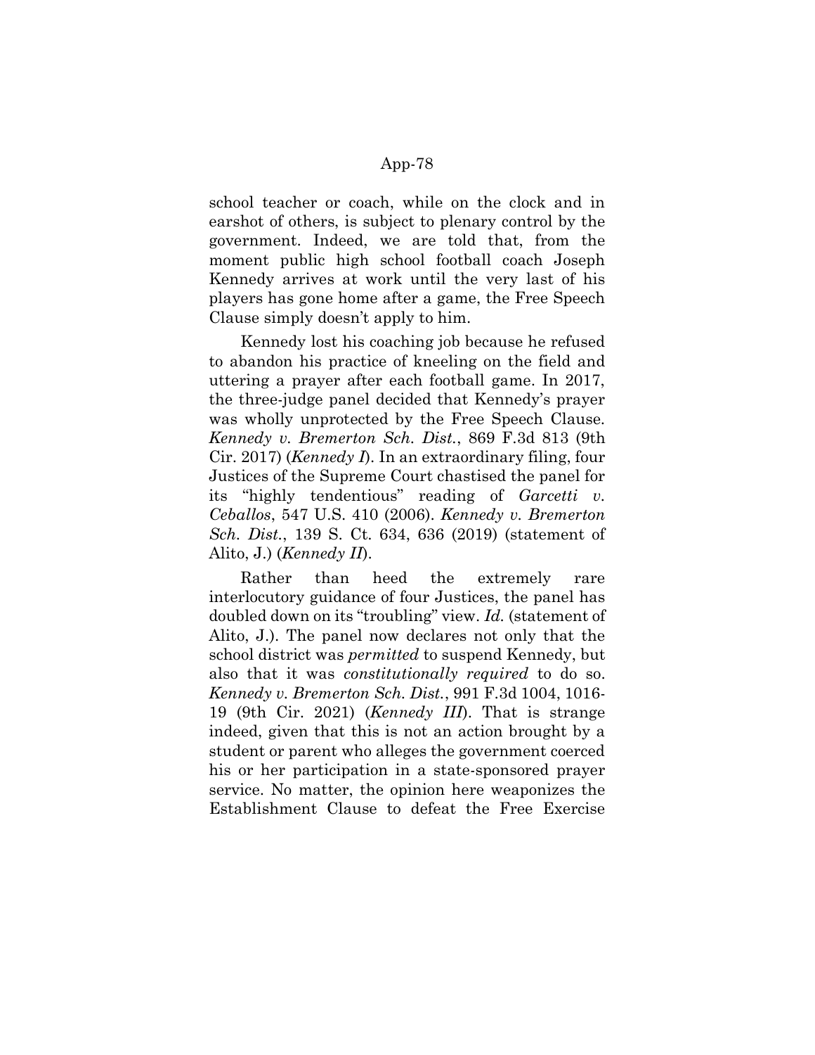school teacher or coach, while on the clock and in earshot of others, is subject to plenary control by the government. Indeed, we are told that, from the moment public high school football coach Joseph Kennedy arrives at work until the very last of his players has gone home after a game, the Free Speech Clause simply doesn't apply to him.

Kennedy lost his coaching job because he refused to abandon his practice of kneeling on the field and uttering a prayer after each football game. In 2017, the three-judge panel decided that Kennedy's prayer was wholly unprotected by the Free Speech Clause. *Kennedy v. Bremerton Sch. Dist.*, 869 F.3d 813 (9th Cir. 2017) (*Kennedy I*). In an extraordinary filing, four Justices of the Supreme Court chastised the panel for its "highly tendentious" reading of *Garcetti v. Ceballos*, 547 U.S. 410 (2006). *Kennedy v. Bremerton Sch. Dist.*, 139 S. Ct. 634, 636 (2019) (statement of Alito, J.) (*Kennedy II*).

Rather than heed the extremely rare interlocutory guidance of four Justices, the panel has doubled down on its "troubling" view. *Id.* (statement of Alito, J.). The panel now declares not only that the school district was *permitted* to suspend Kennedy, but also that it was *constitutionally required* to do so. *Kennedy v. Bremerton Sch. Dist.*, 991 F.3d 1004, 1016-19 (9th Cir. 2021) (*Kennedy III*). That is strange indeed, given that this is not an action brought by a student or parent who alleges the government coerced his or her participation in a state-sponsored prayer service. No matter, the opinion here weaponizes the Establishment Clause to defeat the Free Exercise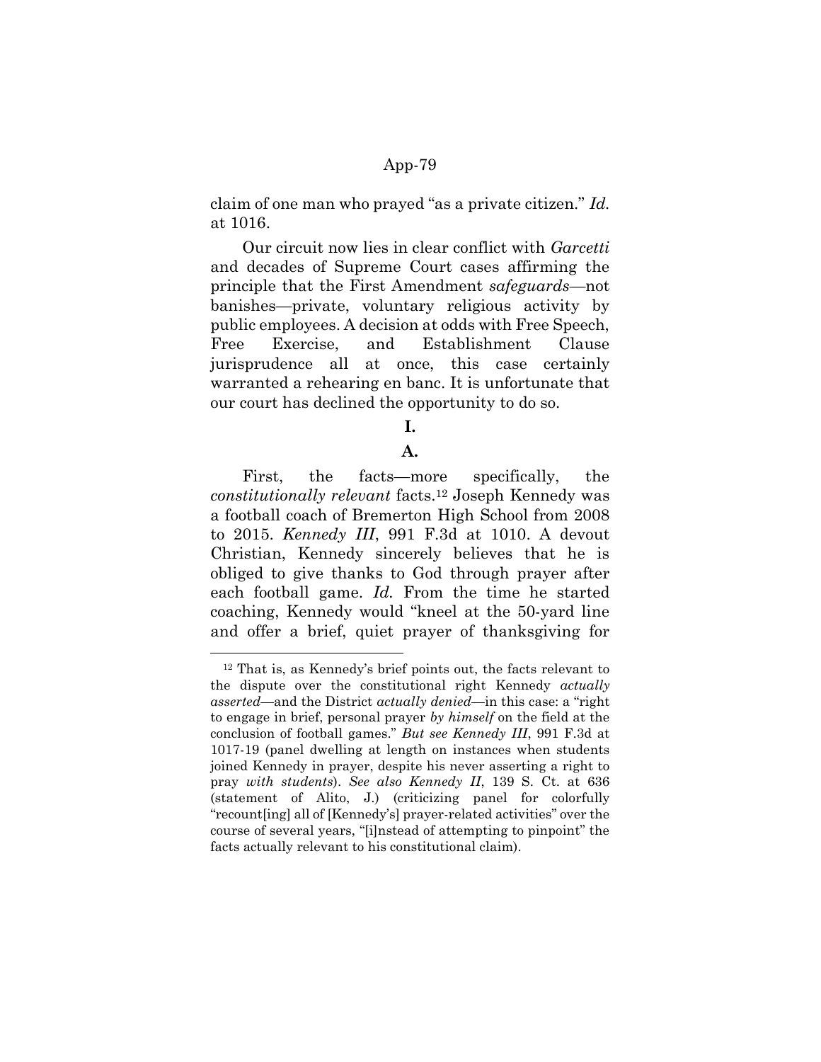claim of one man who prayed "as a private citizen." *Id.* at 1016.

Our circuit now lies in clear conflict with *Garcetti* and decades of Supreme Court cases affirming the principle that the First Amendment *safeguards*—not banishes—private, voluntary religious activity by public employees. A decision at odds with Free Speech, Free Exercise, and Establishment Clause jurisprudence all at once, this case certainly warranted a rehearing en banc. It is unfortunate that our court has declined the opportunity to do so.

## I.

### A.

First, the facts—more specifically, the *constitutionally relevant* facts.[12] Joseph Kennedy was a football coach of Bremerton High School from 2008 to 2015. *Kennedy III*, 991 F.3d at 1010. A devout Christian, Kennedy sincerely believes that he is obliged to give thanks to God through prayer after each football game. *Id.* From the time he started coaching, Kennedy would "kneel at the 50-yard line and offer a brief, quiet prayer of thanksgiving for

---

[12] That is, as Kennedy's brief points out, the facts relevant to the dispute over the constitutional right Kennedy *actually asserted*—and the District *actually denied*—in this case: a "right to engage in brief, personal prayer *by himself* on the field at the conclusion of football games." *But see Kennedy III*, 991 F.3d at 1017-19 (panel dwelling at length on instances when students joined Kennedy in prayer, despite his never asserting a right to pray *with students*). *See also Kennedy II*, 139 S. Ct. at 636 (statement of Alito, J.) (criticizing panel for colorfully "recount[ing] all of [Kennedy's] prayer-related activities" over the course of several years, "[i]nstead of attempting to pinpoint" the facts actually relevant to his constitutional claim).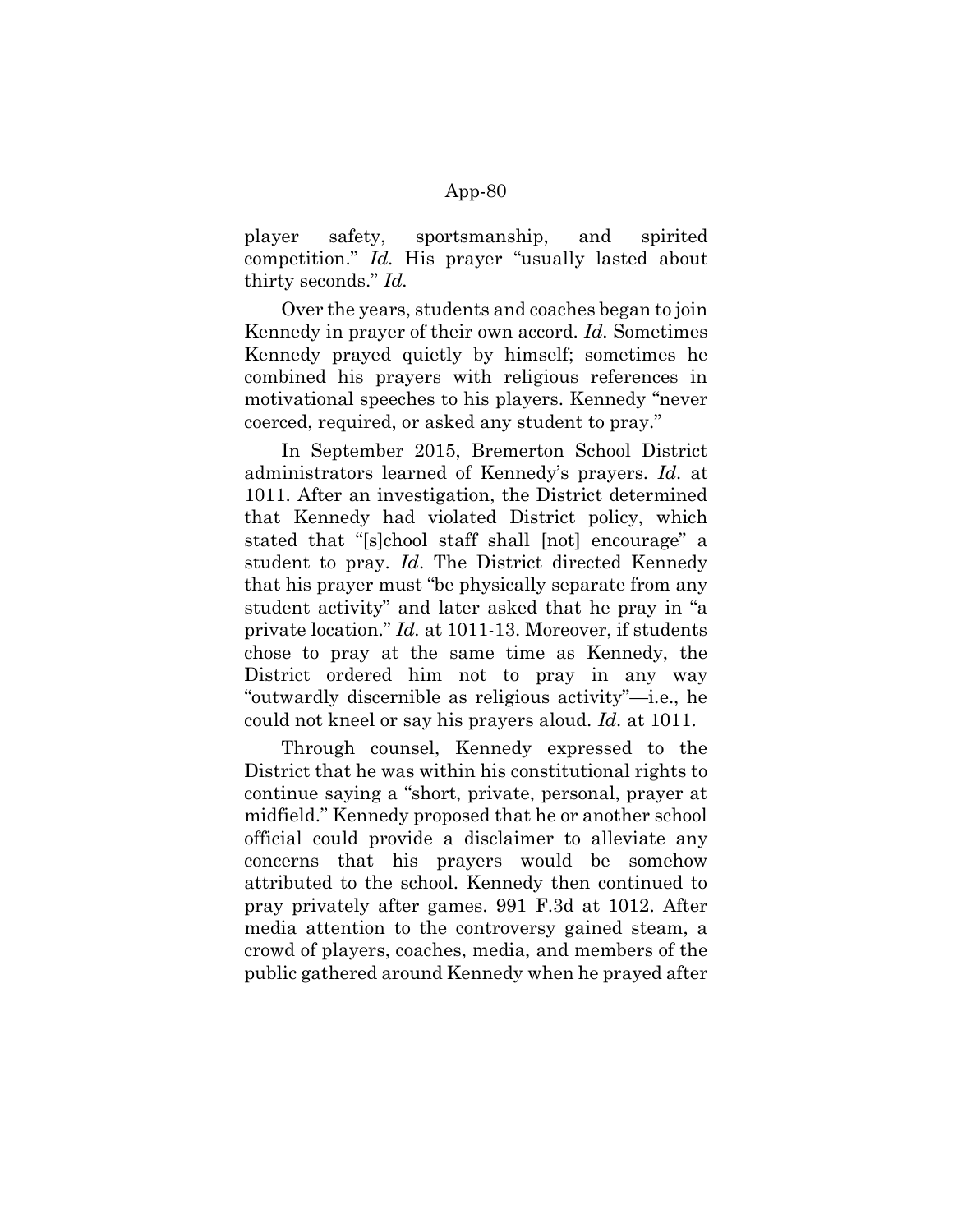player safety, sportsmanship, and spirited competition." *Id.* His prayer "usually lasted about thirty seconds." *Id.*

Over the years, students and coaches began to join Kennedy in prayer of their own accord. *Id.* Sometimes Kennedy prayed quietly by himself; sometimes he combined his prayers with religious references in motivational speeches to his players. Kennedy "never coerced, required, or asked any student to pray."

In September 2015, Bremerton School District administrators learned of Kennedy's prayers. *Id.* at 1011. After an investigation, the District determined that Kennedy had violated District policy, which stated that "[s]chool staff shall [not] encourage" a student to pray. *Id*. The District directed Kennedy that his prayer must "be physically separate from any student activity" and later asked that he pray in "a private location." *Id.* at 1011-13. Moreover, if students chose to pray at the same time as Kennedy, the District ordered him not to pray in any way "outwardly discernible as religious activity"—i.e., he could not kneel or say his prayers aloud. *Id.* at 1011.

Through counsel, Kennedy expressed to the District that he was within his constitutional rights to continue saying a "short, private, personal, prayer at midfield." Kennedy proposed that he or another school official could provide a disclaimer to alleviate any concerns that his prayers would be somehow attributed to the school. Kennedy then continued to pray privately after games. 991 F.3d at 1012. After media attention to the controversy gained steam, a crowd of players, coaches, media, and members of the public gathered around Kennedy when he prayed after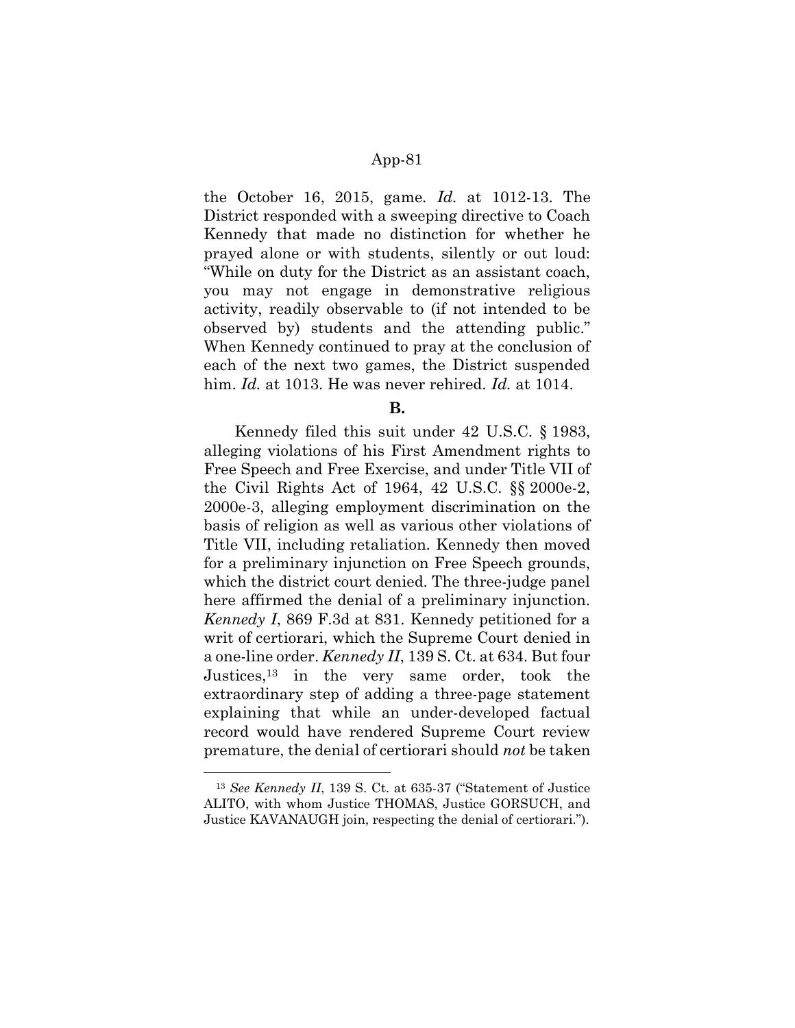the October 16, 2015, game. *Id.* at 1012-13. The District responded with a sweeping directive to Coach Kennedy that made no distinction for whether he prayed alone or with students, silently or out loud: "While on duty for the District as an assistant coach, you may not engage in demonstrative religious activity, readily observable to (if not intended to be observed by) students and the attending public." When Kennedy continued to pray at the conclusion of each of the next two games, the District suspended him. *Id.* at 1013. He was never rehired. *Id.* at 1014.

**B.**

Kennedy filed this suit under 42 U.S.C. § 1983, alleging violations of his First Amendment rights to Free Speech and Free Exercise, and under Title VII of the Civil Rights Act of 1964, 42 U.S.C. §§ 2000e-2, 2000e-3, alleging employment discrimination on the basis of religion as well as various other violations of Title VII, including retaliation. Kennedy then moved for a preliminary injunction on Free Speech grounds, which the district court denied. The three-judge panel here affirmed the denial of a preliminary injunction. *Kennedy I*, 869 F.3d at 831. Kennedy petitioned for a writ of certiorari, which the Supreme Court denied in a one-line order. *Kennedy II*, 139 S. Ct. at 634. But four Justices,[13] in the very same order, took the extraordinary step of adding a three-page statement explaining that while an under-developed factual record would have rendered Supreme Court review premature, the denial of certiorari should *not* be taken

[13] *See Kennedy II*, 139 S. Ct. at 635-37 ("Statement of Justice ALITO, with whom Justice THOMAS, Justice GORSUCH, and Justice KAVANAUGH join, respecting the denial of certiorari.").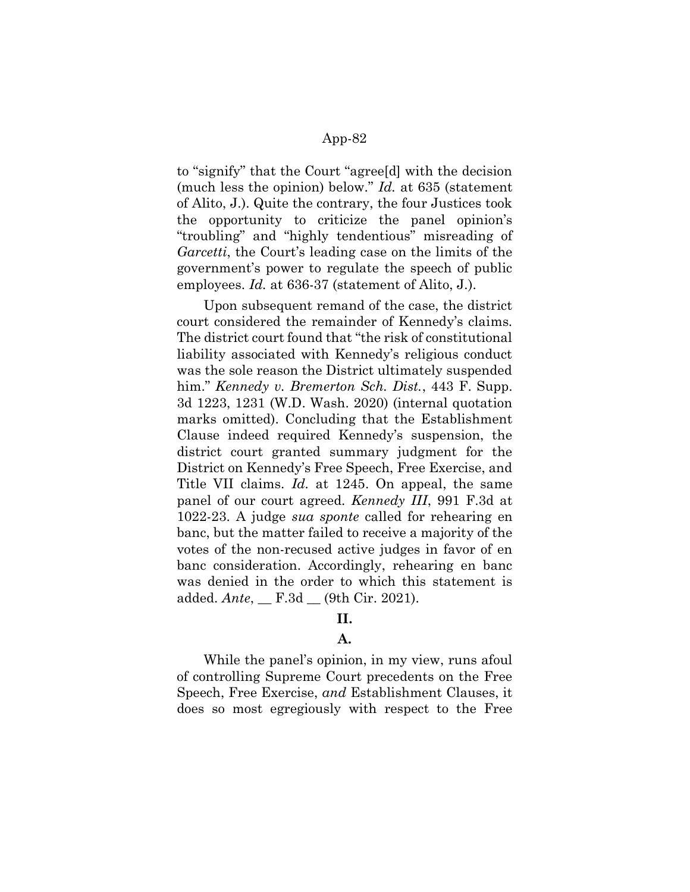to "signify" that the Court "agree[d] with the decision (much less the opinion) below." *Id.* at 635 (statement of Alito, J.). Quite the contrary, the four Justices took the opportunity to criticize the panel opinion's "troubling" and "highly tendentious" misreading of *Garcetti*, the Court's leading case on the limits of the government's power to regulate the speech of public employees. *Id.* at 636-37 (statement of Alito, J.).

Upon subsequent remand of the case, the district court considered the remainder of Kennedy's claims. The district court found that "the risk of constitutional liability associated with Kennedy's religious conduct was the sole reason the District ultimately suspended him." *Kennedy v. Bremerton Sch. Dist.*, 443 F. Supp. 3d 1223, 1231 (W.D. Wash. 2020) (internal quotation marks omitted). Concluding that the Establishment Clause indeed required Kennedy's suspension, the district court granted summary judgment for the District on Kennedy's Free Speech, Free Exercise, and Title VII claims. *Id.* at 1245. On appeal, the same panel of our court agreed. *Kennedy III*, 991 F.3d at 1022-23. A judge *sua sponte* called for rehearing en banc, but the matter failed to receive a majority of the votes of the non-recused active judges in favor of en banc consideration. Accordingly, rehearing en banc was denied in the order to which this statement is added. *Ante*, __ F.3d __ (9th Cir. 2021).

## II.

### A.

While the panel's opinion, in my view, runs afoul of controlling Supreme Court precedents on the Free Speech, Free Exercise, *and* Establishment Clauses, it does so most egregiously with respect to the Free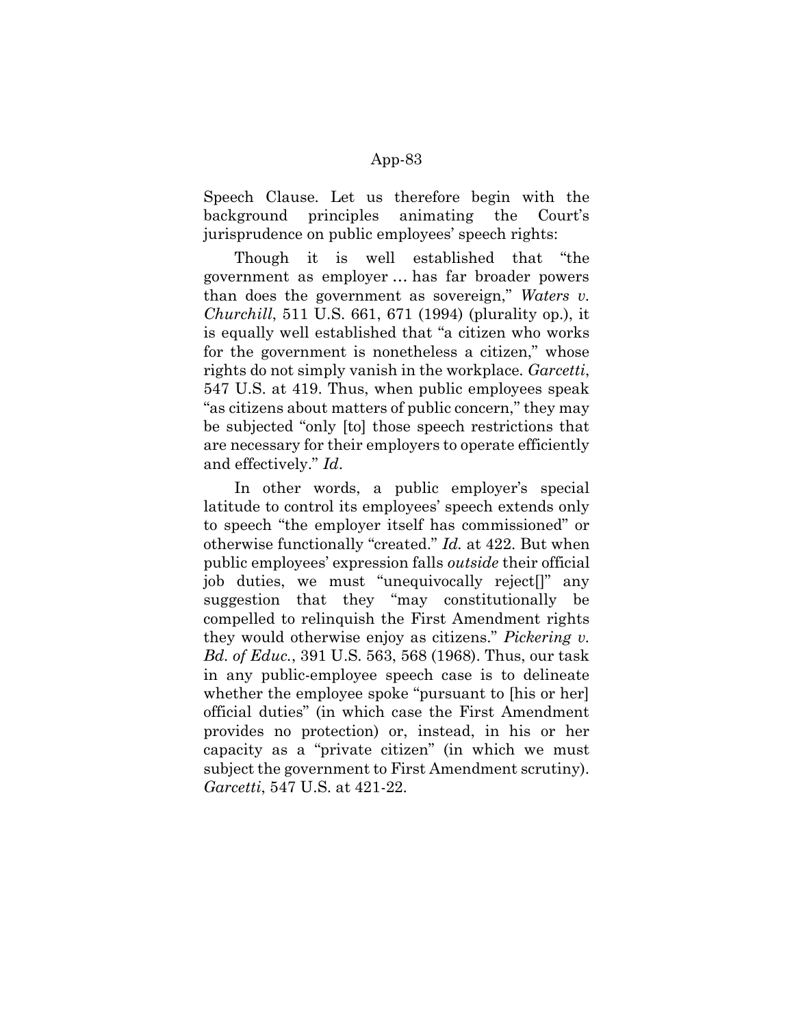Speech Clause. Let us therefore begin with the background principles animating the Court's jurisprudence on public employees' speech rights:

Though it is well established that "the government as employer … has far broader powers than does the government as sovereign," *Waters v. Churchill*, 511 U.S. 661, 671 (1994) (plurality op.), it is equally well established that "a citizen who works for the government is nonetheless a citizen," whose rights do not simply vanish in the workplace. *Garcetti*, 547 U.S. at 419. Thus, when public employees speak "as citizens about matters of public concern," they may be subjected "only [to] those speech restrictions that are necessary for their employers to operate efficiently and effectively." *Id*.

In other words, a public employer's special latitude to control its employees' speech extends only to speech "the employer itself has commissioned" or otherwise functionally "created." *Id.* at 422. But when public employees' expression falls *outside* their official job duties, we must "unequivocally reject[]" any suggestion that they "may constitutionally be compelled to relinquish the First Amendment rights they would otherwise enjoy as citizens." *Pickering v. Bd. of Educ.*, 391 U.S. 563, 568 (1968). Thus, our task in any public-employee speech case is to delineate whether the employee spoke "pursuant to [his or her] official duties" (in which case the First Amendment provides no protection) or, instead, in his or her capacity as a "private citizen" (in which we must subject the government to First Amendment scrutiny). *Garcetti*, 547 U.S. at 421-22.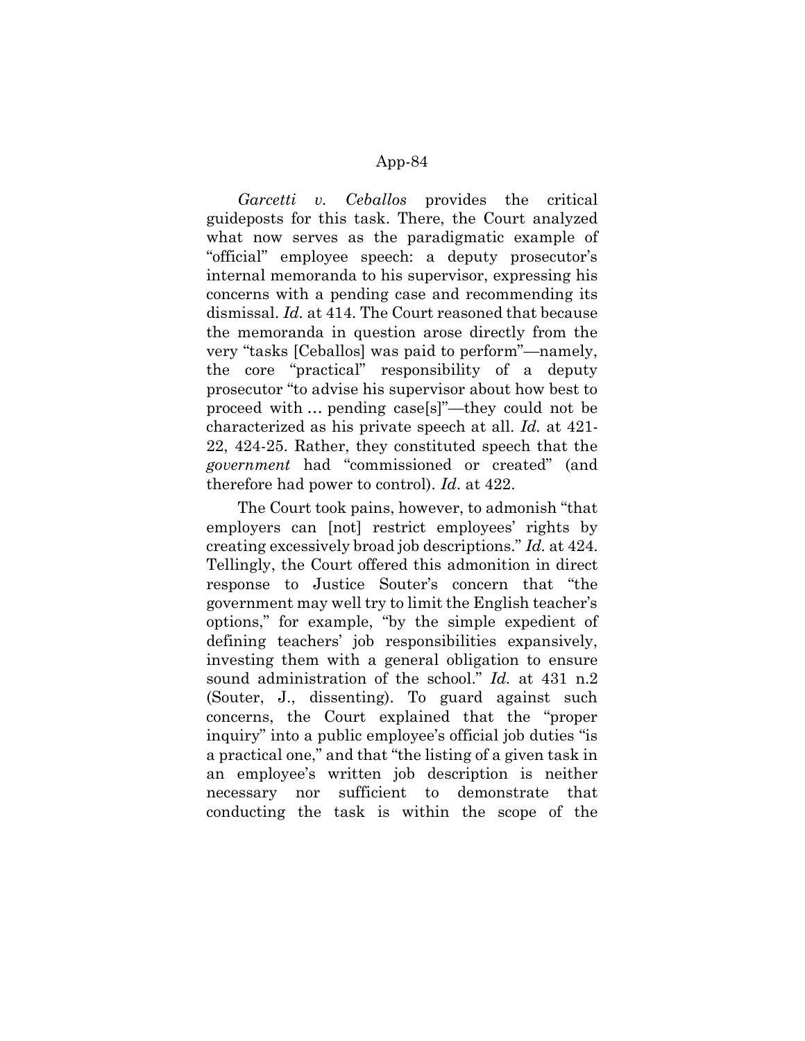*Garcetti v. Ceballos* provides the critical guideposts for this task. There, the Court analyzed what now serves as the paradigmatic example of "official" employee speech: a deputy prosecutor's internal memoranda to his supervisor, expressing his concerns with a pending case and recommending its dismissal. *Id.* at 414. The Court reasoned that because the memoranda in question arose directly from the very "tasks [Ceballos] was paid to perform"—namely, the core "practical" responsibility of a deputy prosecutor "to advise his supervisor about how best to proceed with … pending case[s]"—they could not be characterized as his private speech at all. *Id.* at 421-22, 424-25. Rather, they constituted speech that the *government* had "commissioned or created" (and therefore had power to control). *Id*. at 422.

The Court took pains, however, to admonish "that employers can [not] restrict employees' rights by creating excessively broad job descriptions." *Id.* at 424. Tellingly, the Court offered this admonition in direct response to Justice Souter's concern that "the government may well try to limit the English teacher's options," for example, "by the simple expedient of defining teachers' job responsibilities expansively, investing them with a general obligation to ensure sound administration of the school." *Id.* at 431 n.2 (Souter, J., dissenting). To guard against such concerns, the Court explained that the "proper inquiry" into a public employee's official job duties "is a practical one," and that "the listing of a given task in an employee's written job description is neither necessary nor sufficient to demonstrate that conducting the task is within the scope of the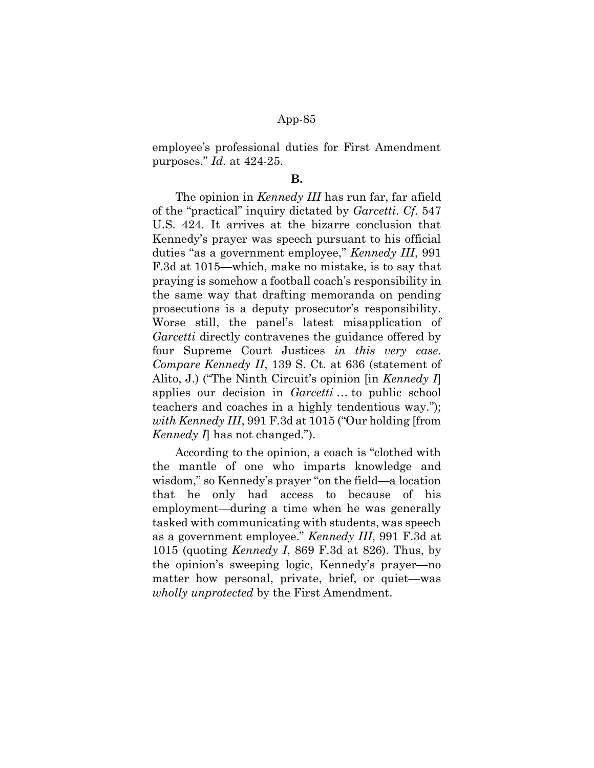employee's professional duties for First Amendment purposes." *Id.* at 424-25.

**B.**

The opinion in *Kennedy III* has run far, far afield of the "practical" inquiry dictated by *Garcetti*. *Cf.* 547 U.S. 424. It arrives at the bizarre conclusion that Kennedy's prayer was speech pursuant to his official duties "as a government employee," *Kennedy III*, 991 F.3d at 1015—which, make no mistake, is to say that praying is somehow a football coach's responsibility in the same way that drafting memoranda on pending prosecutions is a deputy prosecutor's responsibility. Worse still, the panel's latest misapplication of *Garcetti* directly contravenes the guidance offered by four Supreme Court Justices *in this very case*. *Compare Kennedy II*, 139 S. Ct. at 636 (statement of Alito, J.) ("The Ninth Circuit's opinion [in *Kennedy I*] applies our decision in *Garcetti* … to public school teachers and coaches in a highly tendentious way."); *with Kennedy III*, 991 F.3d at 1015 ("Our holding [from *Kennedy I*] has not changed.").

According to the opinion, a coach is "clothed with the mantle of one who imparts knowledge and wisdom," so Kennedy's prayer "on the field—a location that he only had access to because of his employment—during a time when he was generally tasked with communicating with students, was speech as a government employee." *Kennedy III*, 991 F.3d at 1015 (quoting *Kennedy I*, 869 F.3d at 826). Thus, by the opinion's sweeping logic, Kennedy's prayer—no matter how personal, private, brief, or quiet—was *wholly unprotected* by the First Amendment.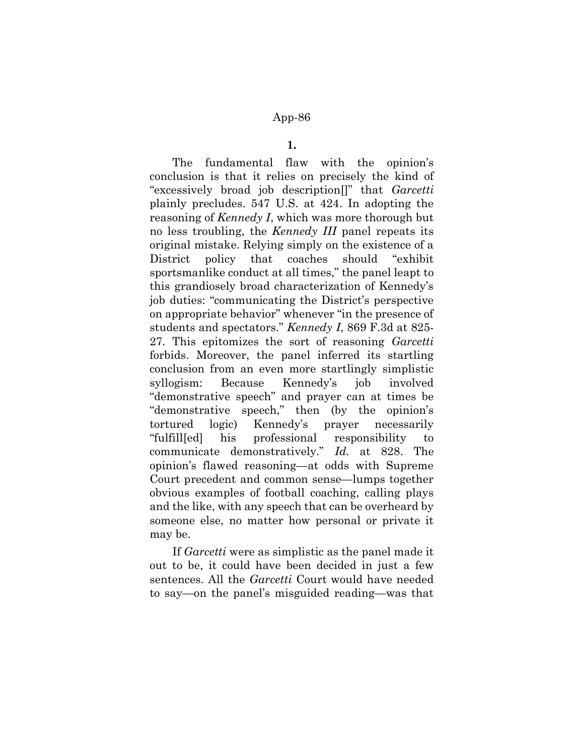**1.**

The fundamental flaw with the opinion's conclusion is that it relies on precisely the kind of "excessively broad job description[]" that *Garcetti* plainly precludes. 547 U.S. at 424. In adopting the reasoning of *Kennedy I*, which was more thorough but no less troubling, the *Kennedy III* panel repeats its original mistake. Relying simply on the existence of a District policy that coaches should "exhibit sportsmanlike conduct at all times," the panel leapt to this grandiosely broad characterization of Kennedy's job duties: "communicating the District's perspective on appropriate behavior" whenever "in the presence of students and spectators." *Kennedy I*, 869 F.3d at 825-27. This epitomizes the sort of reasoning *Garcetti* forbids. Moreover, the panel inferred its startling conclusion from an even more startlingly simplistic syllogism: Because Kennedy's job involved "demonstrative speech" and prayer can at times be "demonstrative speech," then (by the opinion's tortured logic) Kennedy's prayer necessarily "fulfill[ed] his professional responsibility to communicate demonstratively." *Id.* at 828. The opinion's flawed reasoning—at odds with Supreme Court precedent and common sense—lumps together obvious examples of football coaching, calling plays and the like, with any speech that can be overheard by someone else, no matter how personal or private it may be.

If *Garcetti* were as simplistic as the panel made it out to be, it could have been decided in just a few sentences. All the *Garcetti* Court would have needed to say—on the panel's misguided reading—was that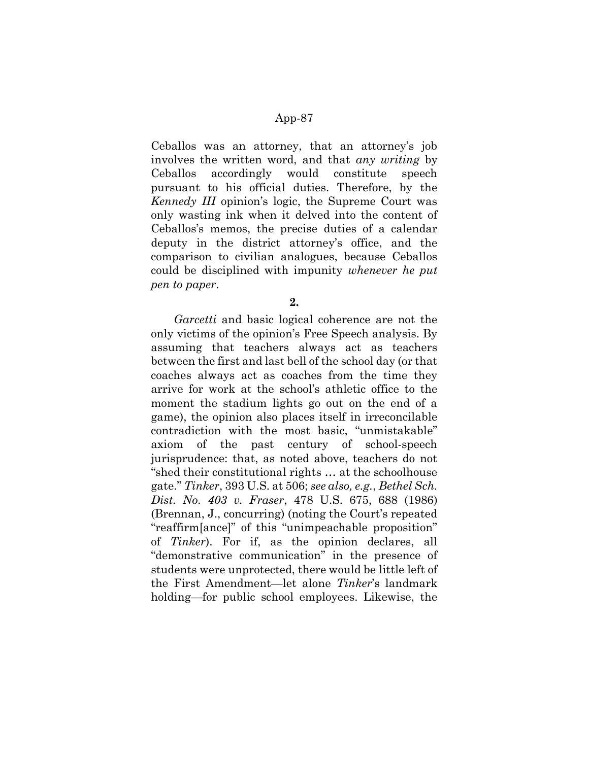Ceballos was an attorney, that an attorney's job involves the written word, and that *any writing* by Ceballos accordingly would constitute speech pursuant to his official duties. Therefore, by the *Kennedy III* opinion's logic, the Supreme Court was only wasting ink when it delved into the content of Ceballos's memos, the precise duties of a calendar deputy in the district attorney's office, and the comparison to civilian analogues, because Ceballos could be disciplined with impunity *whenever he put pen to paper*.

**2.**

*Garcetti* and basic logical coherence are not the only victims of the opinion's Free Speech analysis. By assuming that teachers always act as teachers between the first and last bell of the school day (or that coaches always act as coaches from the time they arrive for work at the school's athletic office to the moment the stadium lights go out on the end of a game), the opinion also places itself in irreconcilable contradiction with the most basic, "unmistakable" axiom of the past century of school-speech jurisprudence: that, as noted above, teachers do not "shed their constitutional rights … at the schoolhouse gate." *Tinker*, 393 U.S. at 506; *see also, e.g.*, *Bethel Sch. Dist. No. 403 v. Fraser*, 478 U.S. 675, 688 (1986) (Brennan, J., concurring) (noting the Court's repeated "reaffirm[ance]" of this "unimpeachable proposition" of *Tinker*). For if, as the opinion declares, all "demonstrative communication" in the presence of students were unprotected, there would be little left of the First Amendment—let alone *Tinker*'s landmark holding—for public school employees. Likewise, the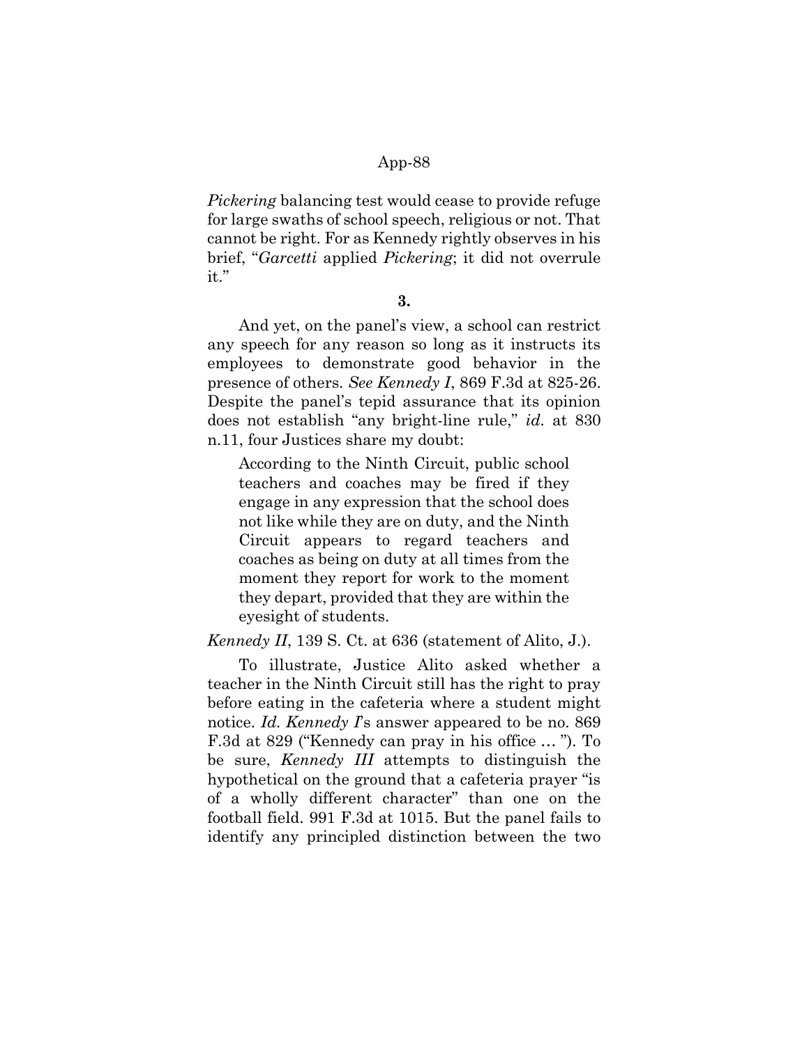*Pickering* balancing test would cease to provide refuge for large swaths of school speech, religious or not. That cannot be right. For as Kennedy rightly observes in his brief, "*Garcetti* applied *Pickering*; it did not overrule it."

**3.**

And yet, on the panel's view, a school can restrict any speech for any reason so long as it instructs its employees to demonstrate good behavior in the presence of others. *See Kennedy I*, 869 F.3d at 825-26. Despite the panel's tepid assurance that its opinion does not establish "any bright-line rule," *id.* at 830 n.11, four Justices share my doubt:

> According to the Ninth Circuit, public school teachers and coaches may be fired if they engage in any expression that the school does not like while they are on duty, and the Ninth Circuit appears to regard teachers and coaches as being on duty at all times from the moment they report for work to the moment they depart, provided that they are within the eyesight of students.

*Kennedy II*, 139 S. Ct. at 636 (statement of Alito, J.).

To illustrate, Justice Alito asked whether a teacher in the Ninth Circuit still has the right to pray before eating in the cafeteria where a student might notice. *Id. Kennedy I*'s answer appeared to be no. 869 F.3d at 829 ("Kennedy can pray in his office … "). To be sure, *Kennedy III* attempts to distinguish the hypothetical on the ground that a cafeteria prayer "is of a wholly different character" than one on the football field. 991 F.3d at 1015. But the panel fails to identify any principled distinction between the two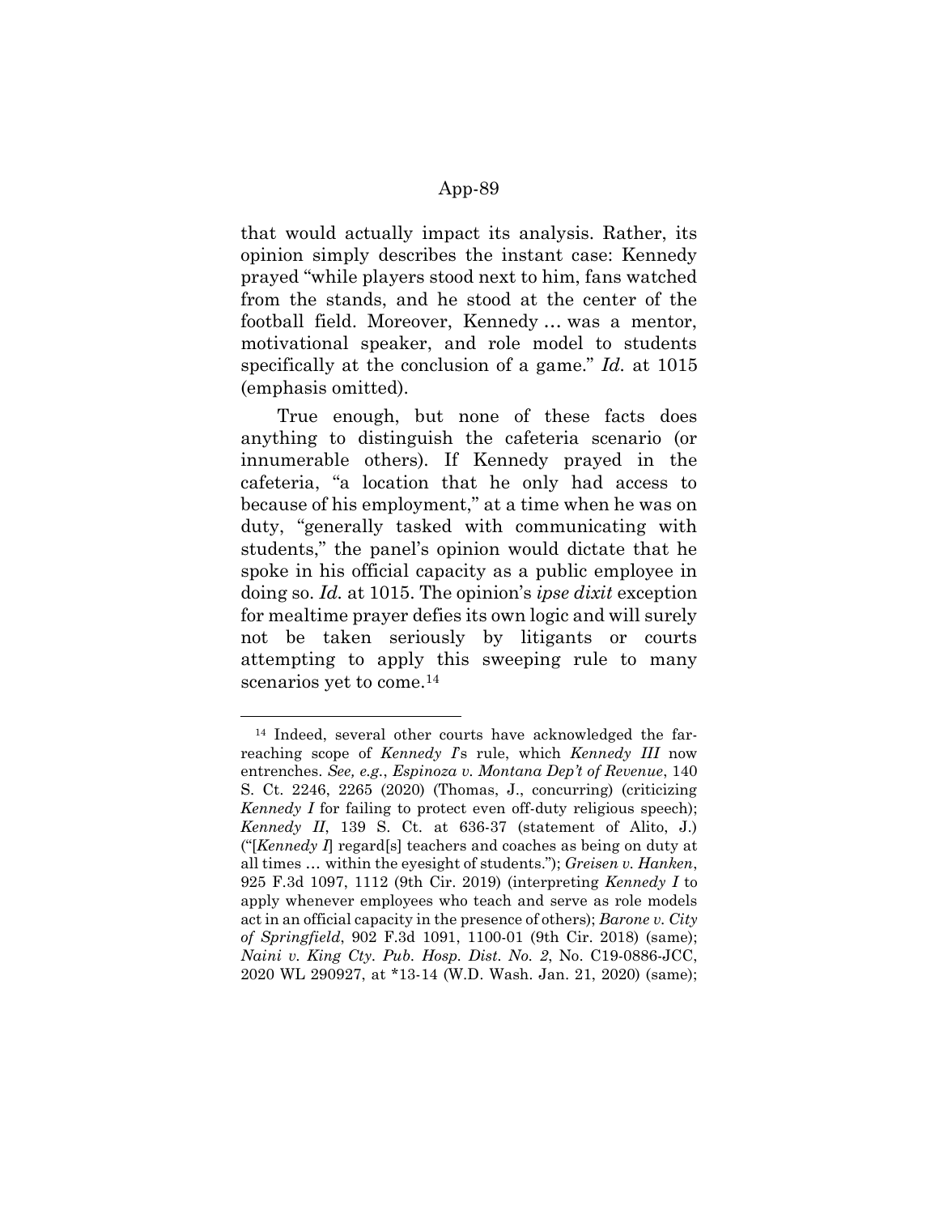that would actually impact its analysis. Rather, its opinion simply describes the instant case: Kennedy prayed "while players stood next to him, fans watched from the stands, and he stood at the center of the football field. Moreover, Kennedy … was a mentor, motivational speaker, and role model to students specifically at the conclusion of a game." *Id.* at 1015 (emphasis omitted).

True enough, but none of these facts does anything to distinguish the cafeteria scenario (or innumerable others). If Kennedy prayed in the cafeteria, "a location that he only had access to because of his employment," at a time when he was on duty, "generally tasked with communicating with students," the panel's opinion would dictate that he spoke in his official capacity as a public employee in doing so. *Id.* at 1015. The opinion's *ipse dixit* exception for mealtime prayer defies its own logic and will surely not be taken seriously by litigants or courts attempting to apply this sweeping rule to many scenarios yet to come.[14]

---

[14] Indeed, several other courts have acknowledged the far-reaching scope of *Kennedy I*'s rule, which *Kennedy III* now entrenches. *See, e.g.*, *Espinoza v. Montana Dep't of Revenue*, 140 S. Ct. 2246, 2265 (2020) (Thomas, J., concurring) (criticizing *Kennedy I* for failing to protect even off-duty religious speech); *Kennedy II*, 139 S. Ct. at 636-37 (statement of Alito, J.) ("[*Kennedy I*] regard[s] teachers and coaches as being on duty at all times … within the eyesight of students."); *Greisen v. Hanken*, 925 F.3d 1097, 1112 (9th Cir. 2019) (interpreting *Kennedy I* to apply whenever employees who teach and serve as role models act in an official capacity in the presence of others); *Barone v. City of Springfield*, 902 F.3d 1091, 1100-01 (9th Cir. 2018) (same); *Naini v. King Cty. Pub. Hosp. Dist. No. 2*, No. C19-0886-JCC, 2020 WL 290927, at *13-14 (W.D. Wash. Jan. 21, 2020) (same);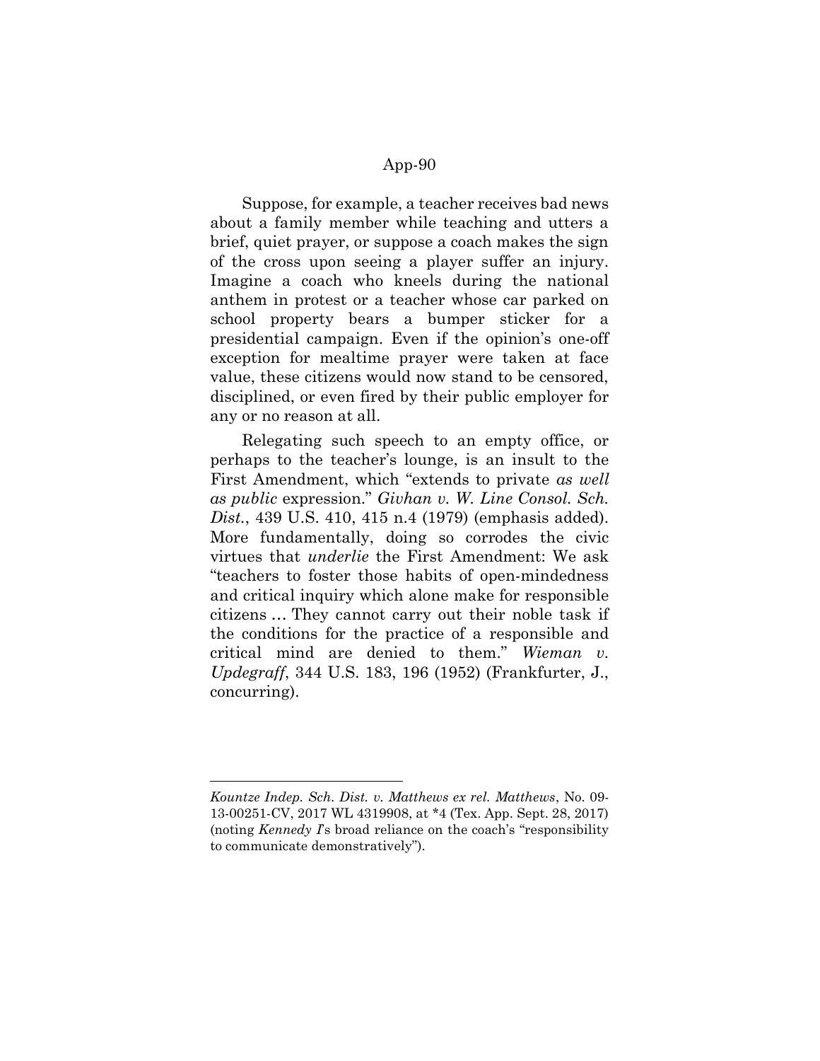Suppose, for example, a teacher receives bad news about a family member while teaching and utters a brief, quiet prayer, or suppose a coach makes the sign of the cross upon seeing a player suffer an injury. Imagine a coach who kneels during the national anthem in protest or a teacher whose car parked on school property bears a bumper sticker for a presidential campaign. Even if the opinion's one-off exception for mealtime prayer were taken at face value, these citizens would now stand to be censored, disciplined, or even fired by their public employer for any or no reason at all.

Relegating such speech to an empty office, or perhaps to the teacher's lounge, is an insult to the First Amendment, which "extends to private *as well as public* expression." *Givhan v. W. Line Consol. Sch. Dist.*, 439 U.S. 410, 415 n.4 (1979) (emphasis added). More fundamentally, doing so corrodes the civic virtues that *underlie* the First Amendment: We ask "teachers to foster those habits of open-mindedness and critical inquiry which alone make for responsible citizens … They cannot carry out their noble task if the conditions for the practice of a responsible and critical mind are denied to them." *Wieman v. Updegraff*, 344 U.S. 183, 196 (1952) (Frankfurter, J., concurring).

---

*Kountze Indep. Sch. Dist. v. Matthews ex rel. Matthews*, No. 09-13-00251-CV, 2017 WL 4319908, at *4 (Tex. App. Sept. 28, 2017) (noting *Kennedy I*'s broad reliance on the coach's "responsibility to communicate demonstratively").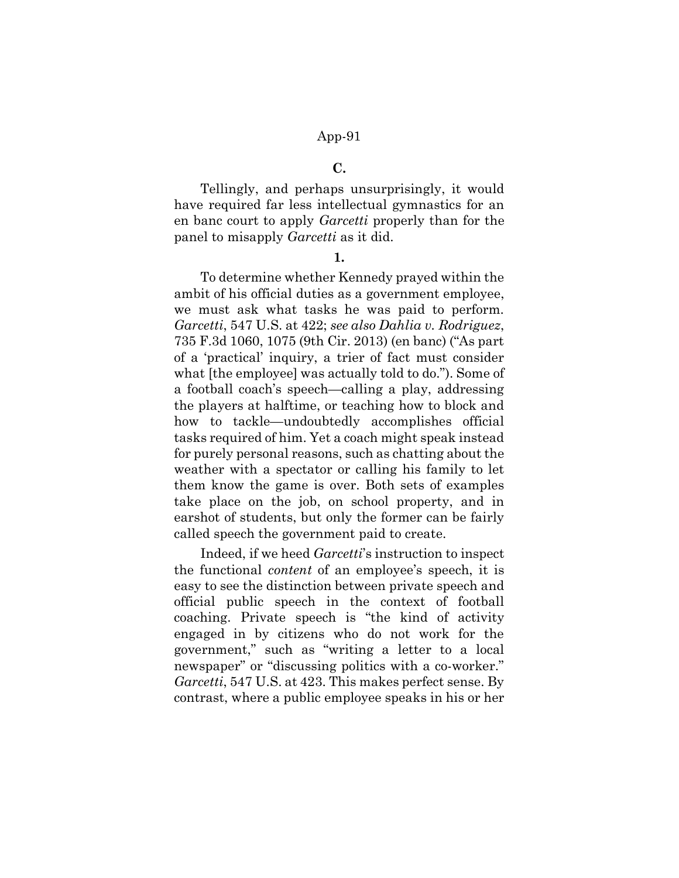**C.**

Tellingly, and perhaps unsurprisingly, it would have required far less intellectual gymnastics for an en banc court to apply *Garcetti* properly than for the panel to misapply *Garcetti* as it did.

**1.**

To determine whether Kennedy prayed within the ambit of his official duties as a government employee, we must ask what tasks he was paid to perform. *Garcetti*, 547 U.S. at 422; *see also Dahlia v. Rodriguez*, 735 F.3d 1060, 1075 (9th Cir. 2013) (en banc) ("As part of a 'practical' inquiry, a trier of fact must consider what [the employee] was actually told to do."). Some of a football coach's speech—calling a play, addressing the players at halftime, or teaching how to block and how to tackle—undoubtedly accomplishes official tasks required of him. Yet a coach might speak instead for purely personal reasons, such as chatting about the weather with a spectator or calling his family to let them know the game is over. Both sets of examples take place on the job, on school property, and in earshot of students, but only the former can be fairly called speech the government paid to create.

Indeed, if we heed *Garcetti*'s instruction to inspect the functional *content* of an employee's speech, it is easy to see the distinction between private speech and official public speech in the context of football coaching. Private speech is "the kind of activity engaged in by citizens who do not work for the government," such as "writing a letter to a local newspaper" or "discussing politics with a co-worker." *Garcetti*, 547 U.S. at 423. This makes perfect sense. By contrast, where a public employee speaks in his or her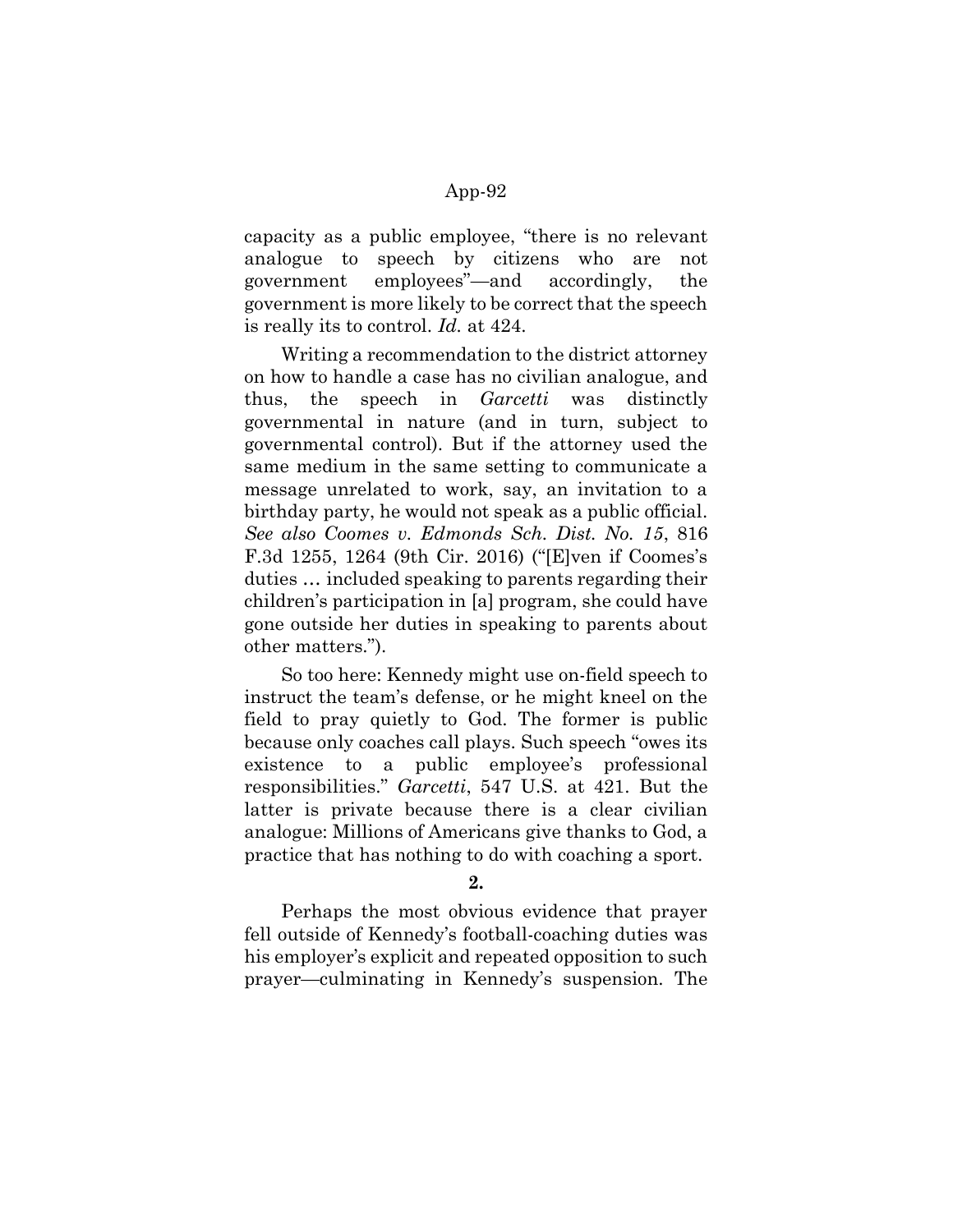capacity as a public employee, "there is no relevant analogue to speech by citizens who are not government employees"—and accordingly, the government is more likely to be correct that the speech is really its to control. *Id.* at 424.

Writing a recommendation to the district attorney on how to handle a case has no civilian analogue, and thus, the speech in *Garcetti* was distinctly governmental in nature (and in turn, subject to governmental control). But if the attorney used the same medium in the same setting to communicate a message unrelated to work, say, an invitation to a birthday party, he would not speak as a public official. *See also Coomes v. Edmonds Sch. Dist. No. 15*, 816 F.3d 1255, 1264 (9th Cir. 2016) ("[E]ven if Coomes's duties … included speaking to parents regarding their children's participation in [a] program, she could have gone outside her duties in speaking to parents about other matters.").

So too here: Kennedy might use on-field speech to instruct the team's defense, or he might kneel on the field to pray quietly to God. The former is public because only coaches call plays. Such speech "owes its existence to a public employee's professional responsibilities." *Garcetti*, 547 U.S. at 421. But the latter is private because there is a clear civilian analogue: Millions of Americans give thanks to God, a practice that has nothing to do with coaching a sport.

**2.**

Perhaps the most obvious evidence that prayer fell outside of Kennedy's football-coaching duties was his employer's explicit and repeated opposition to such prayer—culminating in Kennedy's suspension. The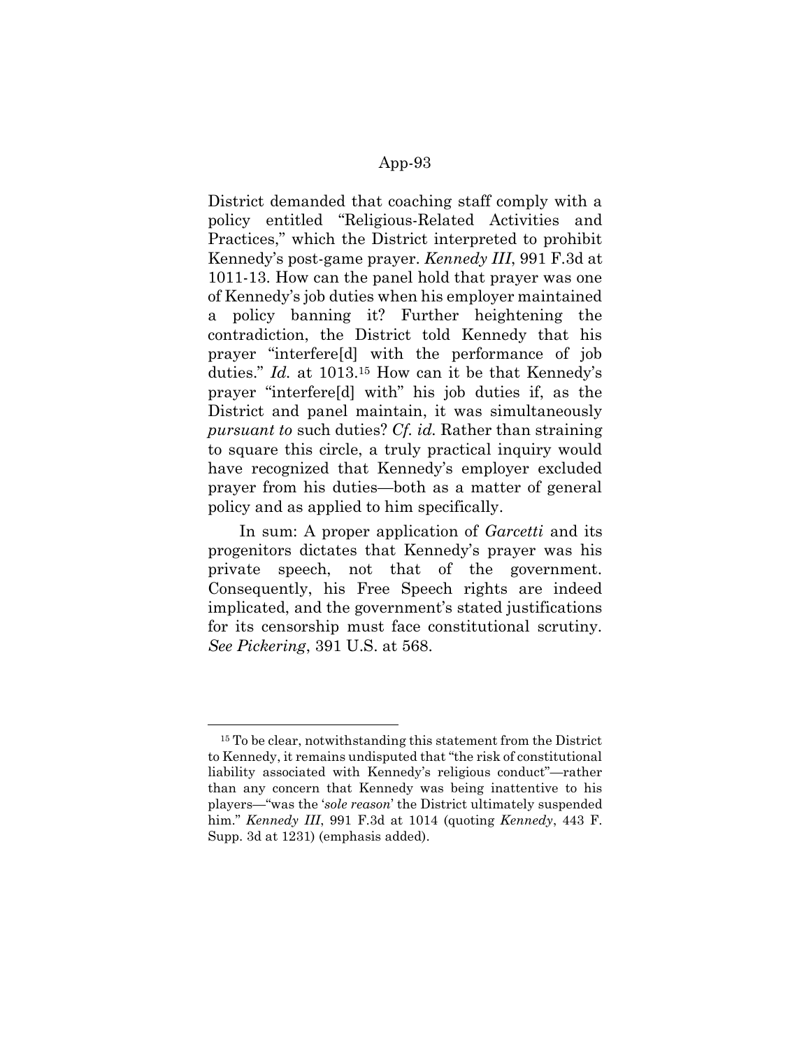District demanded that coaching staff comply with a policy entitled "Religious-Related Activities and Practices," which the District interpreted to prohibit Kennedy's post-game prayer. *Kennedy III*, 991 F.3d at 1011-13. How can the panel hold that prayer was one of Kennedy's job duties when his employer maintained a policy banning it? Further heightening the contradiction, the District told Kennedy that his prayer "interfere[d] with the performance of job duties." *Id.* at 1013.[15] How can it be that Kennedy's prayer "interfere[d] with" his job duties if, as the District and panel maintain, it was simultaneously *pursuant to* such duties? *Cf. id.* Rather than straining to square this circle, a truly practical inquiry would have recognized that Kennedy's employer excluded prayer from his duties—both as a matter of general policy and as applied to him specifically.

In sum: A proper application of *Garcetti* and its progenitors dictates that Kennedy's prayer was his private speech, not that of the government. Consequently, his Free Speech rights are indeed implicated, and the government's stated justifications for its censorship must face constitutional scrutiny. *See Pickering*, 391 U.S. at 568.

---

[15] To be clear, notwithstanding this statement from the District to Kennedy, it remains undisputed that "the risk of constitutional liability associated with Kennedy's religious conduct"—rather than any concern that Kennedy was being inattentive to his players—"was the '*sole reason*' the District ultimately suspended him." *Kennedy III*, 991 F.3d at 1014 (quoting *Kennedy*, 443 F. Supp. 3d at 1231) (emphasis added).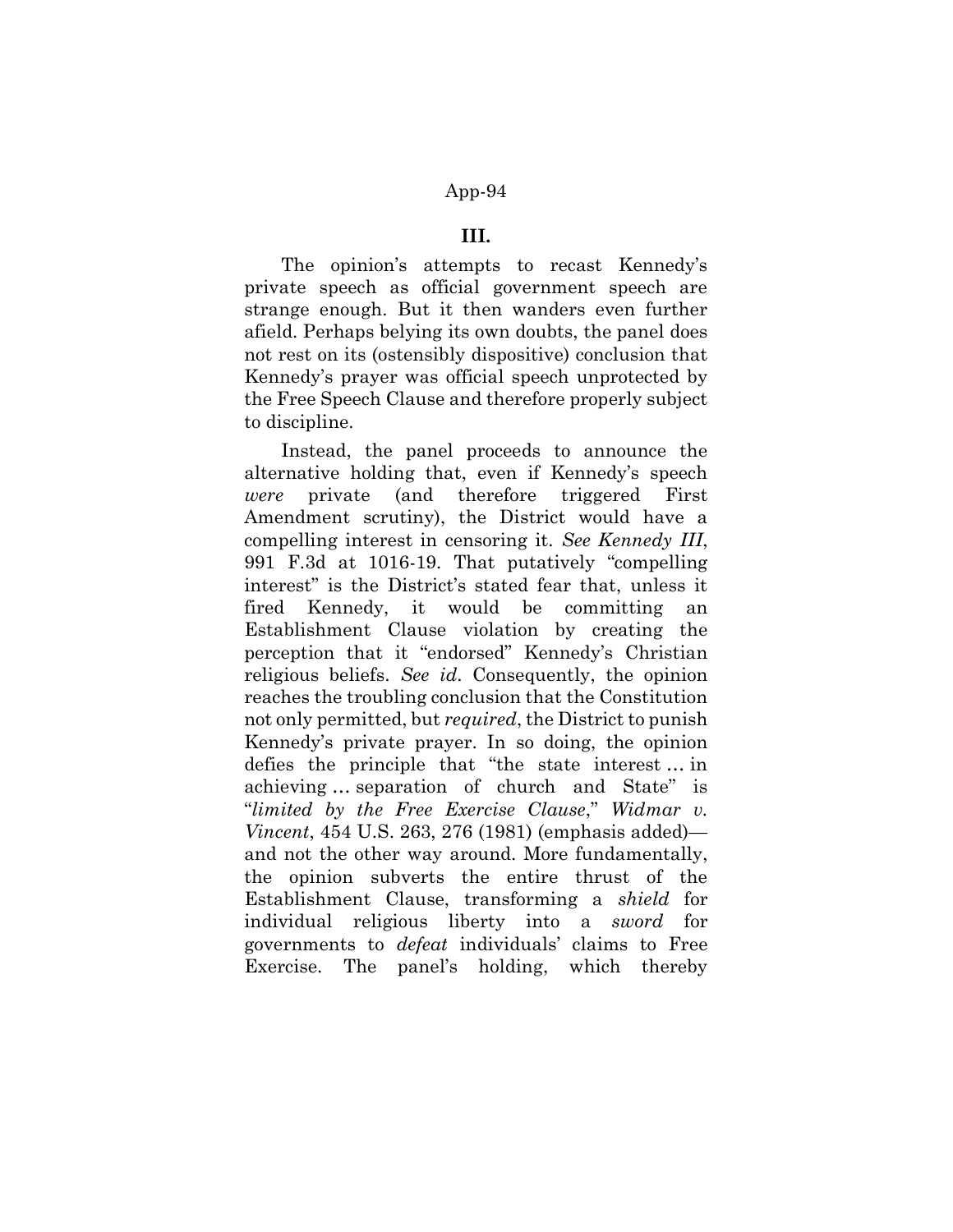### III.

The opinion's attempts to recast Kennedy's private speech as official government speech are strange enough. But it then wanders even further afield. Perhaps belying its own doubts, the panel does not rest on its (ostensibly dispositive) conclusion that Kennedy's prayer was official speech unprotected by the Free Speech Clause and therefore properly subject to discipline.

Instead, the panel proceeds to announce the alternative holding that, even if Kennedy's speech *were* private (and therefore triggered First Amendment scrutiny), the District would have a compelling interest in censoring it. *See Kennedy III*, 991 F.3d at 1016-19. That putatively "compelling interest" is the District's stated fear that, unless it fired Kennedy, it would be committing an Establishment Clause violation by creating the perception that it "endorsed" Kennedy's Christian religious beliefs. *See id*. Consequently, the opinion reaches the troubling conclusion that the Constitution not only permitted, but *required*, the District to punish Kennedy's private prayer. In so doing, the opinion defies the principle that "the state interest … in achieving … separation of church and State" is "*limited by the Free Exercise Clause*," *Widmar v. Vincent*, 454 U.S. 263, 276 (1981) (emphasis added)—and not the other way around. More fundamentally, the opinion subverts the entire thrust of the Establishment Clause, transforming a *shield* for individual religious liberty into a *sword* for governments to *defeat* individuals' claims to Free Exercise. The panel's holding, which thereby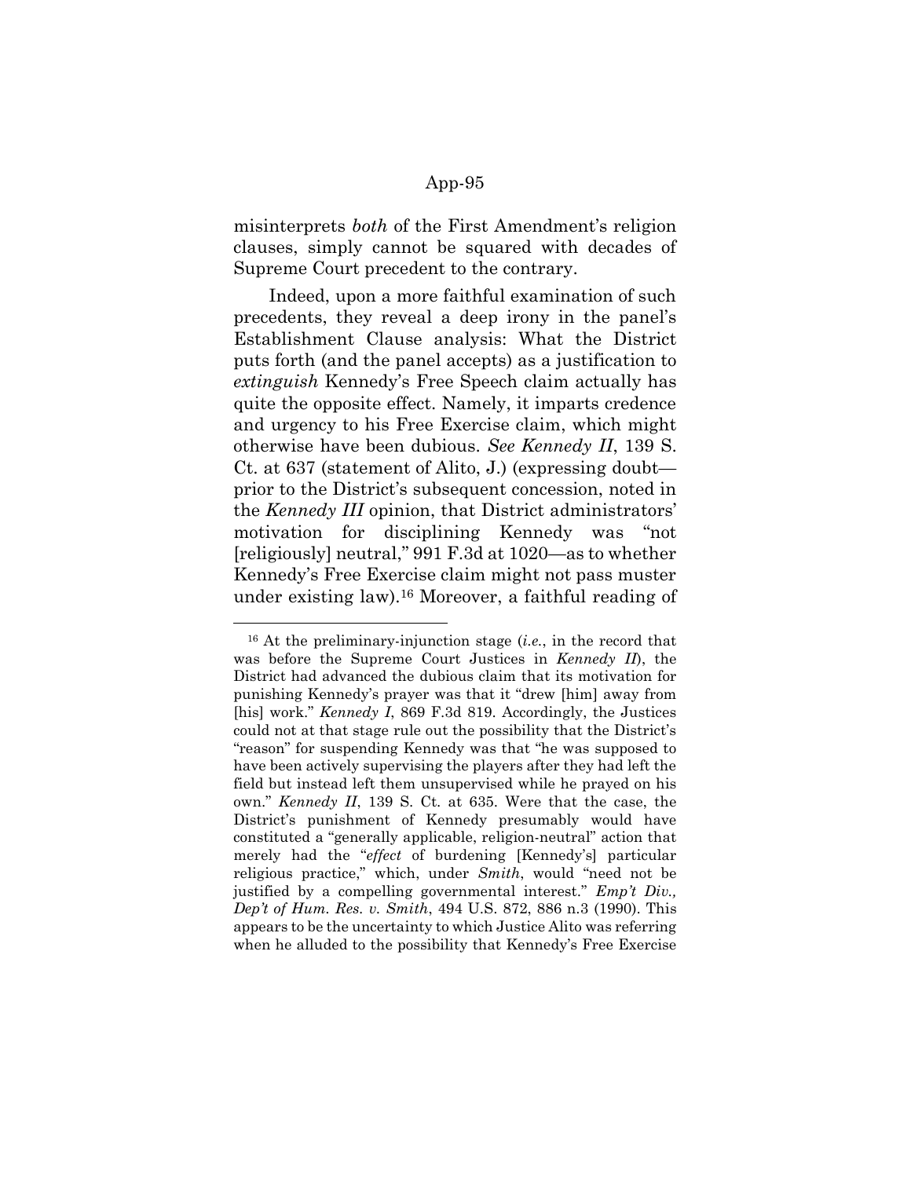misinterprets *both* of the First Amendment's religion clauses, simply cannot be squared with decades of Supreme Court precedent to the contrary.

Indeed, upon a more faithful examination of such precedents, they reveal a deep irony in the panel's Establishment Clause analysis: What the District puts forth (and the panel accepts) as a justification to *extinguish* Kennedy's Free Speech claim actually has quite the opposite effect. Namely, it imparts credence and urgency to his Free Exercise claim, which might otherwise have been dubious. *See Kennedy II*, 139 S. Ct. at 637 (statement of Alito, J.) (expressing doubt—prior to the District's subsequent concession, noted in the *Kennedy III* opinion, that District administrators' motivation for disciplining Kennedy was "not [religiously] neutral," 991 F.3d at 1020—as to whether Kennedy's Free Exercise claim might not pass muster under existing law).[16] Moreover, a faithful reading of

[16] At the preliminary-injunction stage (*i.e.*, in the record that was before the Supreme Court Justices in *Kennedy II*), the District had advanced the dubious claim that its motivation for punishing Kennedy's prayer was that it "drew [him] away from [his] work." *Kennedy I*, 869 F.3d 819. Accordingly, the Justices could not at that stage rule out the possibility that the District's "reason" for suspending Kennedy was that "he was supposed to have been actively supervising the players after they had left the field but instead left them unsupervised while he prayed on his own." *Kennedy II*, 139 S. Ct. at 635. Were that the case, the District's punishment of Kennedy presumably would have constituted a "generally applicable, religion-neutral" action that merely had the "*effect* of burdening [Kennedy's] particular religious practice," which, under *Smith*, would "need not be justified by a compelling governmental interest." *Emp't Div., Dep't of Hum. Res. v. Smith*, 494 U.S. 872, 886 n.3 (1990). This appears to be the uncertainty to which Justice Alito was referring when he alluded to the possibility that Kennedy's Free Exercise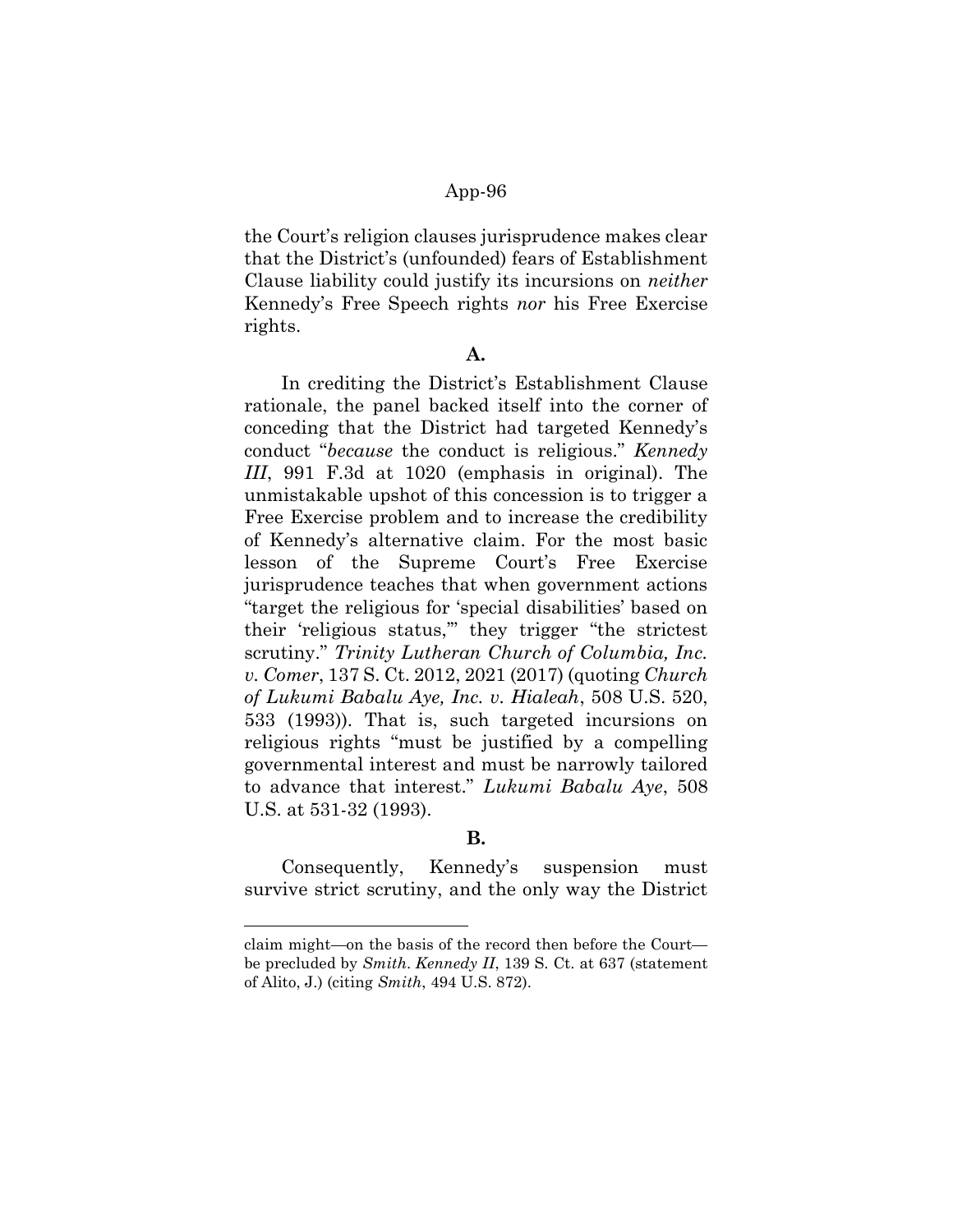the Court's religion clauses jurisprudence makes clear that the District's (unfounded) fears of Establishment Clause liability could justify its incursions on *neither* Kennedy's Free Speech rights *nor* his Free Exercise rights.

**A.**

In crediting the District's Establishment Clause rationale, the panel backed itself into the corner of conceding that the District had targeted Kennedy's conduct "*because* the conduct is religious." *Kennedy III*, 991 F.3d at 1020 (emphasis in original). The unmistakable upshot of this concession is to trigger a Free Exercise problem and to increase the credibility of Kennedy's alternative claim. For the most basic lesson of the Supreme Court's Free Exercise jurisprudence teaches that when government actions "target the religious for 'special disabilities' based on their 'religious status,'" they trigger "the strictest scrutiny." *Trinity Lutheran Church of Columbia, Inc. v. Comer*, 137 S. Ct. 2012, 2021 (2017) (quoting *Church of Lukumi Babalu Aye, Inc. v. Hialeah*, 508 U.S. 520, 533 (1993)). That is, such targeted incursions on religious rights "must be justified by a compelling governmental interest and must be narrowly tailored to advance that interest." *Lukumi Babalu Aye*, 508 U.S. at 531-32 (1993).

**B.**

Consequently, Kennedy's suspension must survive strict scrutiny, and the only way the District

---

claim might—on the basis of the record then before the Court—be precluded by *Smith*. *Kennedy II*, 139 S. Ct. at 637 (statement of Alito, J.) (citing *Smith*, 494 U.S. 872).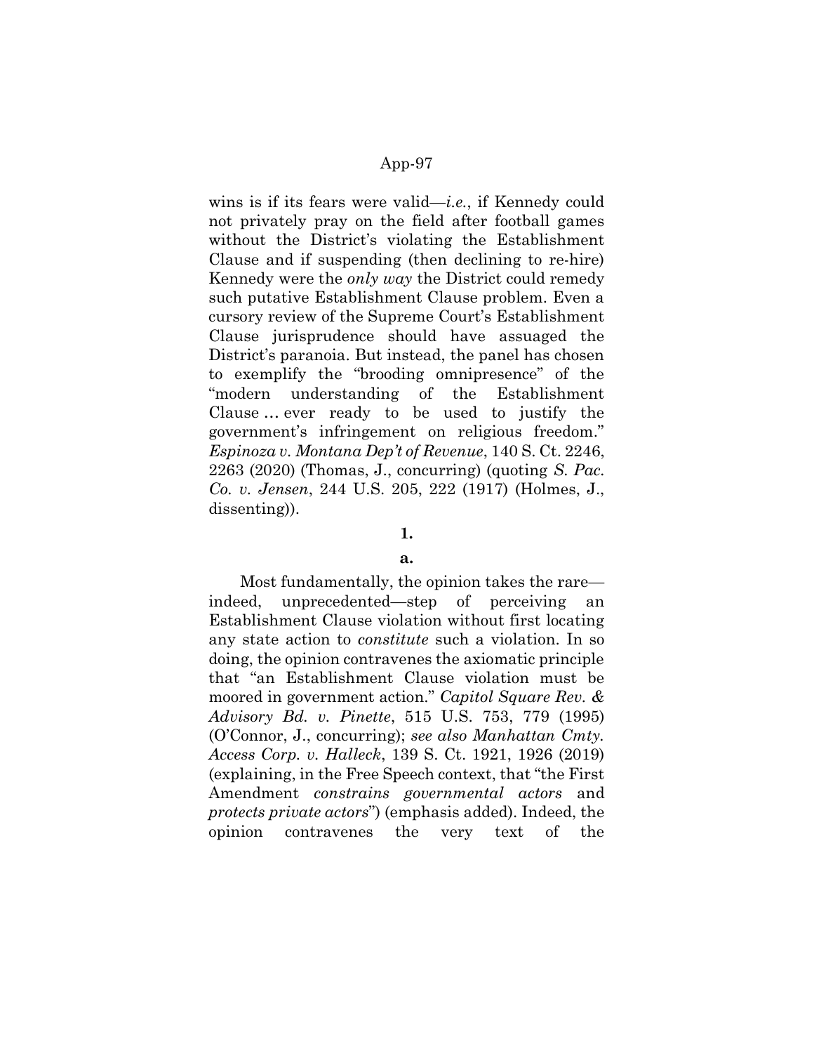wins is if its fears were valid—*i.e.*, if Kennedy could not privately pray on the field after football games without the District's violating the Establishment Clause and if suspending (then declining to re-hire) Kennedy were the *only way* the District could remedy such putative Establishment Clause problem. Even a cursory review of the Supreme Court's Establishment Clause jurisprudence should have assuaged the District's paranoia. But instead, the panel has chosen to exemplify the "brooding omnipresence" of the "modern understanding of the Establishment Clause … ever ready to be used to justify the government's infringement on religious freedom." *Espinoza v. Montana Dep't of Revenue*, 140 S. Ct. 2246, 2263 (2020) (Thomas, J., concurring) (quoting *S. Pac. Co. v. Jensen*, 244 U.S. 205, 222 (1917) (Holmes, J., dissenting)).

**1.**

**a.**

Most fundamentally, the opinion takes the rare—indeed, unprecedented—step of perceiving an Establishment Clause violation without first locating any state action to *constitute* such a violation. In so doing, the opinion contravenes the axiomatic principle that "an Establishment Clause violation must be moored in government action." *Capitol Square Rev. & Advisory Bd. v. Pinette*, 515 U.S. 753, 779 (1995) (O'Connor, J., concurring); *see also Manhattan Cmty. Access Corp. v. Halleck*, 139 S. Ct. 1921, 1926 (2019) (explaining, in the Free Speech context, that "the First Amendment *constrains governmental actors* and *protects private actors*") (emphasis added). Indeed, the opinion contravenes the very text of the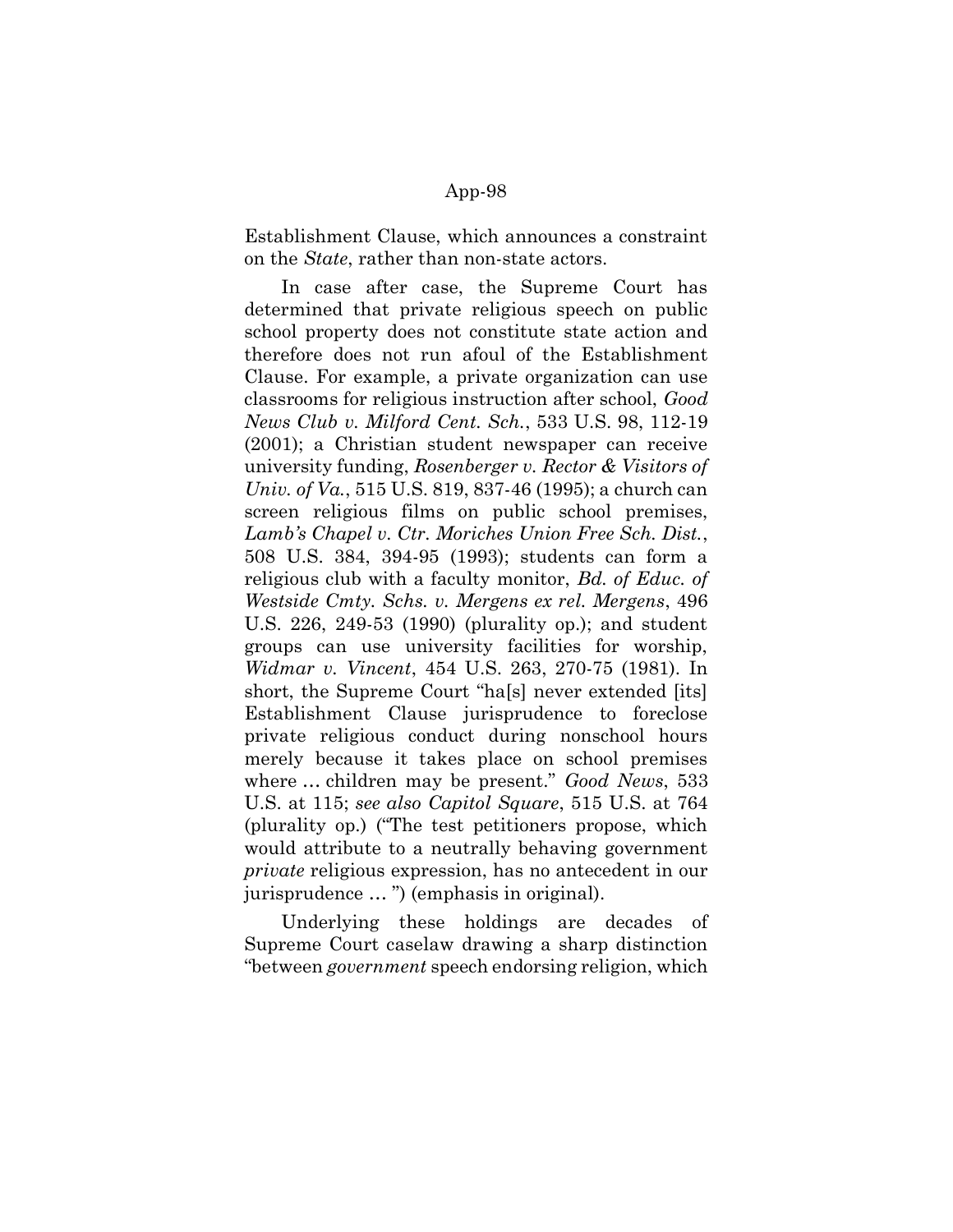Establishment Clause, which announces a constraint on the *State*, rather than non-state actors.

In case after case, the Supreme Court has determined that private religious speech on public school property does not constitute state action and therefore does not run afoul of the Establishment Clause. For example, a private organization can use classrooms for religious instruction after school, *Good News Club v. Milford Cent. Sch.*, 533 U.S. 98, 112-19 (2001); a Christian student newspaper can receive university funding, *Rosenberger v. Rector & Visitors of Univ. of Va.*, 515 U.S. 819, 837-46 (1995); a church can screen religious films on public school premises, *Lamb's Chapel v. Ctr. Moriches Union Free Sch. Dist.*, 508 U.S. 384, 394-95 (1993); students can form a religious club with a faculty monitor, *Bd. of Educ. of Westside Cmty. Schs. v. Mergens ex rel. Mergens*, 496 U.S. 226, 249-53 (1990) (plurality op.); and student groups can use university facilities for worship, *Widmar v. Vincent*, 454 U.S. 263, 270-75 (1981). In short, the Supreme Court "ha[s] never extended [its] Establishment Clause jurisprudence to foreclose private religious conduct during nonschool hours merely because it takes place on school premises where … children may be present." *Good News*, 533 U.S. at 115; *see also Capitol Square*, 515 U.S. at 764 (plurality op.) ("The test petitioners propose, which would attribute to a neutrally behaving government *private* religious expression, has no antecedent in our jurisprudence … ") (emphasis in original).

Underlying these holdings are decades of Supreme Court caselaw drawing a sharp distinction "between *government* speech endorsing religion, which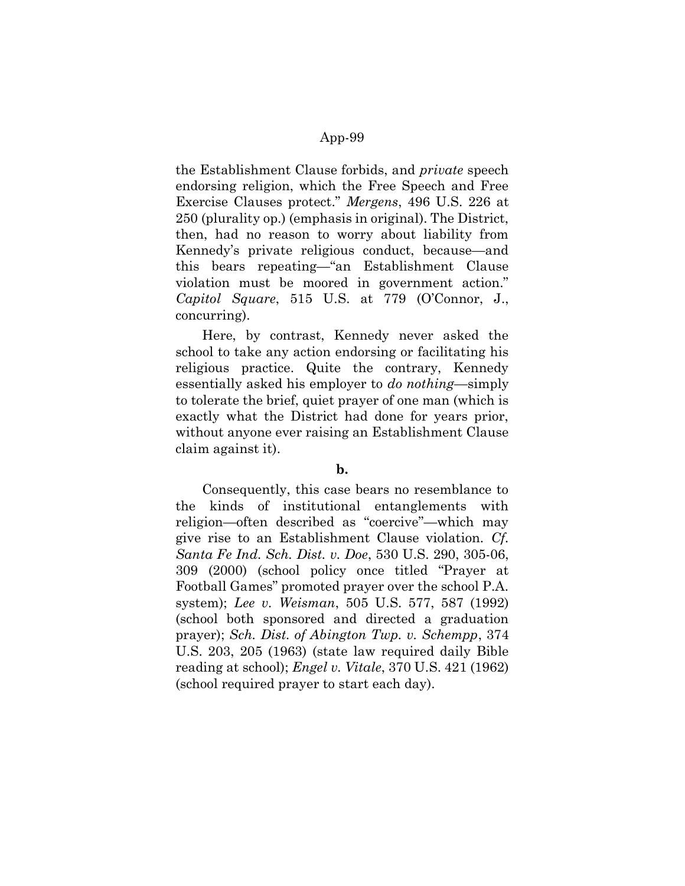the Establishment Clause forbids, and *private* speech endorsing religion, which the Free Speech and Free Exercise Clauses protect." *Mergens*, 496 U.S. 226 at 250 (plurality op.) (emphasis in original). The District, then, had no reason to worry about liability from Kennedy's private religious conduct, because—and this bears repeating—"an Establishment Clause violation must be moored in government action." *Capitol Square*, 515 U.S. at 779 (O'Connor, J., concurring).

Here, by contrast, Kennedy never asked the school to take any action endorsing or facilitating his religious practice. Quite the contrary, Kennedy essentially asked his employer to *do nothing*—simply to tolerate the brief, quiet prayer of one man (which is exactly what the District had done for years prior, without anyone ever raising an Establishment Clause claim against it).

**b.**

Consequently, this case bears no resemblance to the kinds of institutional entanglements with religion—often described as "coercive"—which may give rise to an Establishment Clause violation. *Cf. Santa Fe Ind. Sch. Dist. v. Doe*, 530 U.S. 290, 305-06, 309 (2000) (school policy once titled "Prayer at Football Games" promoted prayer over the school P.A. system); *Lee v. Weisman*, 505 U.S. 577, 587 (1992) (school both sponsored and directed a graduation prayer); *Sch. Dist. of Abington Twp. v. Schempp*, 374 U.S. 203, 205 (1963) (state law required daily Bible reading at school); *Engel v. Vitale*, 370 U.S. 421 (1962) (school required prayer to start each day).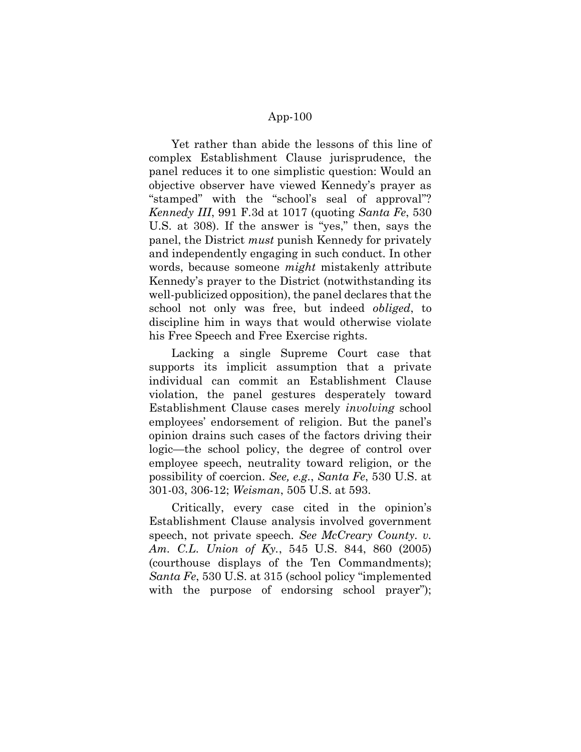Yet rather than abide the lessons of this line of complex Establishment Clause jurisprudence, the panel reduces it to one simplistic question: Would an objective observer have viewed Kennedy's prayer as "stamped" with the "school's seal of approval"? *Kennedy III*, 991 F.3d at 1017 (quoting *Santa Fe*, 530 U.S. at 308). If the answer is "yes," then, says the panel, the District *must* punish Kennedy for privately and independently engaging in such conduct. In other words, because someone *might* mistakenly attribute Kennedy's prayer to the District (notwithstanding its well-publicized opposition), the panel declares that the school not only was free, but indeed *obliged*, to discipline him in ways that would otherwise violate his Free Speech and Free Exercise rights.

Lacking a single Supreme Court case that supports its implicit assumption that a private individual can commit an Establishment Clause violation, the panel gestures desperately toward Establishment Clause cases merely *involving* school employees' endorsement of religion. But the panel's opinion drains such cases of the factors driving their logic—the school policy, the degree of control over employee speech, neutrality toward religion, or the possibility of coercion. *See, e.g.*, *Santa Fe*, 530 U.S. at 301-03, 306-12; *Weisman*, 505 U.S. at 593.

Critically, every case cited in the opinion's Establishment Clause analysis involved government speech, not private speech. *See McCreary County. v. Am. C.L. Union of Ky.*, 545 U.S. 844, 860 (2005) (courthouse displays of the Ten Commandments); *Santa Fe*, 530 U.S. at 315 (school policy "implemented with the purpose of endorsing school prayer");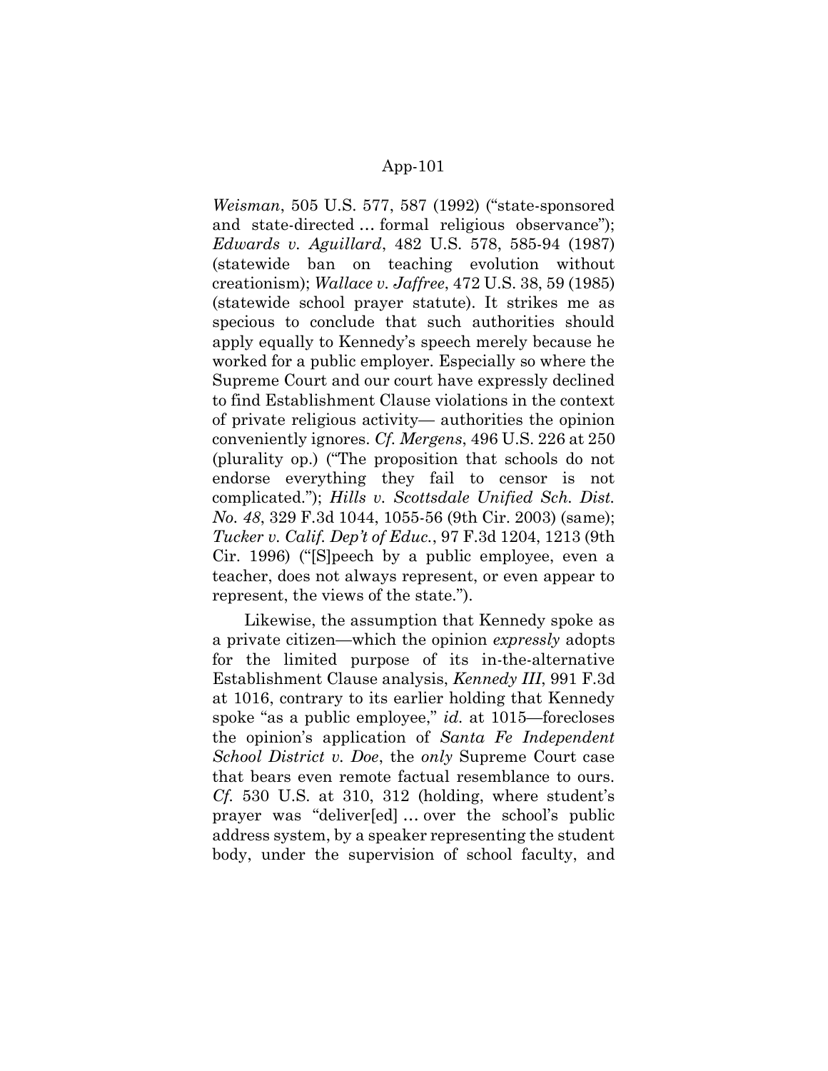*Weisman*, 505 U.S. 577, 587 (1992) ("state-sponsored and state-directed … formal religious observance"); *Edwards v. Aguillard*, 482 U.S. 578, 585-94 (1987) (statewide ban on teaching evolution without creationism); *Wallace v. Jaffree*, 472 U.S. 38, 59 (1985) (statewide school prayer statute). It strikes me as specious to conclude that such authorities should apply equally to Kennedy's speech merely because he worked for a public employer. Especially so where the Supreme Court and our court have expressly declined to find Establishment Clause violations in the context of private religious activity— authorities the opinion conveniently ignores. *Cf. Mergens*, 496 U.S. 226 at 250 (plurality op.) ("The proposition that schools do not endorse everything they fail to censor is not complicated."); *Hills v. Scottsdale Unified Sch. Dist. No. 48*, 329 F.3d 1044, 1055-56 (9th Cir. 2003) (same); *Tucker v. Calif. Dep't of Educ.*, 97 F.3d 1204, 1213 (9th Cir. 1996) ("[S]peech by a public employee, even a teacher, does not always represent, or even appear to represent, the views of the state.").

Likewise, the assumption that Kennedy spoke as a private citizen—which the opinion *expressly* adopts for the limited purpose of its in-the-alternative Establishment Clause analysis, *Kennedy III*, 991 F.3d at 1016, contrary to its earlier holding that Kennedy spoke "as a public employee," *id.* at 1015—forecloses the opinion's application of *Santa Fe Independent School District v. Doe*, the *only* Supreme Court case that bears even remote factual resemblance to ours. *Cf.* 530 U.S. at 310, 312 (holding, where student's prayer was "deliver[ed] … over the school's public address system, by a speaker representing the student body, under the supervision of school faculty, and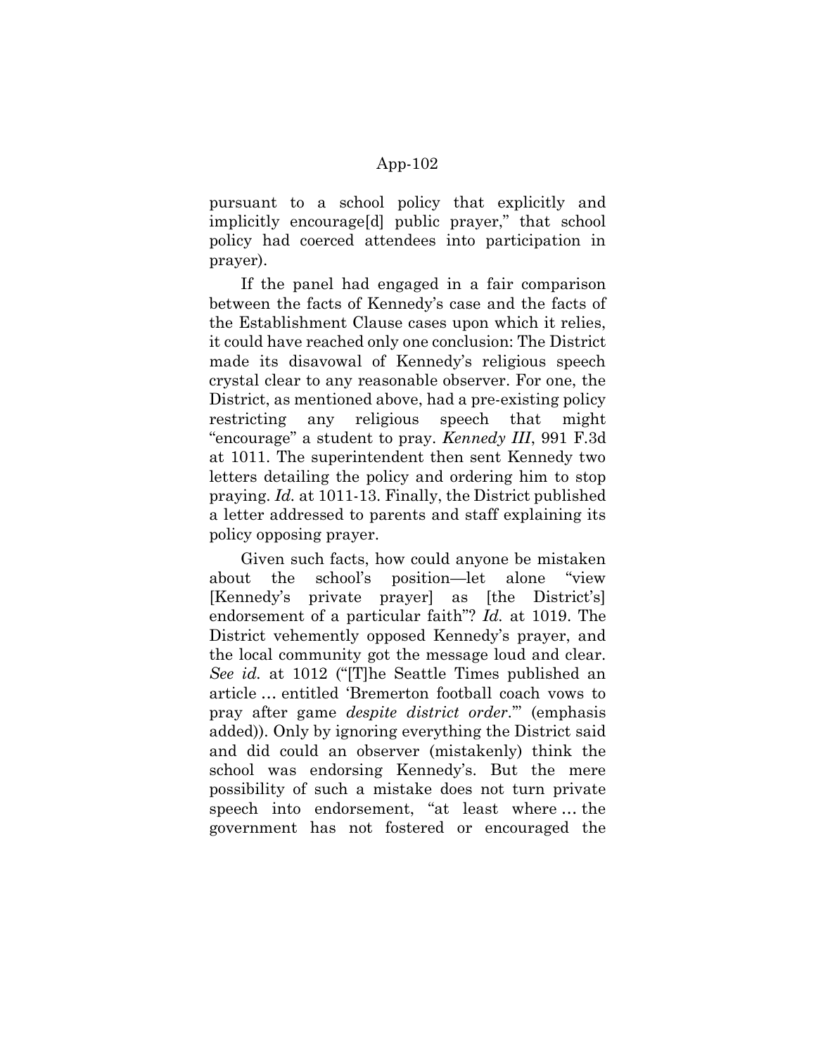pursuant to a school policy that explicitly and implicitly encourage[d] public prayer," that school policy had coerced attendees into participation in prayer).

If the panel had engaged in a fair comparison between the facts of Kennedy's case and the facts of the Establishment Clause cases upon which it relies, it could have reached only one conclusion: The District made its disavowal of Kennedy's religious speech crystal clear to any reasonable observer. For one, the District, as mentioned above, had a pre-existing policy restricting any religious speech that might "encourage" a student to pray. *Kennedy III*, 991 F.3d at 1011. The superintendent then sent Kennedy two letters detailing the policy and ordering him to stop praying. *Id.* at 1011-13. Finally, the District published a letter addressed to parents and staff explaining its policy opposing prayer.

Given such facts, how could anyone be mistaken about the school's position—let alone "view [Kennedy's private prayer] as [the District's] endorsement of a particular faith"? *Id.* at 1019. The District vehemently opposed Kennedy's prayer, and the local community got the message loud and clear. *See id.* at 1012 ("[T]he Seattle Times published an article … entitled 'Bremerton football coach vows to pray after game *despite district order*.'" (emphasis added)). Only by ignoring everything the District said and did could an observer (mistakenly) think the school was endorsing Kennedy's. But the mere possibility of such a mistake does not turn private speech into endorsement, "at least where … the government has not fostered or encouraged the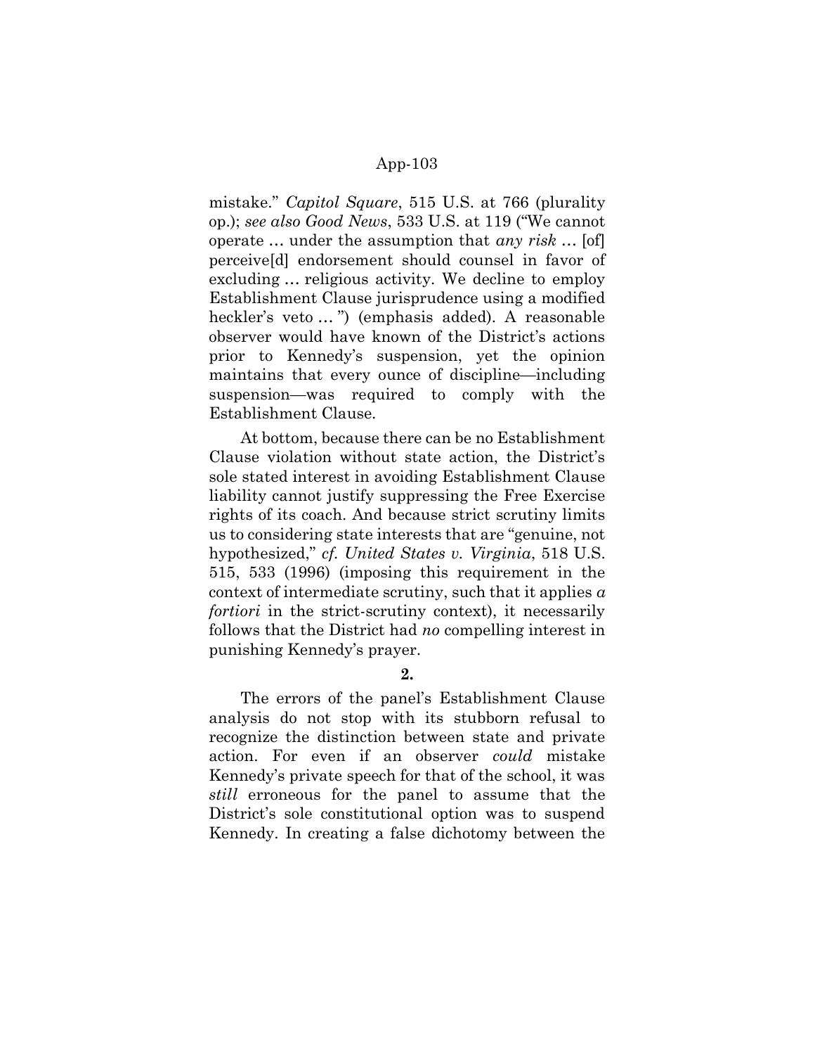mistake." *Capitol Square*, 515 U.S. at 766 (plurality op.); *see also Good News*, 533 U.S. at 119 ("We cannot operate … under the assumption that *any risk* … [of] perceive[d] endorsement should counsel in favor of excluding … religious activity. We decline to employ Establishment Clause jurisprudence using a modified heckler's veto … ") (emphasis added). A reasonable observer would have known of the District's actions prior to Kennedy's suspension, yet the opinion maintains that every ounce of discipline—including suspension—was required to comply with the Establishment Clause.

At bottom, because there can be no Establishment Clause violation without state action, the District's sole stated interest in avoiding Establishment Clause liability cannot justify suppressing the Free Exercise rights of its coach. And because strict scrutiny limits us to considering state interests that are "genuine, not hypothesized," *cf. United States v. Virginia*, 518 U.S. 515, 533 (1996) (imposing this requirement in the context of intermediate scrutiny, such that it applies *a fortiori* in the strict-scrutiny context), it necessarily follows that the District had *no* compelling interest in punishing Kennedy's prayer.

**2.**

The errors of the panel's Establishment Clause analysis do not stop with its stubborn refusal to recognize the distinction between state and private action. For even if an observer *could* mistake Kennedy's private speech for that of the school, it was *still* erroneous for the panel to assume that the District's sole constitutional option was to suspend Kennedy. In creating a false dichotomy between the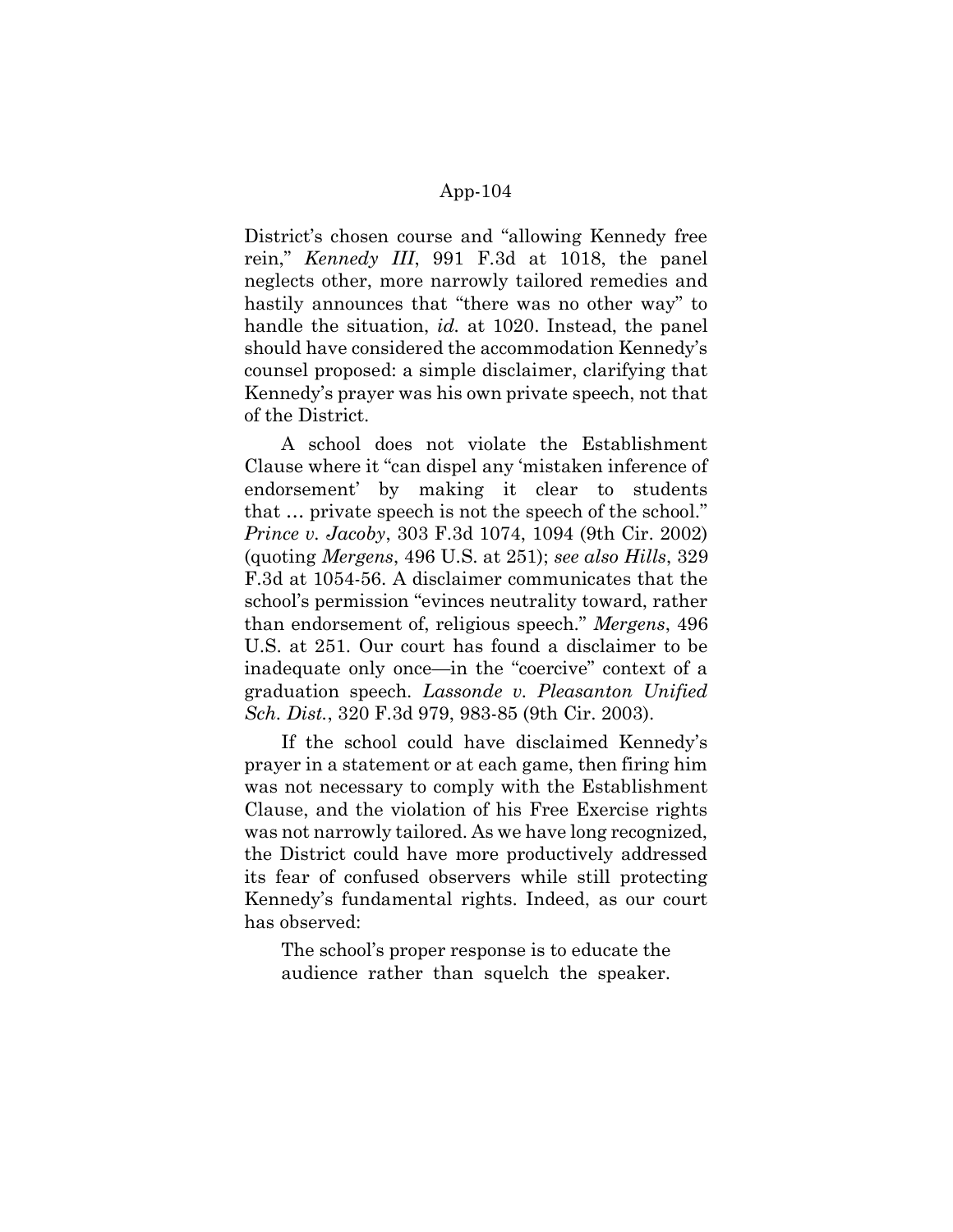District's chosen course and "allowing Kennedy free rein," *Kennedy III*, 991 F.3d at 1018, the panel neglects other, more narrowly tailored remedies and hastily announces that "there was no other way" to handle the situation, *id.* at 1020. Instead, the panel should have considered the accommodation Kennedy's counsel proposed: a simple disclaimer, clarifying that Kennedy's prayer was his own private speech, not that of the District.

A school does not violate the Establishment Clause where it "can dispel any 'mistaken inference of endorsement' by making it clear to students that … private speech is not the speech of the school." *Prince v. Jacoby*, 303 F.3d 1074, 1094 (9th Cir. 2002) (quoting *Mergens*, 496 U.S. at 251); *see also Hills*, 329 F.3d at 1054-56. A disclaimer communicates that the school's permission "evinces neutrality toward, rather than endorsement of, religious speech." *Mergens*, 496 U.S. at 251. Our court has found a disclaimer to be inadequate only once—in the "coercive" context of a graduation speech. *Lassonde v. Pleasanton Unified Sch. Dist.*, 320 F.3d 979, 983-85 (9th Cir. 2003).

If the school could have disclaimed Kennedy's prayer in a statement or at each game, then firing him was not necessary to comply with the Establishment Clause, and the violation of his Free Exercise rights was not narrowly tailored. As we have long recognized, the District could have more productively addressed its fear of confused observers while still protecting Kennedy's fundamental rights. Indeed, as our court has observed:

> The school's proper response is to educate the audience rather than squelch the speaker.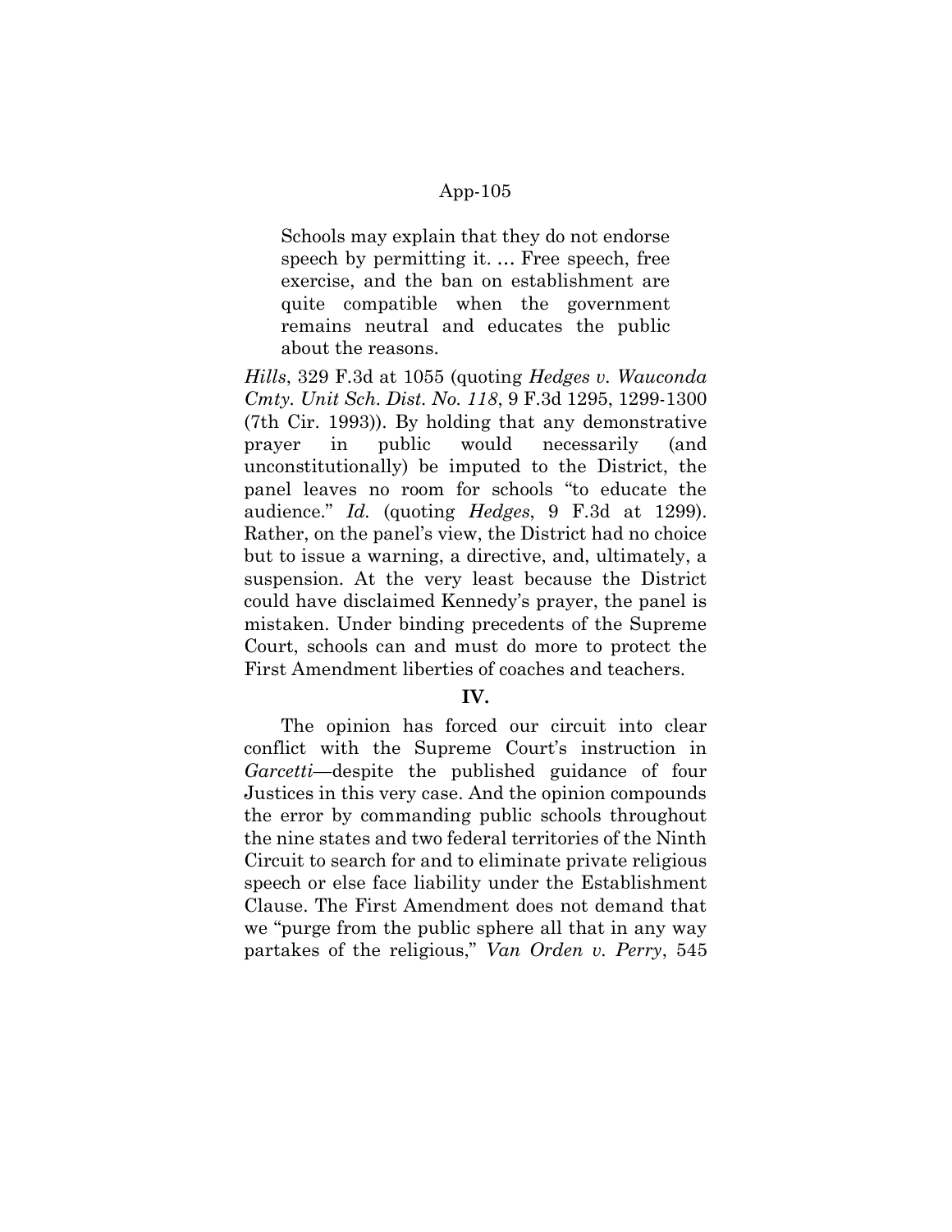> Schools may explain that they do not endorse speech by permitting it. … Free speech, free exercise, and the ban on establishment are quite compatible when the government remains neutral and educates the public about the reasons.

*Hills*, 329 F.3d at 1055 (quoting *Hedges v. Wauconda Cmty. Unit Sch. Dist. No. 118*, 9 F.3d 1295, 1299-1300 (7th Cir. 1993)). By holding that any demonstrative prayer in public would necessarily (and unconstitutionally) be imputed to the District, the panel leaves no room for schools "to educate the audience." *Id.* (quoting *Hedges*, 9 F.3d at 1299). Rather, on the panel's view, the District had no choice but to issue a warning, a directive, and, ultimately, a suspension. At the very least because the District could have disclaimed Kennedy's prayer, the panel is mistaken. Under binding precedents of the Supreme Court, schools can and must do more to protect the First Amendment liberties of coaches and teachers.

**IV.**

The opinion has forced our circuit into clear conflict with the Supreme Court's instruction in *Garcetti*—despite the published guidance of four Justices in this very case. And the opinion compounds the error by commanding public schools throughout the nine states and two federal territories of the Ninth Circuit to search for and to eliminate private religious speech or else face liability under the Establishment Clause. The First Amendment does not demand that we "purge from the public sphere all that in any way partakes of the religious," *Van Orden v. Perry*, 545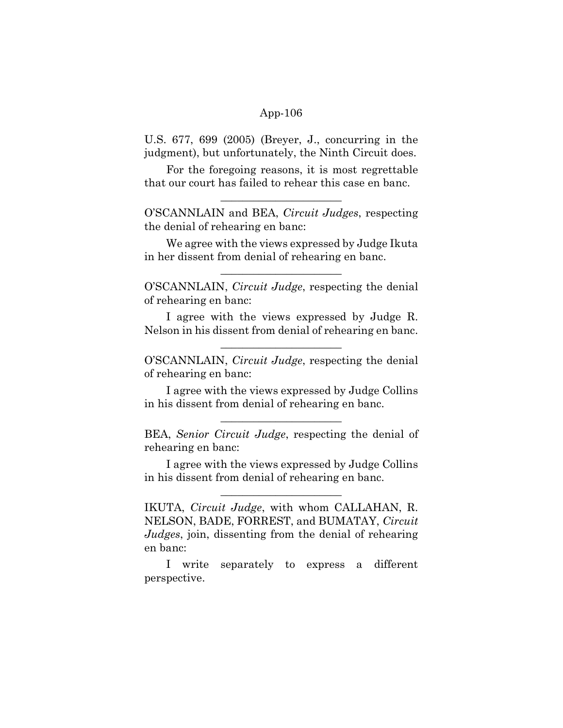U.S. 677, 699 (2005) (Breyer, J., concurring in the judgment), but unfortunately, the Ninth Circuit does.

For the foregoing reasons, it is most regrettable that our court has failed to rehear this case en banc.

---

O'SCANNLAIN and BEA, *Circuit Judges*, respecting the denial of rehearing en banc:

We agree with the views expressed by Judge Ikuta in her dissent from denial of rehearing en banc.

---

O'SCANNLAIN, *Circuit Judge*, respecting the denial of rehearing en banc:

I agree with the views expressed by Judge R. Nelson in his dissent from denial of rehearing en banc.

---

O'SCANNLAIN, *Circuit Judge*, respecting the denial of rehearing en banc:

I agree with the views expressed by Judge Collins in his dissent from denial of rehearing en banc.

---

BEA, *Senior Circuit Judge*, respecting the denial of rehearing en banc:

I agree with the views expressed by Judge Collins in his dissent from denial of rehearing en banc.

---

IKUTA, *Circuit Judge*, with whom CALLAHAN, R. NELSON, BADE, FORREST, and BUMATAY, *Circuit Judges*, join, dissenting from the denial of rehearing en banc:

I write separately to express a different perspective.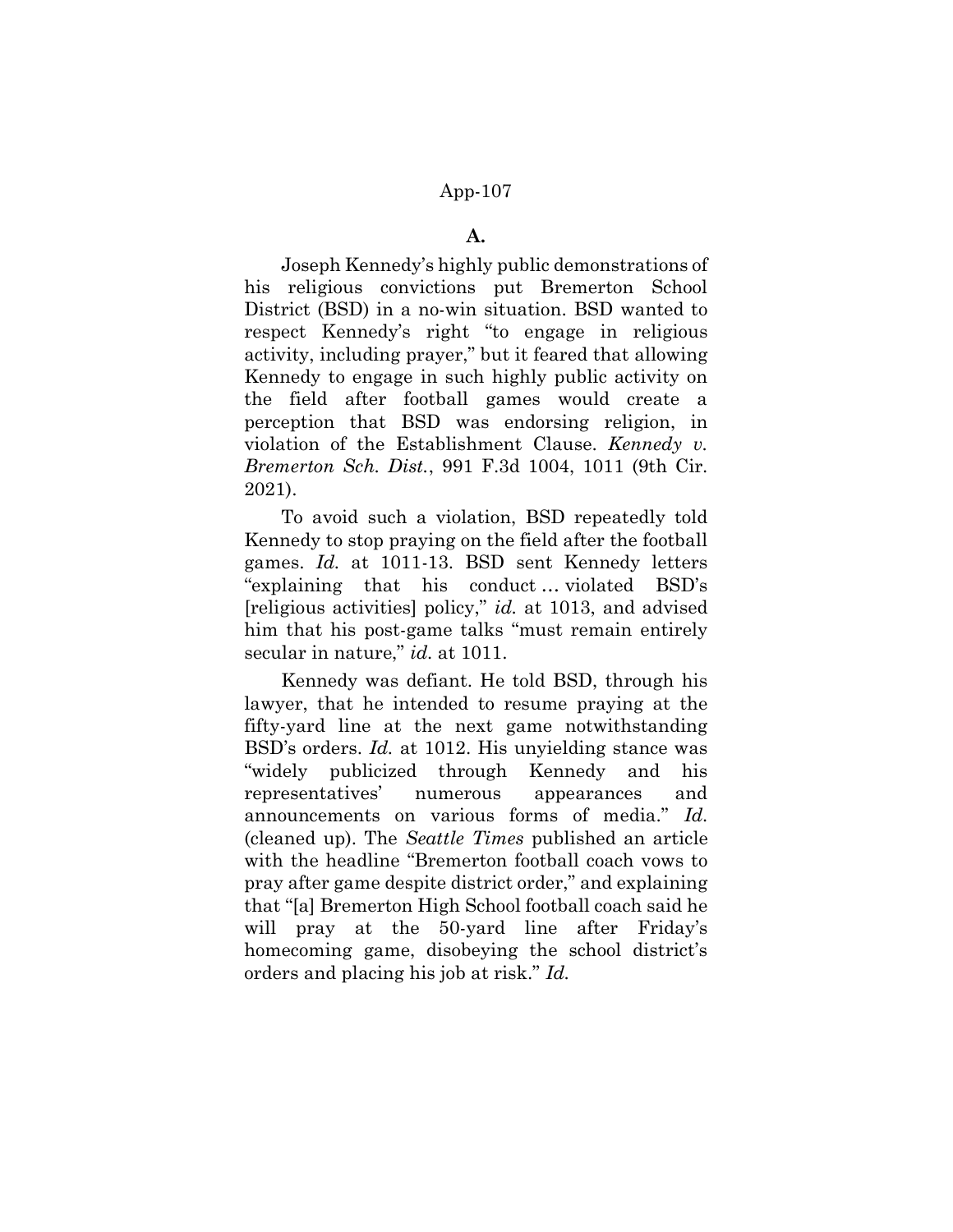### A.

Joseph Kennedy's highly public demonstrations of his religious convictions put Bremerton School District (BSD) in a no-win situation. BSD wanted to respect Kennedy's right "to engage in religious activity, including prayer," but it feared that allowing Kennedy to engage in such highly public activity on the field after football games would create a perception that BSD was endorsing religion, in violation of the Establishment Clause. *Kennedy v. Bremerton Sch. Dist.*, 991 F.3d 1004, 1011 (9th Cir. 2021).

To avoid such a violation, BSD repeatedly told Kennedy to stop praying on the field after the football games. *Id.* at 1011-13. BSD sent Kennedy letters "explaining that his conduct … violated BSD's [religious activities] policy," *id.* at 1013, and advised him that his post-game talks "must remain entirely secular in nature," *id.* at 1011.

Kennedy was defiant. He told BSD, through his lawyer, that he intended to resume praying at the fifty-yard line at the next game notwithstanding BSD's orders. *Id.* at 1012. His unyielding stance was "widely publicized through Kennedy and his representatives' numerous appearances and announcements on various forms of media." *Id.* (cleaned up). The *Seattle Times* published an article with the headline "Bremerton football coach vows to pray after game despite district order," and explaining that "[a] Bremerton High School football coach said he will pray at the 50-yard line after Friday's homecoming game, disobeying the school district's orders and placing his job at risk." *Id.*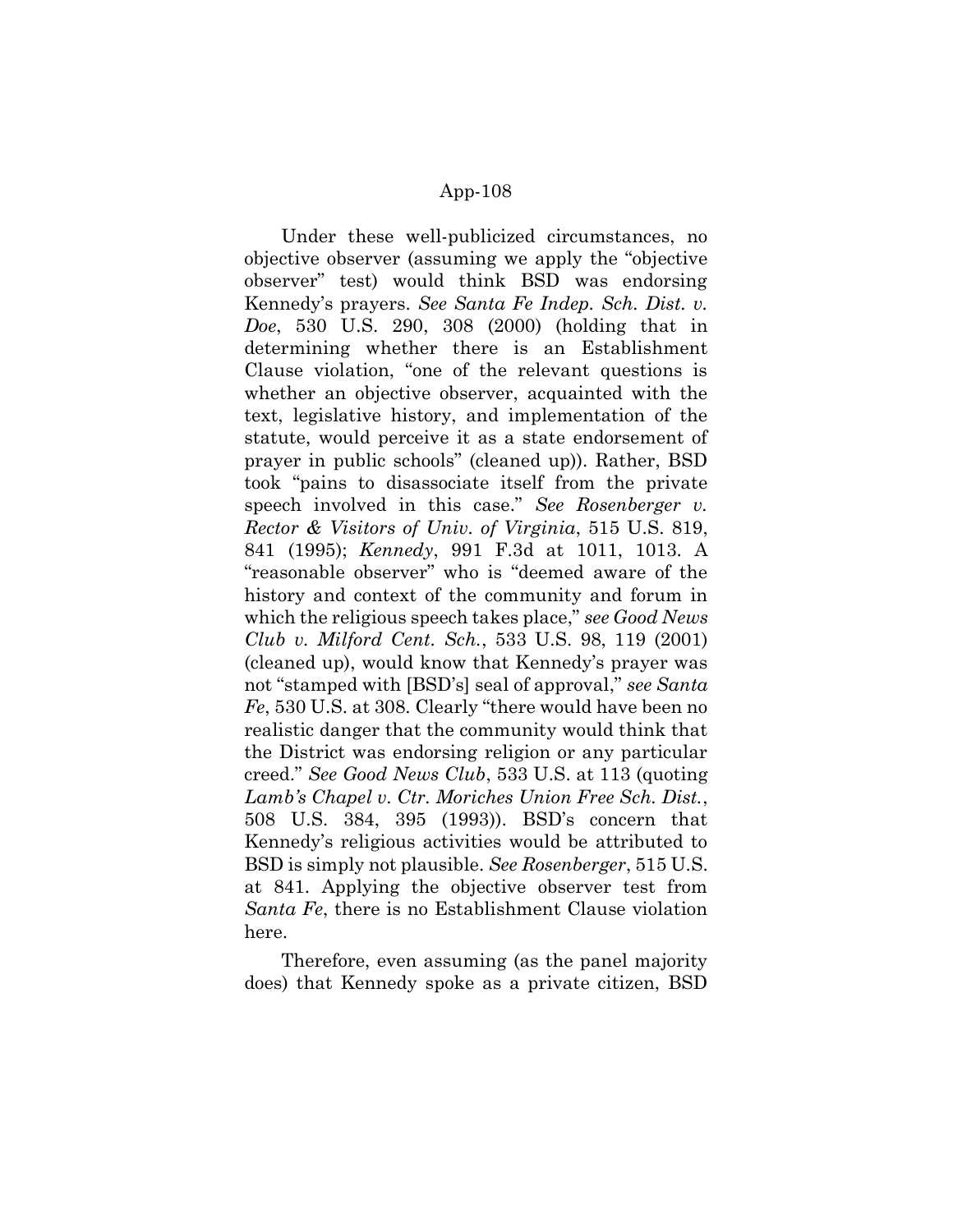Under these well-publicized circumstances, no objective observer (assuming we apply the "objective observer" test) would think BSD was endorsing Kennedy's prayers. *See Santa Fe Indep. Sch. Dist. v. Doe*, 530 U.S. 290, 308 (2000) (holding that in determining whether there is an Establishment Clause violation, "one of the relevant questions is whether an objective observer, acquainted with the text, legislative history, and implementation of the statute, would perceive it as a state endorsement of prayer in public schools" (cleaned up)). Rather, BSD took "pains to disassociate itself from the private speech involved in this case." *See Rosenberger v. Rector & Visitors of Univ. of Virginia*, 515 U.S. 819, 841 (1995); *Kennedy*, 991 F.3d at 1011, 1013. A "reasonable observer" who is "deemed aware of the history and context of the community and forum in which the religious speech takes place," *see Good News Club v. Milford Cent. Sch.*, 533 U.S. 98, 119 (2001) (cleaned up), would know that Kennedy's prayer was not "stamped with [BSD's] seal of approval," *see Santa Fe*, 530 U.S. at 308. Clearly "there would have been no realistic danger that the community would think that the District was endorsing religion or any particular creed." *See Good News Club*, 533 U.S. at 113 (quoting *Lamb's Chapel v. Ctr. Moriches Union Free Sch. Dist.*, 508 U.S. 384, 395 (1993)). BSD's concern that Kennedy's religious activities would be attributed to BSD is simply not plausible. *See Rosenberger*, 515 U.S. at 841. Applying the objective observer test from *Santa Fe*, there is no Establishment Clause violation here.

Therefore, even assuming (as the panel majority does) that Kennedy spoke as a private citizen, BSD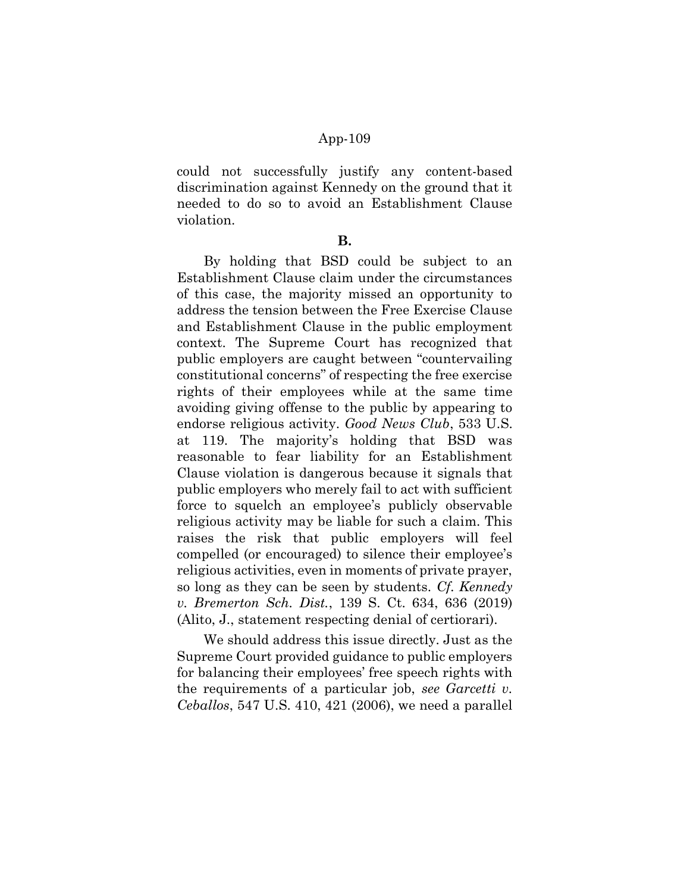could not successfully justify any content-based discrimination against Kennedy on the ground that it needed to do so to avoid an Establishment Clause violation.

**B.**

By holding that BSD could be subject to an Establishment Clause claim under the circumstances of this case, the majority missed an opportunity to address the tension between the Free Exercise Clause and Establishment Clause in the public employment context. The Supreme Court has recognized that public employers are caught between "countervailing constitutional concerns" of respecting the free exercise rights of their employees while at the same time avoiding giving offense to the public by appearing to endorse religious activity. *Good News Club*, 533 U.S. at 119. The majority's holding that BSD was reasonable to fear liability for an Establishment Clause violation is dangerous because it signals that public employers who merely fail to act with sufficient force to squelch an employee's publicly observable religious activity may be liable for such a claim. This raises the risk that public employers will feel compelled (or encouraged) to silence their employee's religious activities, even in moments of private prayer, so long as they can be seen by students. *Cf. Kennedy v. Bremerton Sch. Dist.*, 139 S. Ct. 634, 636 (2019) (Alito, J., statement respecting denial of certiorari).

We should address this issue directly. Just as the Supreme Court provided guidance to public employers for balancing their employees' free speech rights with the requirements of a particular job, *see Garcetti v. Ceballos*, 547 U.S. 410, 421 (2006), we need a parallel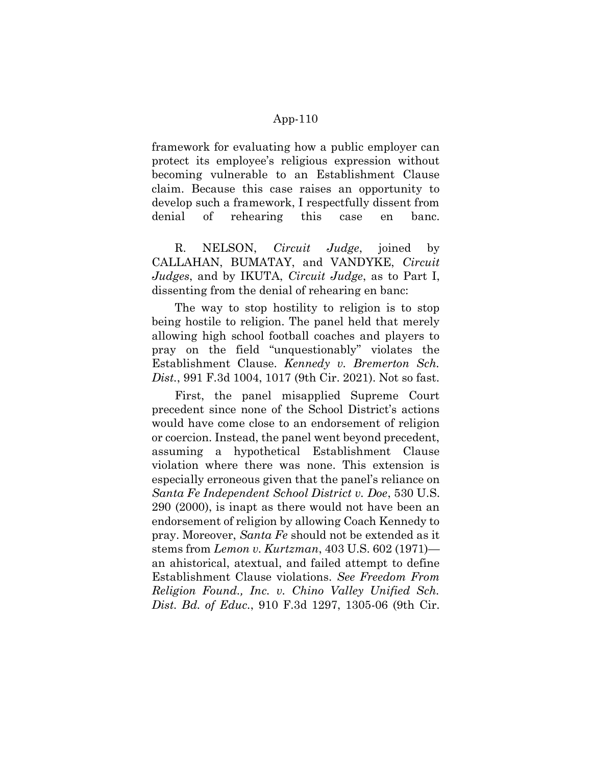framework for evaluating how a public employer can protect its employee's religious expression without becoming vulnerable to an Establishment Clause claim. Because this case raises an opportunity to develop such a framework, I respectfully dissent from denial of rehearing this case en banc.

R. NELSON, *Circuit Judge*, joined by CALLAHAN, BUMATAY, and VANDYKE, *Circuit Judges*, and by IKUTA, *Circuit Judge*, as to Part I, dissenting from the denial of rehearing en banc:

The way to stop hostility to religion is to stop being hostile to religion. The panel held that merely allowing high school football coaches and players to pray on the field "unquestionably" violates the Establishment Clause. *Kennedy v. Bremerton Sch. Dist.*, 991 F.3d 1004, 1017 (9th Cir. 2021). Not so fast.

First, the panel misapplied Supreme Court precedent since none of the School District's actions would have come close to an endorsement of religion or coercion. Instead, the panel went beyond precedent, assuming a hypothetical Establishment Clause violation where there was none. This extension is especially erroneous given that the panel's reliance on *Santa Fe Independent School District v. Doe*, 530 U.S. 290 (2000), is inapt as there would not have been an endorsement of religion by allowing Coach Kennedy to pray. Moreover, *Santa Fe* should not be extended as it stems from *Lemon v. Kurtzman*, 403 U.S. 602 (1971)—an ahistorical, atextual, and failed attempt to define Establishment Clause violations. *See Freedom From Religion Found., Inc. v. Chino Valley Unified Sch. Dist. Bd. of Educ.*, 910 F.3d 1297, 1305-06 (9th Cir.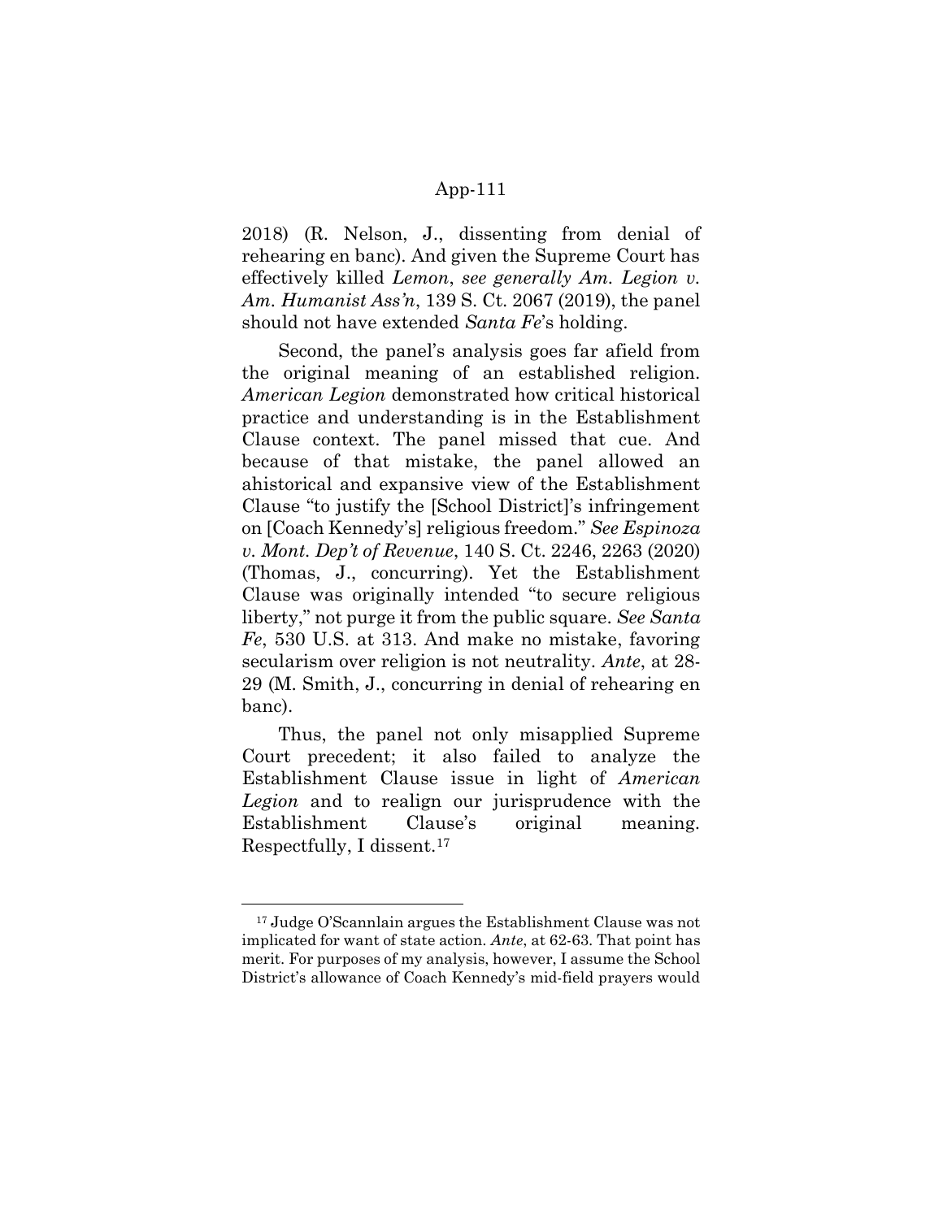2018) (R. Nelson, J., dissenting from denial of rehearing en banc). And given the Supreme Court has effectively killed *Lemon*, *see generally Am. Legion v. Am. Humanist Ass'n*, 139 S. Ct. 2067 (2019), the panel should not have extended *Santa Fe*'s holding.

Second, the panel's analysis goes far afield from the original meaning of an established religion. *American Legion* demonstrated how critical historical practice and understanding is in the Establishment Clause context. The panel missed that cue. And because of that mistake, the panel allowed an ahistorical and expansive view of the Establishment Clause "to justify the [School District]'s infringement on [Coach Kennedy's] religious freedom." *See Espinoza v. Mont. Dep't of Revenue*, 140 S. Ct. 2246, 2263 (2020) (Thomas, J., concurring). Yet the Establishment Clause was originally intended "to secure religious liberty," not purge it from the public square. *See Santa Fe*, 530 U.S. at 313. And make no mistake, favoring secularism over religion is not neutrality. *Ante*, at 28-29 (M. Smith, J., concurring in denial of rehearing en banc).

Thus, the panel not only misapplied Supreme Court precedent; it also failed to analyze the Establishment Clause issue in light of *American Legion* and to realign our jurisprudence with the Establishment Clause's original meaning. Respectfully, I dissent.[17]

---

[17] Judge O'Scannlain argues the Establishment Clause was not implicated for want of state action. *Ante*, at 62-63. That point has merit. For purposes of my analysis, however, I assume the School District's allowance of Coach Kennedy's mid-field prayers would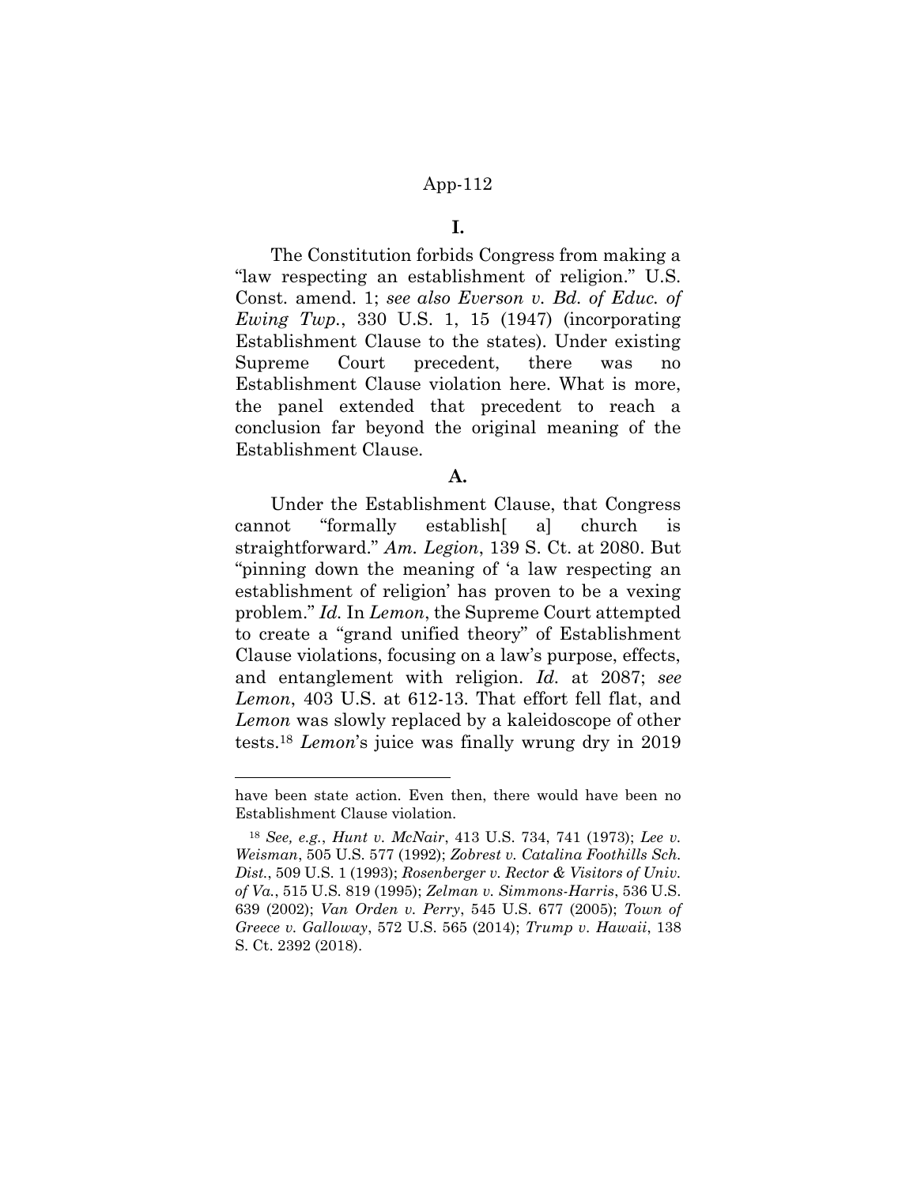## I.

The Constitution forbids Congress from making a "law respecting an establishment of religion." U.S. Const. amend. 1; *see also Everson v. Bd. of Educ. of Ewing Twp.*, 330 U.S. 1, 15 (1947) (incorporating Establishment Clause to the states). Under existing Supreme Court precedent, there was no Establishment Clause violation here. What is more, the panel extended that precedent to reach a conclusion far beyond the original meaning of the Establishment Clause.

### A.

Under the Establishment Clause, that Congress cannot "formally establish[ a] church is straightforward." *Am. Legion*, 139 S. Ct. at 2080. But "pinning down the meaning of 'a law respecting an establishment of religion' has proven to be a vexing problem." *Id.* In *Lemon*, the Supreme Court attempted to create a "grand unified theory" of Establishment Clause violations, focusing on a law's purpose, effects, and entanglement with religion. *Id.* at 2087; *see Lemon*, 403 U.S. at 612-13. That effort fell flat, and *Lemon* was slowly replaced by a kaleidoscope of other tests.[18] *Lemon*'s juice was finally wrung dry in 2019

---

have been state action. Even then, there would have been no Establishment Clause violation.

[18] *See, e.g.*, *Hunt v. McNair*, 413 U.S. 734, 741 (1973); *Lee v. Weisman*, 505 U.S. 577 (1992); *Zobrest v. Catalina Foothills Sch. Dist.*, 509 U.S. 1 (1993); *Rosenberger v. Rector & Visitors of Univ. of Va.*, 515 U.S. 819 (1995); *Zelman v. Simmons-Harris*, 536 U.S. 639 (2002); *Van Orden v. Perry*, 545 U.S. 677 (2005); *Town of Greece v. Galloway*, 572 U.S. 565 (2014); *Trump v. Hawaii*, 138 S. Ct. 2392 (2018).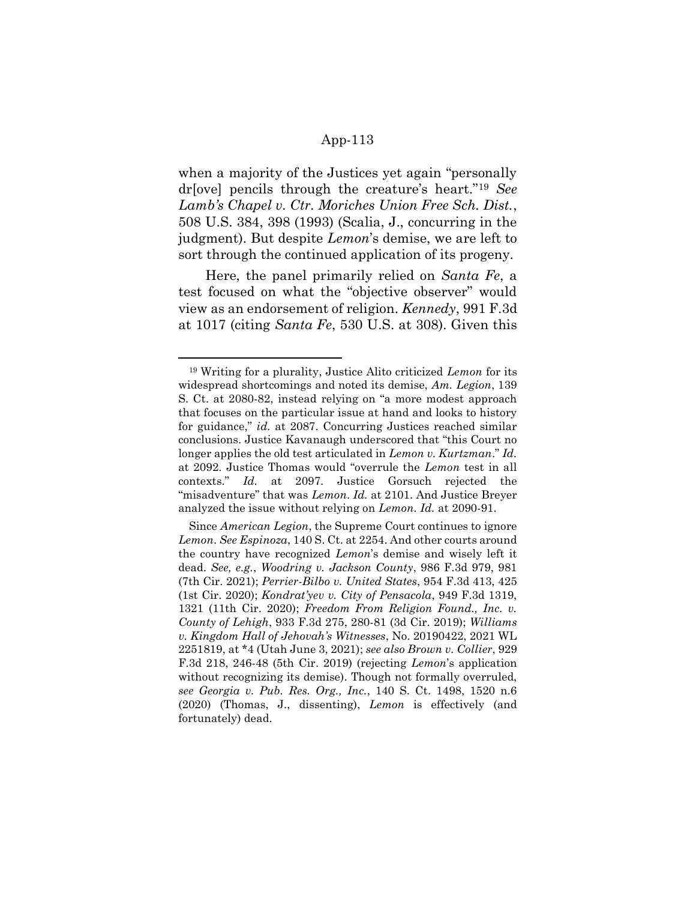when a majority of the Justices yet again "personally dr[ove] pencils through the creature's heart."[19] *See Lamb's Chapel v. Ctr. Moriches Union Free Sch. Dist.*, 508 U.S. 384, 398 (1993) (Scalia, J., concurring in the judgment). But despite *Lemon*'s demise, we are left to sort through the continued application of its progeny.

Here, the panel primarily relied on *Santa Fe*, a test focused on what the "objective observer" would view as an endorsement of religion. *Kennedy*, 991 F.3d at 1017 (citing *Santa Fe*, 530 U.S. at 308). Given this

---

[19] Writing for a plurality, Justice Alito criticized *Lemon* for its widespread shortcomings and noted its demise, *Am. Legion*, 139 S. Ct. at 2080-82, instead relying on "a more modest approach that focuses on the particular issue at hand and looks to history for guidance," *id.* at 2087. Concurring Justices reached similar conclusions. Justice Kavanaugh underscored that "this Court no longer applies the old test articulated in *Lemon v. Kurtzman*." *Id.* at 2092. Justice Thomas would "overrule the *Lemon* test in all contexts." *Id.* at 2097. Justice Gorsuch rejected the "misadventure" that was *Lemon*. *Id.* at 2101. And Justice Breyer analyzed the issue without relying on *Lemon*. *Id.* at 2090-91.

Since *American Legion*, the Supreme Court continues to ignore *Lemon*. *See Espinoza*, 140 S. Ct. at 2254. And other courts around the country have recognized *Lemon*'s demise and wisely left it dead. *See, e.g.*, *Woodring v. Jackson County*, 986 F.3d 979, 981 (7th Cir. 2021); *Perrier-Bilbo v. United States*, 954 F.3d 413, 425 (1st Cir. 2020); *Kondrat'yev v. City of Pensacola*, 949 F.3d 1319, 1321 (11th Cir. 2020); *Freedom From Religion Found., Inc. v. County of Lehigh*, 933 F.3d 275, 280-81 (3d Cir. 2019); *Williams v. Kingdom Hall of Jehovah's Witnesses*, No. 20190422, 2021 WL 2251819, at \*4 (Utah June 3, 2021); *see also Brown v. Collier*, 929 F.3d 218, 246-48 (5th Cir. 2019) (rejecting *Lemon*'s application without recognizing its demise). Though not formally overruled, *see Georgia v. Pub. Res. Org., Inc.*, 140 S. Ct. 1498, 1520 n.6 (2020) (Thomas, J., dissenting), *Lemon* is effectively (and fortunately) dead.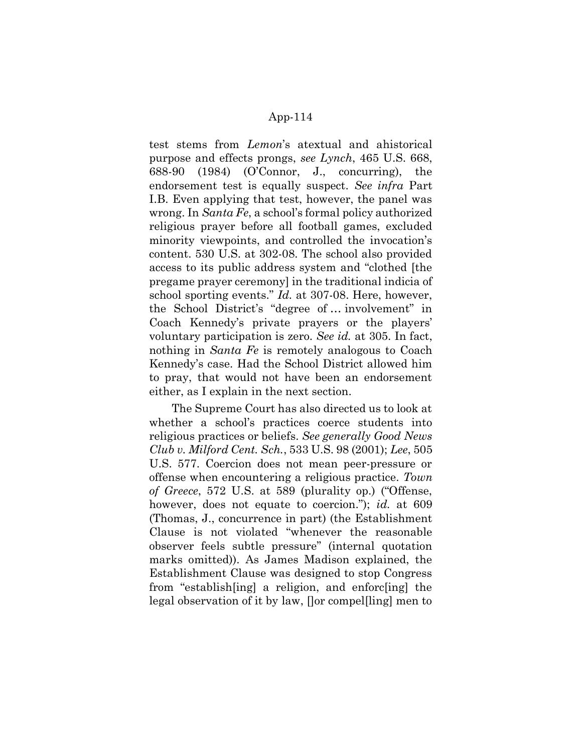test stems from *Lemon*'s atextual and ahistorical purpose and effects prongs, *see Lynch*, 465 U.S. 668, 688-90 (1984) (O'Connor, J., concurring), the endorsement test is equally suspect. *See infra* Part I.B. Even applying that test, however, the panel was wrong. In *Santa Fe*, a school's formal policy authorized religious prayer before all football games, excluded minority viewpoints, and controlled the invocation's content. 530 U.S. at 302-08. The school also provided access to its public address system and "clothed [the pregame prayer ceremony] in the traditional indicia of school sporting events." *Id.* at 307-08. Here, however, the School District's "degree of … involvement" in Coach Kennedy's private prayers or the players' voluntary participation is zero. *See id.* at 305. In fact, nothing in *Santa Fe* is remotely analogous to Coach Kennedy's case. Had the School District allowed him to pray, that would not have been an endorsement either, as I explain in the next section.

The Supreme Court has also directed us to look at whether a school's practices coerce students into religious practices or beliefs. *See generally Good News Club v. Milford Cent. Sch.*, 533 U.S. 98 (2001); *Lee*, 505 U.S. 577. Coercion does not mean peer-pressure or offense when encountering a religious practice. *Town of Greece*, 572 U.S. at 589 (plurality op.) ("Offense, however, does not equate to coercion."); *id.* at 609 (Thomas, J., concurrence in part) (the Establishment Clause is not violated "whenever the reasonable observer feels subtle pressure" (internal quotation marks omitted)). As James Madison explained, the Establishment Clause was designed to stop Congress from "establish[ing] a religion, and enforc[ing] the legal observation of it by law, []or compel[ling] men to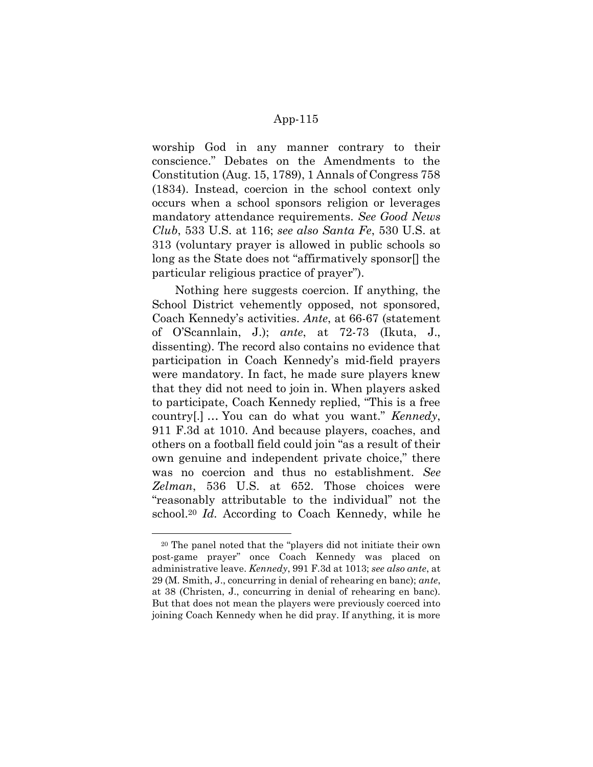worship God in any manner contrary to their conscience." Debates on the Amendments to the Constitution (Aug. 15, 1789), 1 Annals of Congress 758 (1834). Instead, coercion in the school context only occurs when a school sponsors religion or leverages mandatory attendance requirements. *See Good News Club*, 533 U.S. at 116; *see also Santa Fe*, 530 U.S. at 313 (voluntary prayer is allowed in public schools so long as the State does not "affirmatively sponsor[] the particular religious practice of prayer").

Nothing here suggests coercion. If anything, the School District vehemently opposed, not sponsored, Coach Kennedy's activities. *Ante*, at 66-67 (statement of O'Scannlain, J.); *ante*, at 72-73 (Ikuta, J., dissenting). The record also contains no evidence that participation in Coach Kennedy's mid-field prayers were mandatory. In fact, he made sure players knew that they did not need to join in. When players asked to participate, Coach Kennedy replied, "This is a free country[.] … You can do what you want." *Kennedy*, 911 F.3d at 1010. And because players, coaches, and others on a football field could join "as a result of their own genuine and independent private choice," there was no coercion and thus no establishment. *See Zelman*, 536 U.S. at 652. Those choices were "reasonably attributable to the individual" not the school.[20] *Id.* According to Coach Kennedy, while he

[20] The panel noted that the "players did not initiate their own post-game prayer" once Coach Kennedy was placed on administrative leave. *Kennedy*, 991 F.3d at 1013; *see also ante*, at 29 (M. Smith, J., concurring in denial of rehearing en banc); *ante*, at 38 (Christen, J., concurring in denial of rehearing en banc). But that does not mean the players were previously coerced into joining Coach Kennedy when he did pray. If anything, it is more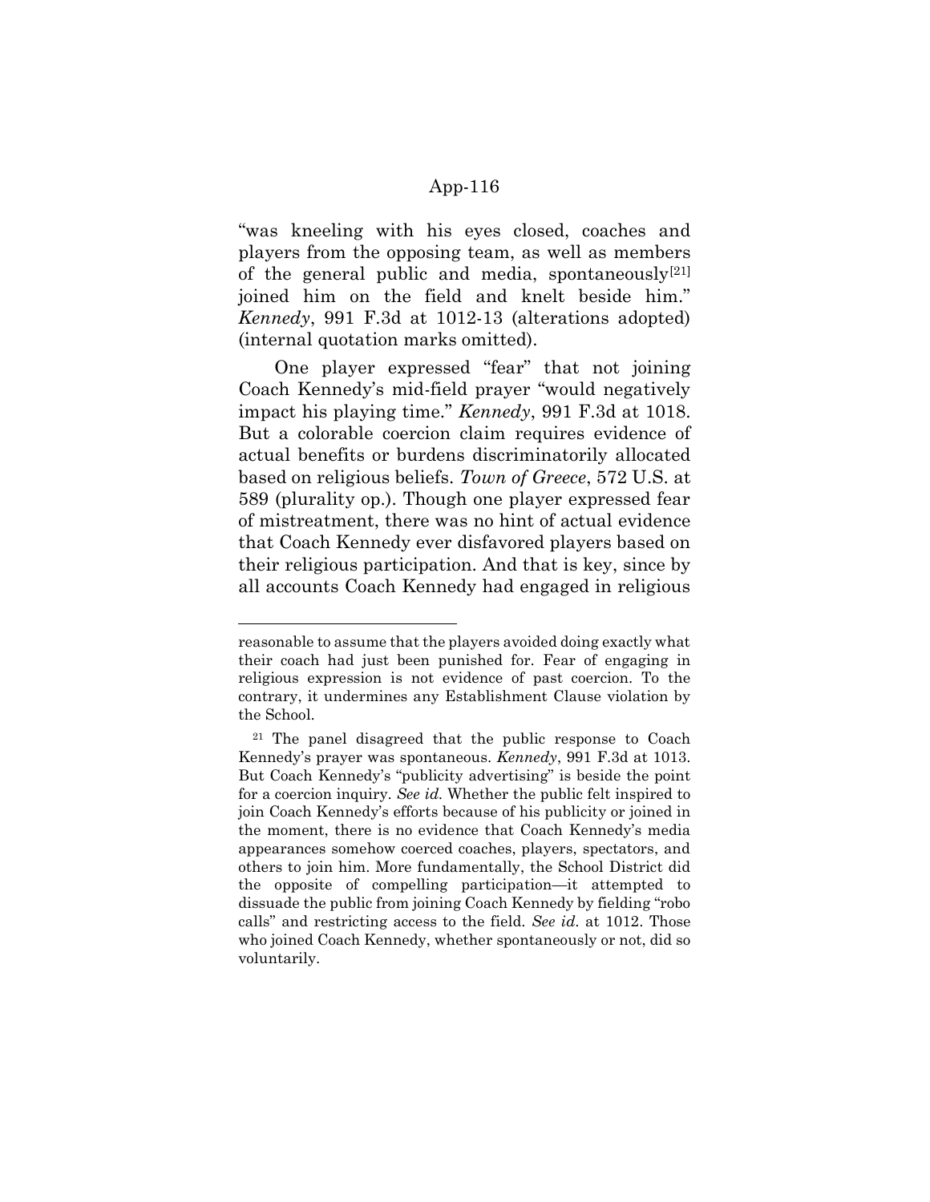"was kneeling with his eyes closed, coaches and players from the opposing team, as well as members of the general public and media, spontaneously[21] joined him on the field and knelt beside him." *Kennedy*, 991 F.3d at 1012-13 (alterations adopted) (internal quotation marks omitted).

One player expressed "fear" that not joining Coach Kennedy's mid-field prayer "would negatively impact his playing time." *Kennedy*, 991 F.3d at 1018. But a colorable coercion claim requires evidence of actual benefits or burdens discriminatorily allocated based on religious beliefs. *Town of Greece*, 572 U.S. at 589 (plurality op.). Though one player expressed fear of mistreatment, there was no hint of actual evidence that Coach Kennedy ever disfavored players based on their religious participation. And that is key, since by all accounts Coach Kennedy had engaged in religious

---

reasonable to assume that the players avoided doing exactly what their coach had just been punished for. Fear of engaging in religious expression is not evidence of past coercion. To the contrary, it undermines any Establishment Clause violation by the School.

[21] The panel disagreed that the public response to Coach Kennedy's prayer was spontaneous. *Kennedy*, 991 F.3d at 1013. But Coach Kennedy's "publicity advertising" is beside the point for a coercion inquiry. *See id.* Whether the public felt inspired to join Coach Kennedy's efforts because of his publicity or joined in the moment, there is no evidence that Coach Kennedy's media appearances somehow coerced coaches, players, spectators, and others to join him. More fundamentally, the School District did the opposite of compelling participation—it attempted to dissuade the public from joining Coach Kennedy by fielding "robo calls" and restricting access to the field. *See id.* at 1012. Those who joined Coach Kennedy, whether spontaneously or not, did so voluntarily.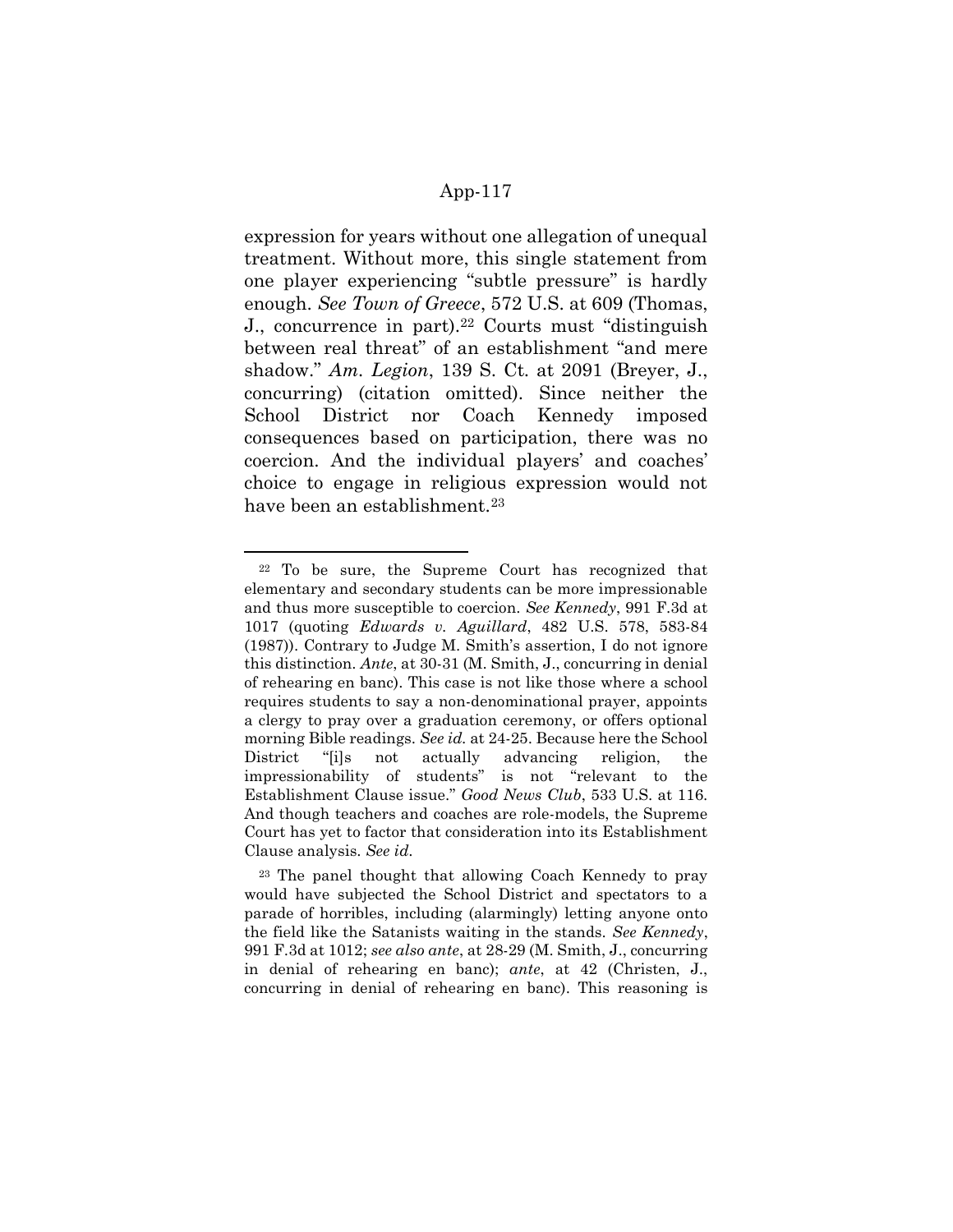expression for years without one allegation of unequal treatment. Without more, this single statement from one player experiencing "subtle pressure" is hardly enough. *See Town of Greece*, 572 U.S. at 609 (Thomas, J., concurrence in part).[22] Courts must "distinguish between real threat" of an establishment "and mere shadow." *Am. Legion*, 139 S. Ct. at 2091 (Breyer, J., concurring) (citation omitted). Since neither the School District nor Coach Kennedy imposed consequences based on participation, there was no coercion. And the individual players' and coaches' choice to engage in religious expression would not have been an establishment.[23]

---

[22] To be sure, the Supreme Court has recognized that elementary and secondary students can be more impressionable and thus more susceptible to coercion. *See Kennedy*, 991 F.3d at 1017 (quoting *Edwards v. Aguillard*, 482 U.S. 578, 583-84 (1987)). Contrary to Judge M. Smith's assertion, I do not ignore this distinction. *Ante*, at 30-31 (M. Smith, J., concurring in denial of rehearing en banc). This case is not like those where a school requires students to say a non-denominational prayer, appoints a clergy to pray over a graduation ceremony, or offers optional morning Bible readings. *See id.* at 24-25. Because here the School District "[i]s not actually advancing religion, the impressionability of students" is not "relevant to the Establishment Clause issue." *Good News Club*, 533 U.S. at 116. And though teachers and coaches are role-models, the Supreme Court has yet to factor that consideration into its Establishment Clause analysis. *See id.*

[23] The panel thought that allowing Coach Kennedy to pray would have subjected the School District and spectators to a parade of horribles, including (alarmingly) letting anyone onto the field like the Satanists waiting in the stands. *See Kennedy*, 991 F.3d at 1012; *see also ante*, at 28-29 (M. Smith, J., concurring in denial of rehearing en banc); *ante*, at 42 (Christen, J., concurring in denial of rehearing en banc). This reasoning is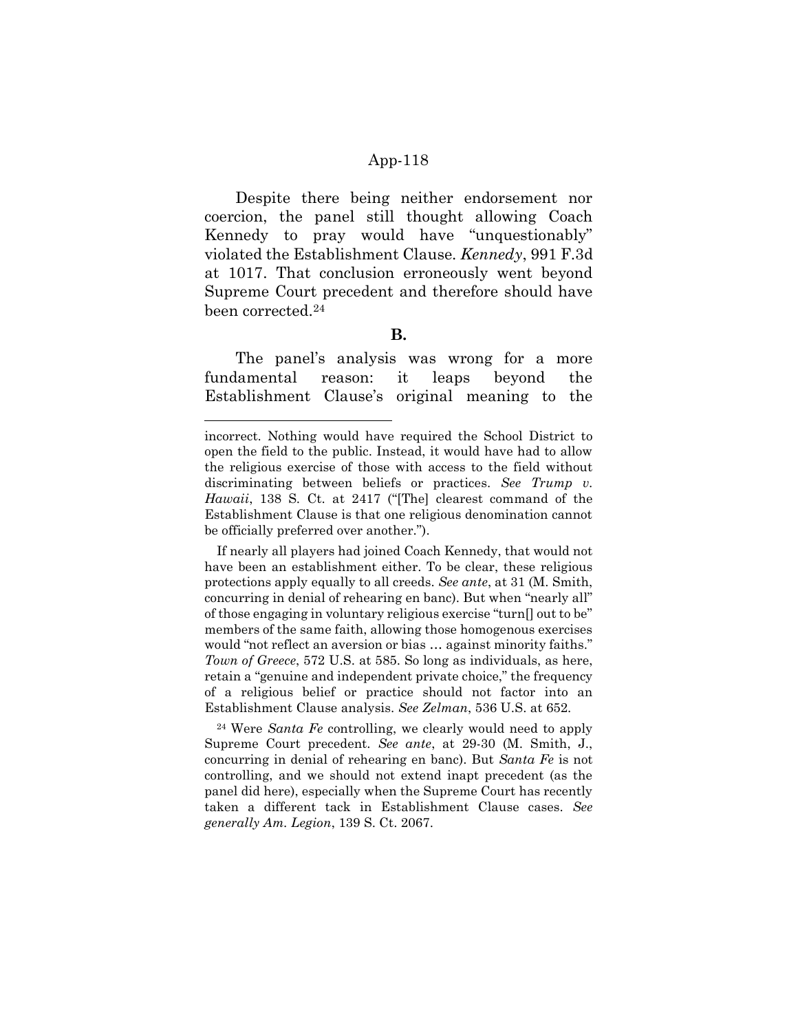Despite there being neither endorsement nor coercion, the panel still thought allowing Coach Kennedy to pray would have "unquestionably" violated the Establishment Clause. *Kennedy*, 991 F.3d at 1017. That conclusion erroneously went beyond Supreme Court precedent and therefore should have been corrected.[24]

**B.**

The panel's analysis was wrong for a more fundamental reason: it leaps beyond the Establishment Clause's original meaning to the

---

incorrect. Nothing would have required the School District to open the field to the public. Instead, it would have had to allow the religious exercise of those with access to the field without discriminating between beliefs or practices. *See Trump v. Hawaii*, 138 S. Ct. at 2417 ("[The] clearest command of the Establishment Clause is that one religious denomination cannot be officially preferred over another.").

If nearly all players had joined Coach Kennedy, that would not have been an establishment either. To be clear, these religious protections apply equally to all creeds. *See ante*, at 31 (M. Smith, concurring in denial of rehearing en banc). But when "nearly all" of those engaging in voluntary religious exercise "turn[] out to be" members of the same faith, allowing those homogenous exercises would "not reflect an aversion or bias … against minority faiths." *Town of Greece*, 572 U.S. at 585. So long as individuals, as here, retain a "genuine and independent private choice," the frequency of a religious belief or practice should not factor into an Establishment Clause analysis. *See Zelman*, 536 U.S. at 652.

[24] Were *Santa Fe* controlling, we clearly would need to apply Supreme Court precedent. *See ante*, at 29-30 (M. Smith, J., concurring in denial of rehearing en banc). But *Santa Fe* is not controlling, and we should not extend inapt precedent (as the panel did here), especially when the Supreme Court has recently taken a different tack in Establishment Clause cases. *See generally Am. Legion*, 139 S. Ct. 2067.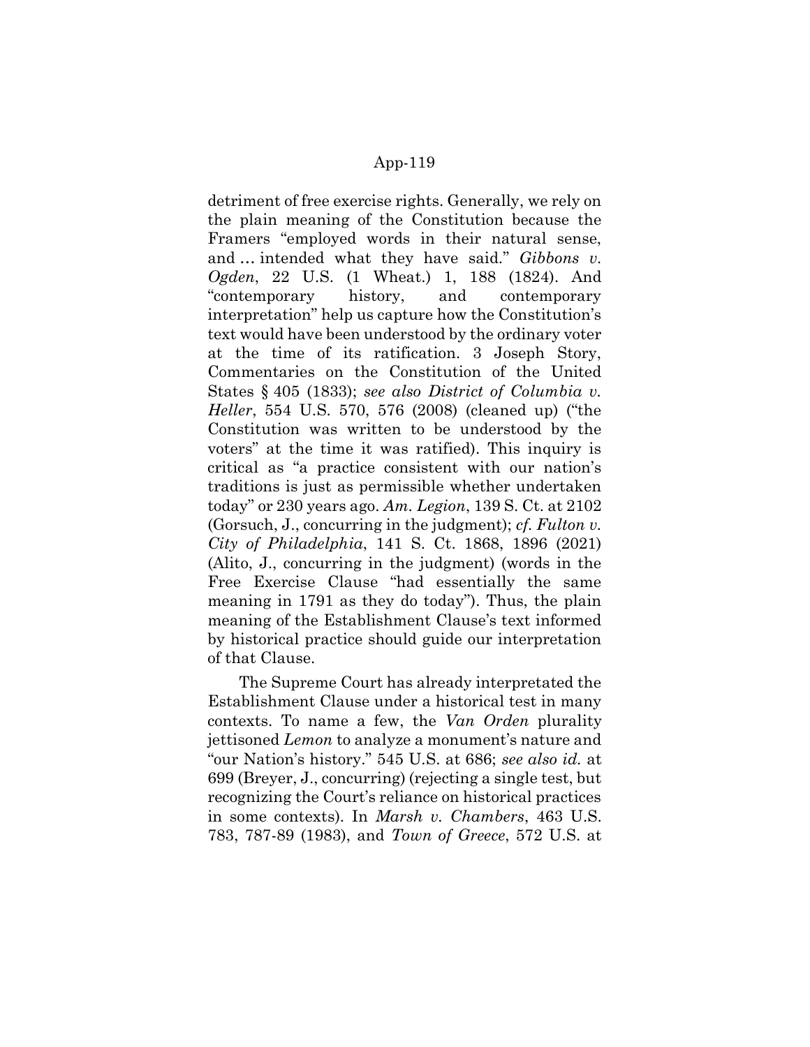detriment of free exercise rights. Generally, we rely on the plain meaning of the Constitution because the Framers "employed words in their natural sense, and … intended what they have said." *Gibbons v. Ogden*, 22 U.S. (1 Wheat.) 1, 188 (1824). And "contemporary history, and contemporary interpretation" help us capture how the Constitution's text would have been understood by the ordinary voter at the time of its ratification. 3 Joseph Story, Commentaries on the Constitution of the United States § 405 (1833); *see also District of Columbia v. Heller*, 554 U.S. 570, 576 (2008) (cleaned up) ("the Constitution was written to be understood by the voters" at the time it was ratified). This inquiry is critical as "a practice consistent with our nation's traditions is just as permissible whether undertaken today" or 230 years ago. *Am. Legion*, 139 S. Ct. at 2102 (Gorsuch, J., concurring in the judgment); *cf. Fulton v. City of Philadelphia*, 141 S. Ct. 1868, 1896 (2021) (Alito, J., concurring in the judgment) (words in the Free Exercise Clause "had essentially the same meaning in 1791 as they do today"). Thus, the plain meaning of the Establishment Clause's text informed by historical practice should guide our interpretation of that Clause.

The Supreme Court has already interpretated the Establishment Clause under a historical test in many contexts. To name a few, the *Van Orden* plurality jettisoned *Lemon* to analyze a monument's nature and "our Nation's history." 545 U.S. at 686; *see also id.* at 699 (Breyer, J., concurring) (rejecting a single test, but recognizing the Court's reliance on historical practices in some contexts). In *Marsh v. Chambers*, 463 U.S. 783, 787-89 (1983), and *Town of Greece*, 572 U.S. at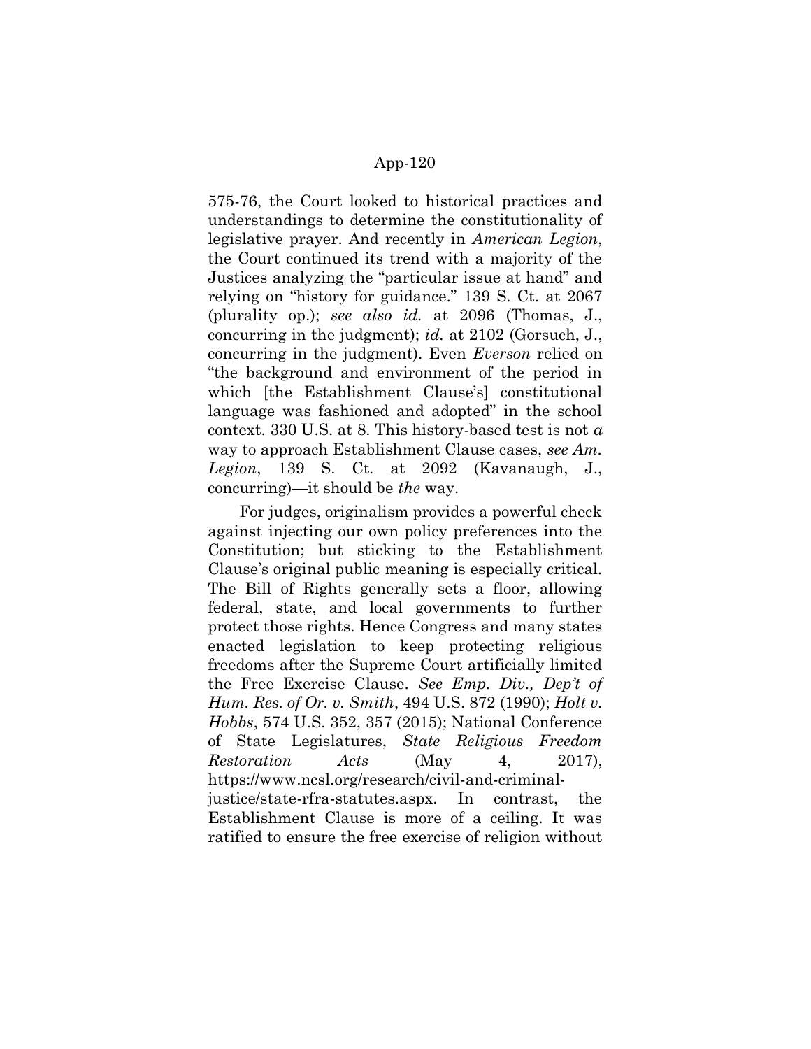575-76, the Court looked to historical practices and understandings to determine the constitutionality of legislative prayer. And recently in *American Legion*, the Court continued its trend with a majority of the Justices analyzing the "particular issue at hand" and relying on "history for guidance." 139 S. Ct. at 2067 (plurality op.); *see also id.* at 2096 (Thomas, J., concurring in the judgment); *id.* at 2102 (Gorsuch, J., concurring in the judgment). Even *Everson* relied on "the background and environment of the period in which [the Establishment Clause's] constitutional language was fashioned and adopted" in the school context. 330 U.S. at 8. This history-based test is not *a* way to approach Establishment Clause cases, *see Am. Legion*, 139 S. Ct. at 2092 (Kavanaugh, J., concurring)—it should be *the* way.

For judges, originalism provides a powerful check against injecting our own policy preferences into the Constitution; but sticking to the Establishment Clause's original public meaning is especially critical. The Bill of Rights generally sets a floor, allowing federal, state, and local governments to further protect those rights. Hence Congress and many states enacted legislation to keep protecting religious freedoms after the Supreme Court artificially limited the Free Exercise Clause. *See Emp. Div., Dep't of Hum. Res. of Or. v. Smith*, 494 U.S. 872 (1990); *Holt v. Hobbs*, 574 U.S. 352, 357 (2015); National Conference of State Legislatures, *State Religious Freedom Restoration Acts* (May 4, 2017), https://www.ncsl.org/research/civil-and-criminal-justice/state-rfra-statutes.aspx. In contrast, the Establishment Clause is more of a ceiling. It was ratified to ensure the free exercise of religion without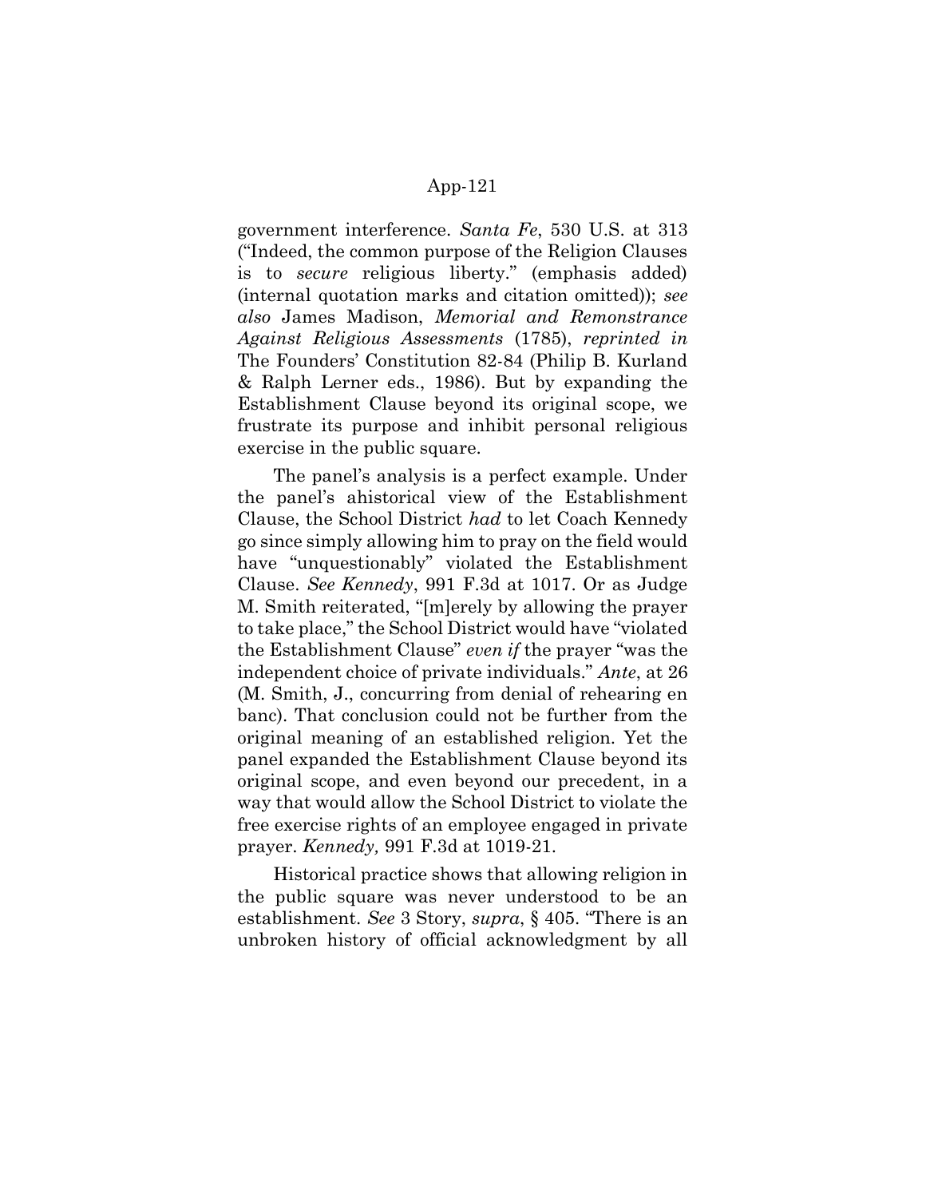government interference. *Santa Fe*, 530 U.S. at 313 ("Indeed, the common purpose of the Religion Clauses is to *secure* religious liberty." (emphasis added) (internal quotation marks and citation omitted)); *see also* James Madison, *Memorial and Remonstrance Against Religious Assessments* (1785), *reprinted in* The Founders' Constitution 82-84 (Philip B. Kurland & Ralph Lerner eds., 1986). But by expanding the Establishment Clause beyond its original scope, we frustrate its purpose and inhibit personal religious exercise in the public square.

The panel's analysis is a perfect example. Under the panel's ahistorical view of the Establishment Clause, the School District *had* to let Coach Kennedy go since simply allowing him to pray on the field would have "unquestionably" violated the Establishment Clause. *See Kennedy*, 991 F.3d at 1017. Or as Judge M. Smith reiterated, "[m]erely by allowing the prayer to take place," the School District would have "violated the Establishment Clause" *even if* the prayer "was the independent choice of private individuals." *Ante*, at 26 (M. Smith, J., concurring from denial of rehearing en banc). That conclusion could not be further from the original meaning of an established religion. Yet the panel expanded the Establishment Clause beyond its original scope, and even beyond our precedent, in a way that would allow the School District to violate the free exercise rights of an employee engaged in private prayer. *Kennedy,* 991 F.3d at 1019-21.

Historical practice shows that allowing religion in the public square was never understood to be an establishment. *See* 3 Story, *supra*, § 405. "There is an unbroken history of official acknowledgment by all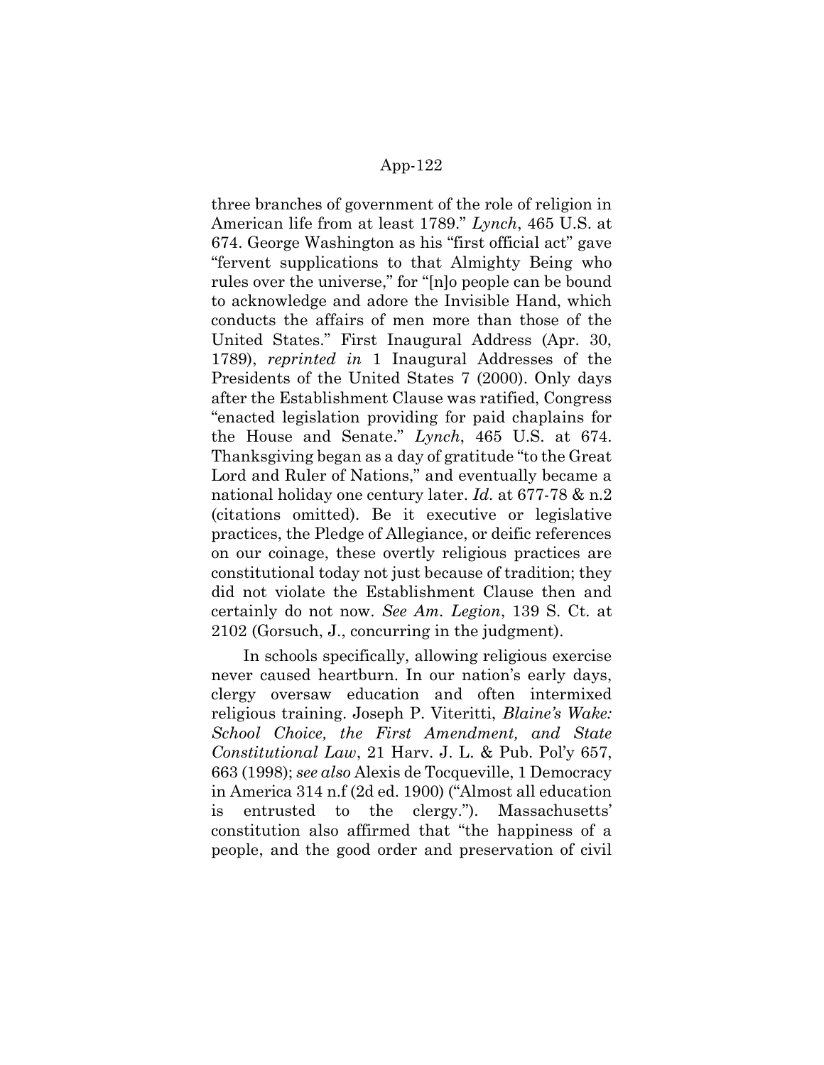three branches of government of the role of religion in American life from at least 1789." *Lynch*, 465 U.S. at 674. George Washington as his "first official act" gave "fervent supplications to that Almighty Being who rules over the universe," for "[n]o people can be bound to acknowledge and adore the Invisible Hand, which conducts the affairs of men more than those of the United States." First Inaugural Address (Apr. 30, 1789), *reprinted in* 1 Inaugural Addresses of the Presidents of the United States 7 (2000). Only days after the Establishment Clause was ratified, Congress "enacted legislation providing for paid chaplains for the House and Senate." *Lynch*, 465 U.S. at 674. Thanksgiving began as a day of gratitude "to the Great Lord and Ruler of Nations," and eventually became a national holiday one century later. *Id.* at 677-78 & n.2 (citations omitted). Be it executive or legislative practices, the Pledge of Allegiance, or deific references on our coinage, these overtly religious practices are constitutional today not just because of tradition; they did not violate the Establishment Clause then and certainly do not now. *See Am. Legion*, 139 S. Ct. at 2102 (Gorsuch, J., concurring in the judgment).

In schools specifically, allowing religious exercise never caused heartburn. In our nation's early days, clergy oversaw education and often intermixed religious training. Joseph P. Viteritti, *Blaine's Wake: School Choice, the First Amendment, and State Constitutional Law*, 21 Harv. J. L. & Pub. Pol'y 657, 663 (1998); *see also* Alexis de Tocqueville, 1 Democracy in America 314 n.f (2d ed. 1900) ("Almost all education is entrusted to the clergy."). Massachusetts' constitution also affirmed that "the happiness of a people, and the good order and preservation of civil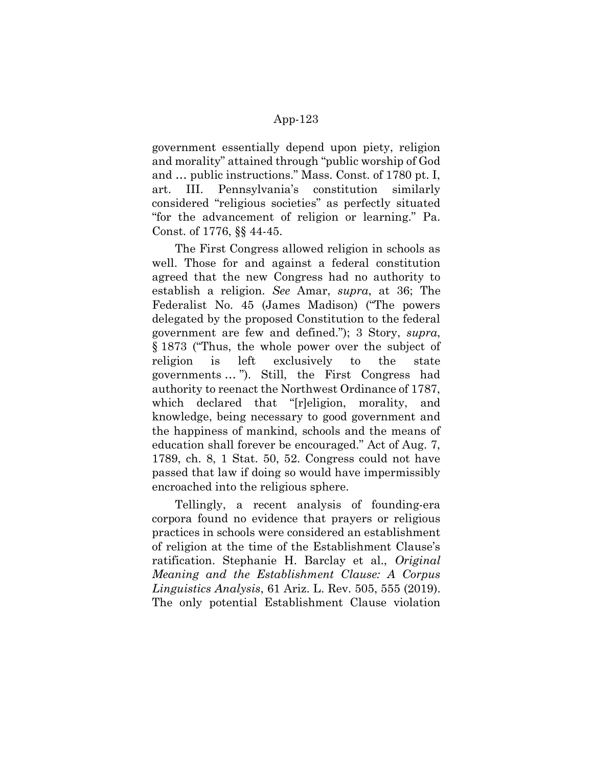government essentially depend upon piety, religion and morality" attained through "public worship of God and … public instructions." Mass. Const. of 1780 pt. I, art. III. Pennsylvania's constitution similarly considered "religious societies" as perfectly situated "for the advancement of religion or learning." Pa. Const. of 1776, §§ 44-45.

The First Congress allowed religion in schools as well. Those for and against a federal constitution agreed that the new Congress had no authority to establish a religion. *See* Amar, *supra*, at 36; The Federalist No. 45 (James Madison) ("The powers delegated by the proposed Constitution to the federal government are few and defined."); 3 Story, *supra*, § 1873 ("Thus, the whole power over the subject of religion is left exclusively to the state governments … "). Still, the First Congress had authority to reenact the Northwest Ordinance of 1787, which declared that "[r]eligion, morality, and knowledge, being necessary to good government and the happiness of mankind, schools and the means of education shall forever be encouraged." Act of Aug. 7, 1789, ch. 8, 1 Stat. 50, 52. Congress could not have passed that law if doing so would have impermissibly encroached into the religious sphere.

Tellingly, a recent analysis of founding-era corpora found no evidence that prayers or religious practices in schools were considered an establishment of religion at the time of the Establishment Clause's ratification. Stephanie H. Barclay et al., *Original Meaning and the Establishment Clause: A Corpus Linguistics Analysis*, 61 Ariz. L. Rev. 505, 555 (2019). The only potential Establishment Clause violation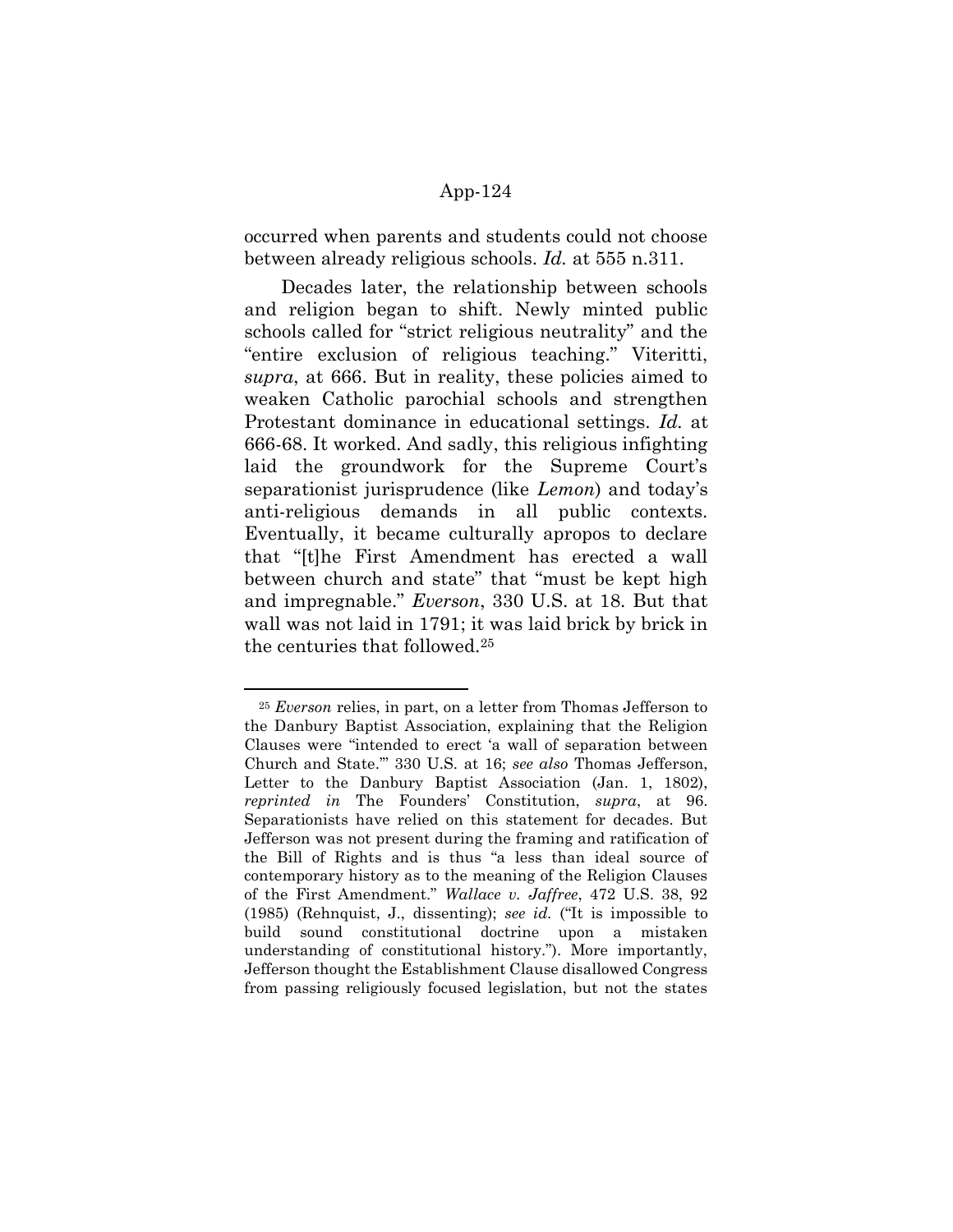occurred when parents and students could not choose between already religious schools. *Id.* at 555 n.311.

Decades later, the relationship between schools and religion began to shift. Newly minted public schools called for "strict religious neutrality" and the "entire exclusion of religious teaching." Viteritti, *supra*, at 666. But in reality, these policies aimed to weaken Catholic parochial schools and strengthen Protestant dominance in educational settings. *Id.* at 666-68. It worked. And sadly, this religious infighting laid the groundwork for the Supreme Court's separationist jurisprudence (like *Lemon*) and today's anti-religious demands in all public contexts. Eventually, it became culturally apropos to declare that "[t]he First Amendment has erected a wall between church and state" that "must be kept high and impregnable." *Everson*, 330 U.S. at 18. But that wall was not laid in 1791; it was laid brick by brick in the centuries that followed.[25]

---

[25] *Everson* relies, in part, on a letter from Thomas Jefferson to the Danbury Baptist Association, explaining that the Religion Clauses were "intended to erect 'a wall of separation between Church and State.'" 330 U.S. at 16; *see also* Thomas Jefferson, Letter to the Danbury Baptist Association (Jan. 1, 1802), *reprinted in* The Founders' Constitution, *supra*, at 96. Separationists have relied on this statement for decades. But Jefferson was not present during the framing and ratification of the Bill of Rights and is thus "a less than ideal source of contemporary history as to the meaning of the Religion Clauses of the First Amendment." *Wallace v. Jaffree*, 472 U.S. 38, 92 (1985) (Rehnquist, J., dissenting); *see id.* ("It is impossible to build sound constitutional doctrine upon a mistaken understanding of constitutional history."). More importantly, Jefferson thought the Establishment Clause disallowed Congress from passing religiously focused legislation, but not the states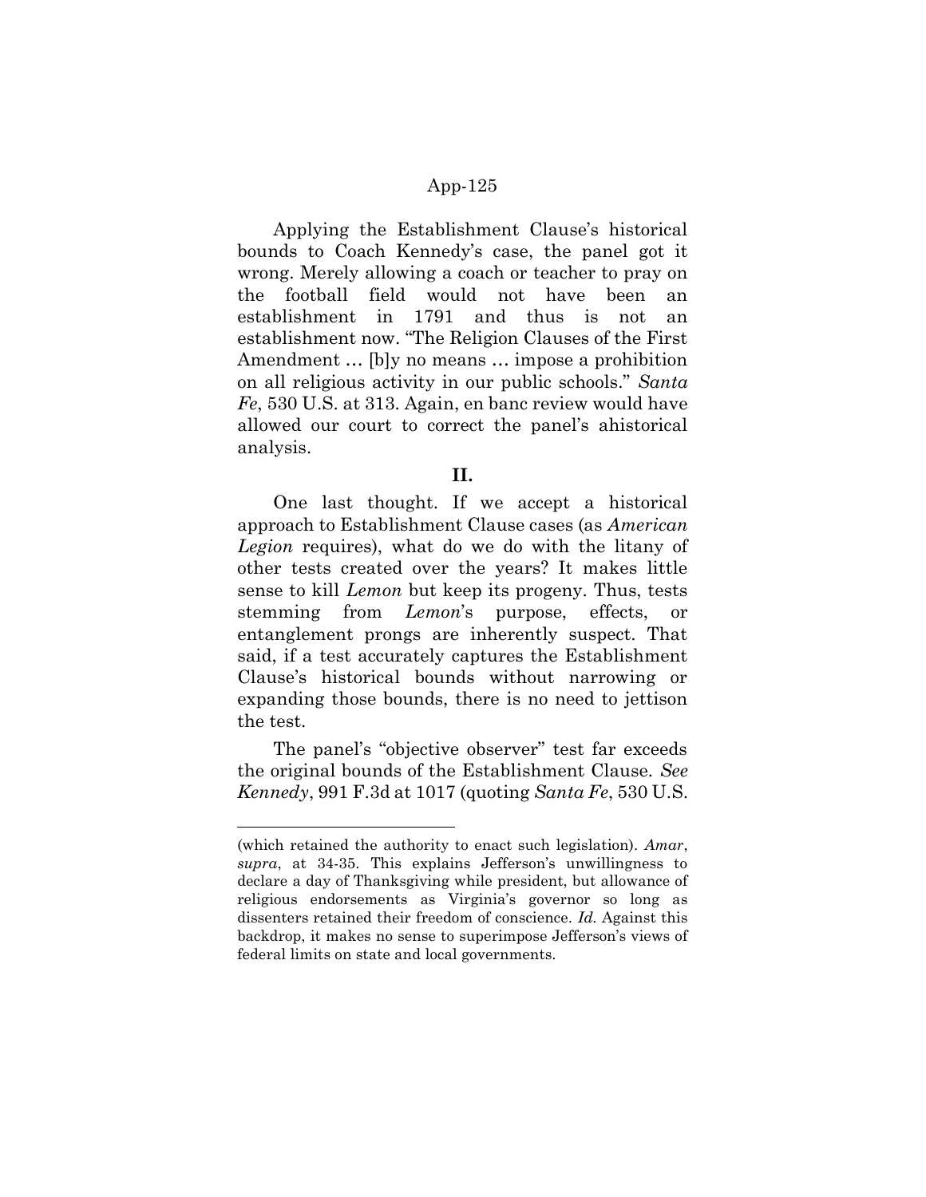Applying the Establishment Clause's historical bounds to Coach Kennedy's case, the panel got it wrong. Merely allowing a coach or teacher to pray on the football field would not have been an establishment in 1791 and thus is not an establishment now. "The Religion Clauses of the First Amendment … [b]y no means … impose a prohibition on all religious activity in our public schools." *Santa Fe*, 530 U.S. at 313. Again, en banc review would have allowed our court to correct the panel's ahistorical analysis.

**II.**

One last thought. If we accept a historical approach to Establishment Clause cases (as *American Legion* requires), what do we do with the litany of other tests created over the years? It makes little sense to kill *Lemon* but keep its progeny. Thus, tests stemming from *Lemon*'s purpose, effects, or entanglement prongs are inherently suspect. That said, if a test accurately captures the Establishment Clause's historical bounds without narrowing or expanding those bounds, there is no need to jettison the test.

The panel's "objective observer" test far exceeds the original bounds of the Establishment Clause. *See Kennedy*, 991 F.3d at 1017 (quoting *Santa Fe*, 530 U.S.

---

(which retained the authority to enact such legislation). *Amar*, *supra*, at 34-35. This explains Jefferson's unwillingness to declare a day of Thanksgiving while president, but allowance of religious endorsements as Virginia's governor so long as dissenters retained their freedom of conscience. *Id.* Against this backdrop, it makes no sense to superimpose Jefferson's views of federal limits on state and local governments.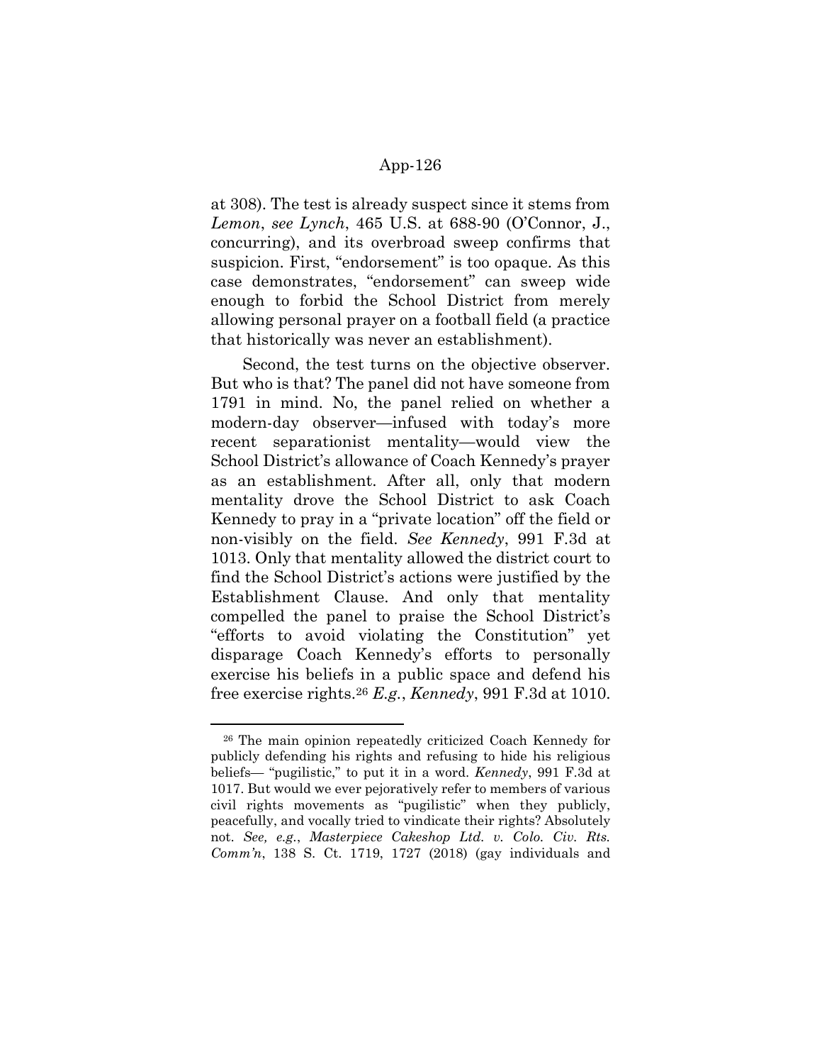at 308). The test is already suspect since it stems from *Lemon*, *see Lynch*, 465 U.S. at 688-90 (O'Connor, J., concurring), and its overbroad sweep confirms that suspicion. First, "endorsement" is too opaque. As this case demonstrates, "endorsement" can sweep wide enough to forbid the School District from merely allowing personal prayer on a football field (a practice that historically was never an establishment).

Second, the test turns on the objective observer. But who is that? The panel did not have someone from 1791 in mind. No, the panel relied on whether a modern-day observer—infused with today's more recent separationist mentality—would view the School District's allowance of Coach Kennedy's prayer as an establishment. After all, only that modern mentality drove the School District to ask Coach Kennedy to pray in a "private location" off the field or non-visibly on the field. *See Kennedy*, 991 F.3d at 1013. Only that mentality allowed the district court to find the School District's actions were justified by the Establishment Clause. And only that mentality compelled the panel to praise the School District's "efforts to avoid violating the Constitution" yet disparage Coach Kennedy's efforts to personally exercise his beliefs in a public space and defend his free exercise rights.[26] *E.g.*, *Kennedy*, 991 F.3d at 1010.

---

[26] The main opinion repeatedly criticized Coach Kennedy for publicly defending his rights and refusing to hide his religious beliefs— "pugilistic," to put it in a word. *Kennedy*, 991 F.3d at 1017. But would we ever pejoratively refer to members of various civil rights movements as "pugilistic" when they publicly, peacefully, and vocally tried to vindicate their rights? Absolutely not. *See, e.g.*, *Masterpiece Cakeshop Ltd. v. Colo. Civ. Rts. Comm'n*, 138 S. Ct. 1719, 1727 (2018) (gay individuals and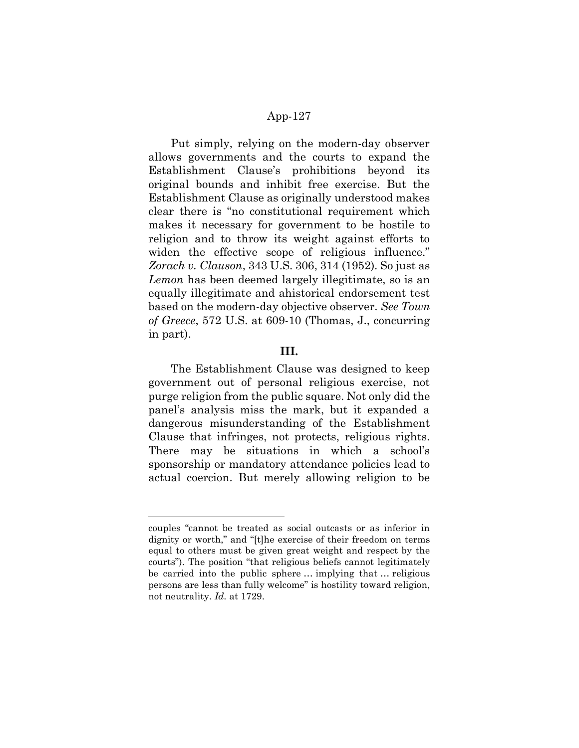Put simply, relying on the modern-day observer allows governments and the courts to expand the Establishment Clause's prohibitions beyond its original bounds and inhibit free exercise. But the Establishment Clause as originally understood makes clear there is "no constitutional requirement which makes it necessary for government to be hostile to religion and to throw its weight against efforts to widen the effective scope of religious influence." *Zorach v. Clauson*, 343 U.S. 306, 314 (1952). So just as *Lemon* has been deemed largely illegitimate, so is an equally illegitimate and ahistorical endorsement test based on the modern-day objective observer. *See Town of Greece*, 572 U.S. at 609-10 (Thomas, J., concurring in part).

**III.**

The Establishment Clause was designed to keep government out of personal religious exercise, not purge religion from the public square. Not only did the panel's analysis miss the mark, but it expanded a dangerous misunderstanding of the Establishment Clause that infringes, not protects, religious rights. There may be situations in which a school's sponsorship or mandatory attendance policies lead to actual coercion. But merely allowing religion to be

---

couples "cannot be treated as social outcasts or as inferior in dignity or worth," and "[t]he exercise of their freedom on terms equal to others must be given great weight and respect by the courts"). The position "that religious beliefs cannot legitimately be carried into the public sphere … implying that … religious persons are less than fully welcome" is hostility toward religion, not neutrality. *Id.* at 1729.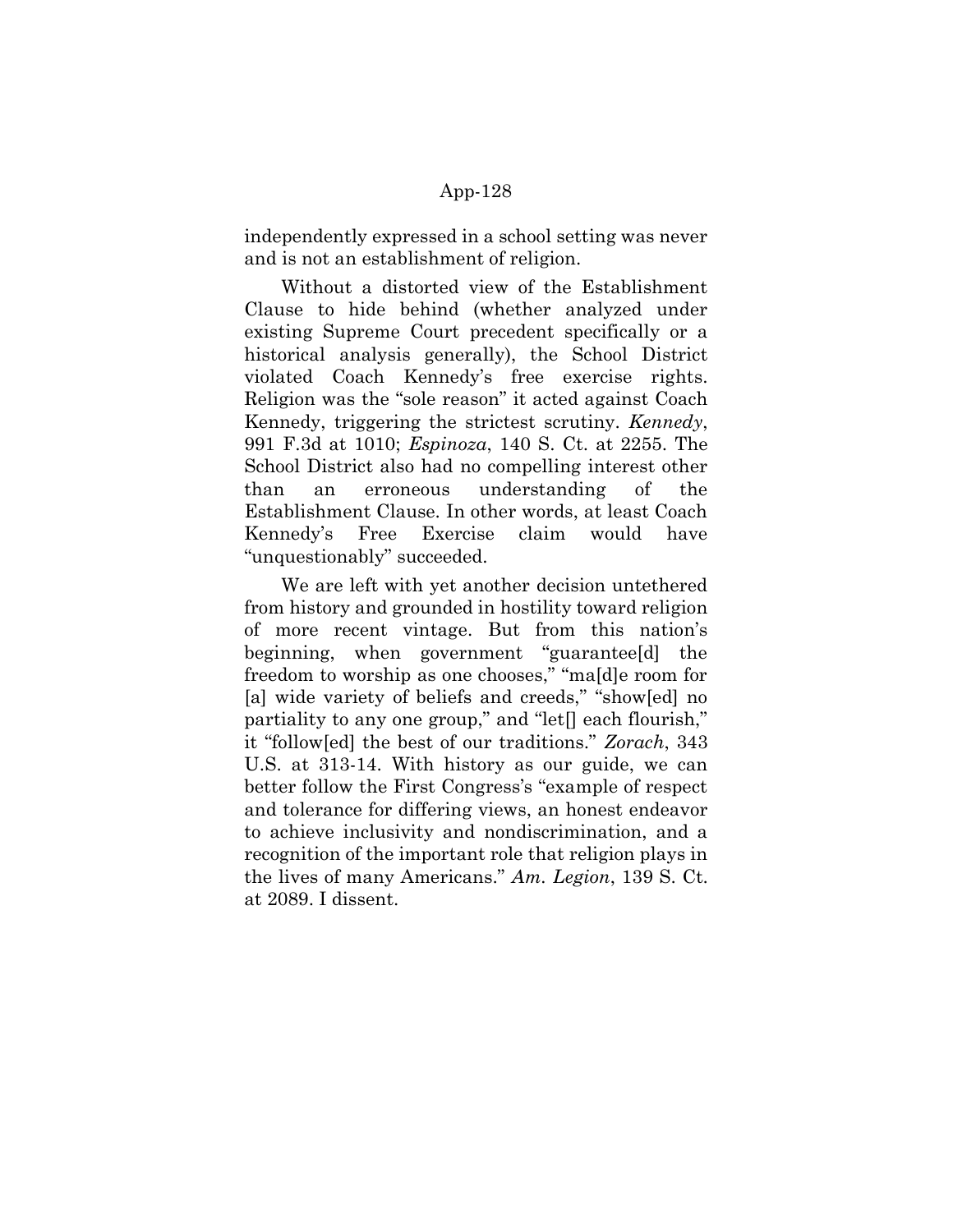independently expressed in a school setting was never and is not an establishment of religion.

Without a distorted view of the Establishment Clause to hide behind (whether analyzed under existing Supreme Court precedent specifically or a historical analysis generally), the School District violated Coach Kennedy's free exercise rights. Religion was the "sole reason" it acted against Coach Kennedy, triggering the strictest scrutiny. *Kennedy*, 991 F.3d at 1010; *Espinoza*, 140 S. Ct. at 2255. The School District also had no compelling interest other than an erroneous understanding of the Establishment Clause. In other words, at least Coach Kennedy's Free Exercise claim would have "unquestionably" succeeded.

We are left with yet another decision untethered from history and grounded in hostility toward religion of more recent vintage. But from this nation's beginning, when government "guarantee[d] the freedom to worship as one chooses," "ma[d]e room for [a] wide variety of beliefs and creeds," "show[ed] no partiality to any one group," and "let[] each flourish," it "follow[ed] the best of our traditions." *Zorach*, 343 U.S. at 313-14. With history as our guide, we can better follow the First Congress's "example of respect and tolerance for differing views, an honest endeavor to achieve inclusivity and nondiscrimination, and a recognition of the important role that religion plays in the lives of many Americans." *Am. Legion*, 139 S. Ct. at 2089. I dissent.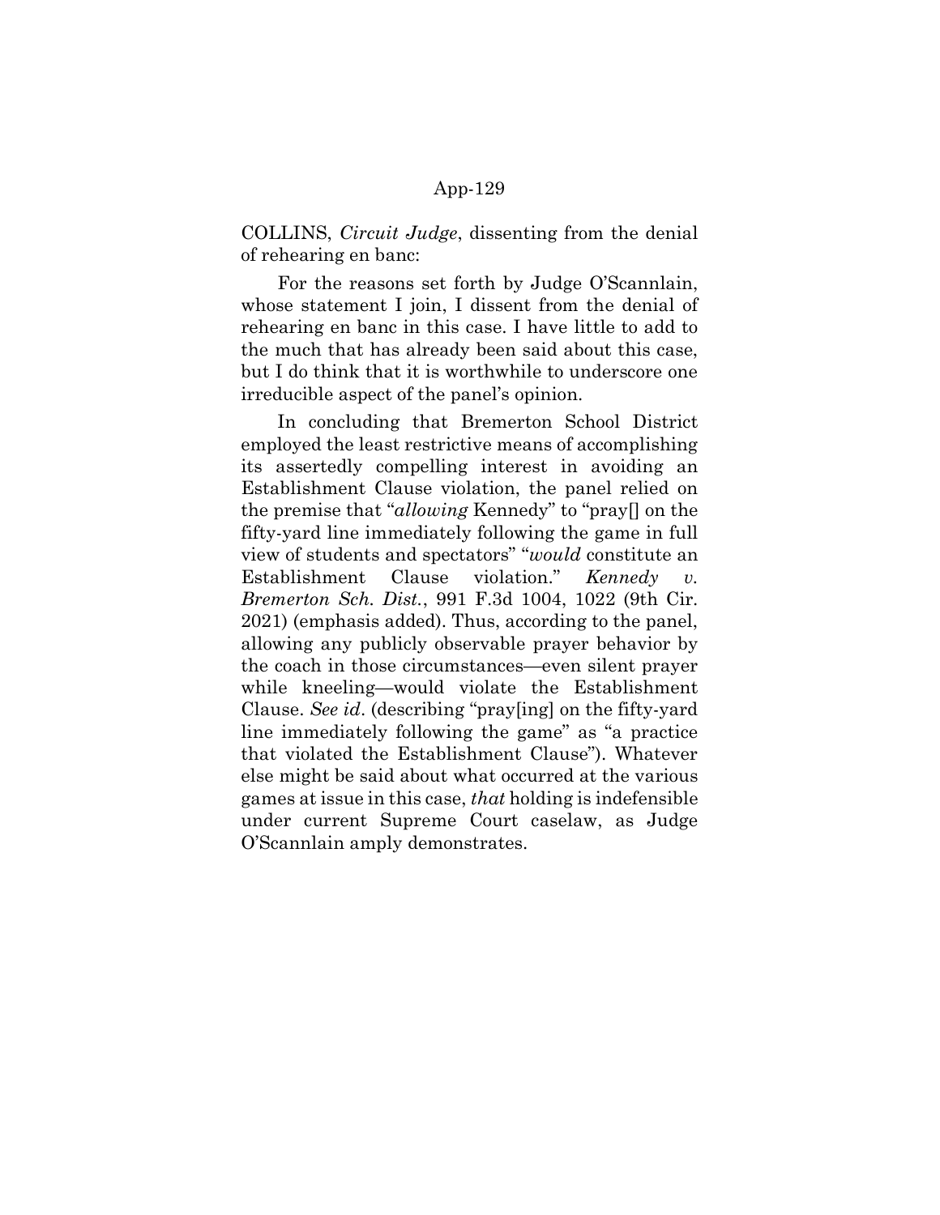COLLINS, *Circuit Judge*, dissenting from the denial of rehearing en banc:

For the reasons set forth by Judge O'Scannlain, whose statement I join, I dissent from the denial of rehearing en banc in this case. I have little to add to the much that has already been said about this case, but I do think that it is worthwhile to underscore one irreducible aspect of the panel's opinion.

In concluding that Bremerton School District employed the least restrictive means of accomplishing its assertedly compelling interest in avoiding an Establishment Clause violation, the panel relied on the premise that "*allowing* Kennedy" to "pray[] on the fifty-yard line immediately following the game in full view of students and spectators" "*would* constitute an Establishment Clause violation." *Kennedy v. Bremerton Sch. Dist.*, 991 F.3d 1004, 1022 (9th Cir. 2021) (emphasis added). Thus, according to the panel, allowing any publicly observable prayer behavior by the coach in those circumstances—even silent prayer while kneeling—would violate the Establishment Clause. *See id*. (describing "pray[ing] on the fifty-yard line immediately following the game" as "a practice that violated the Establishment Clause"). Whatever else might be said about what occurred at the various games at issue in this case, *that* holding is indefensible under current Supreme Court caselaw, as Judge O'Scannlain amply demonstrates.